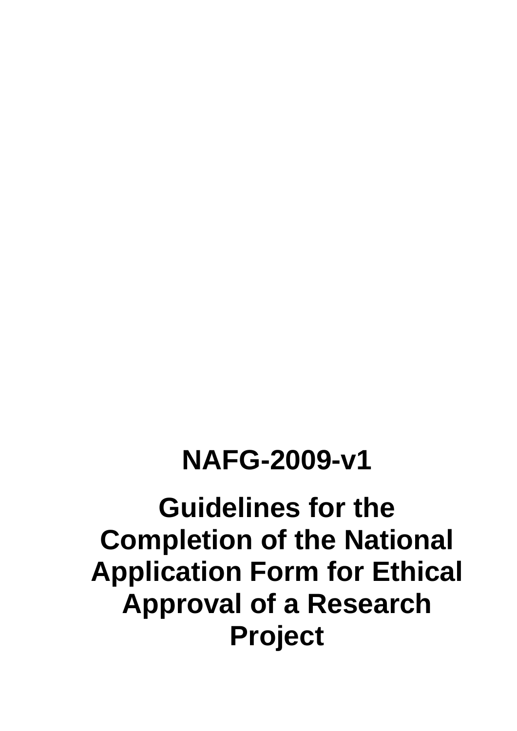# NAFG-2009-v1

# Guidelines for the Completion of the National Application Form for Ethical Approval of a Research Project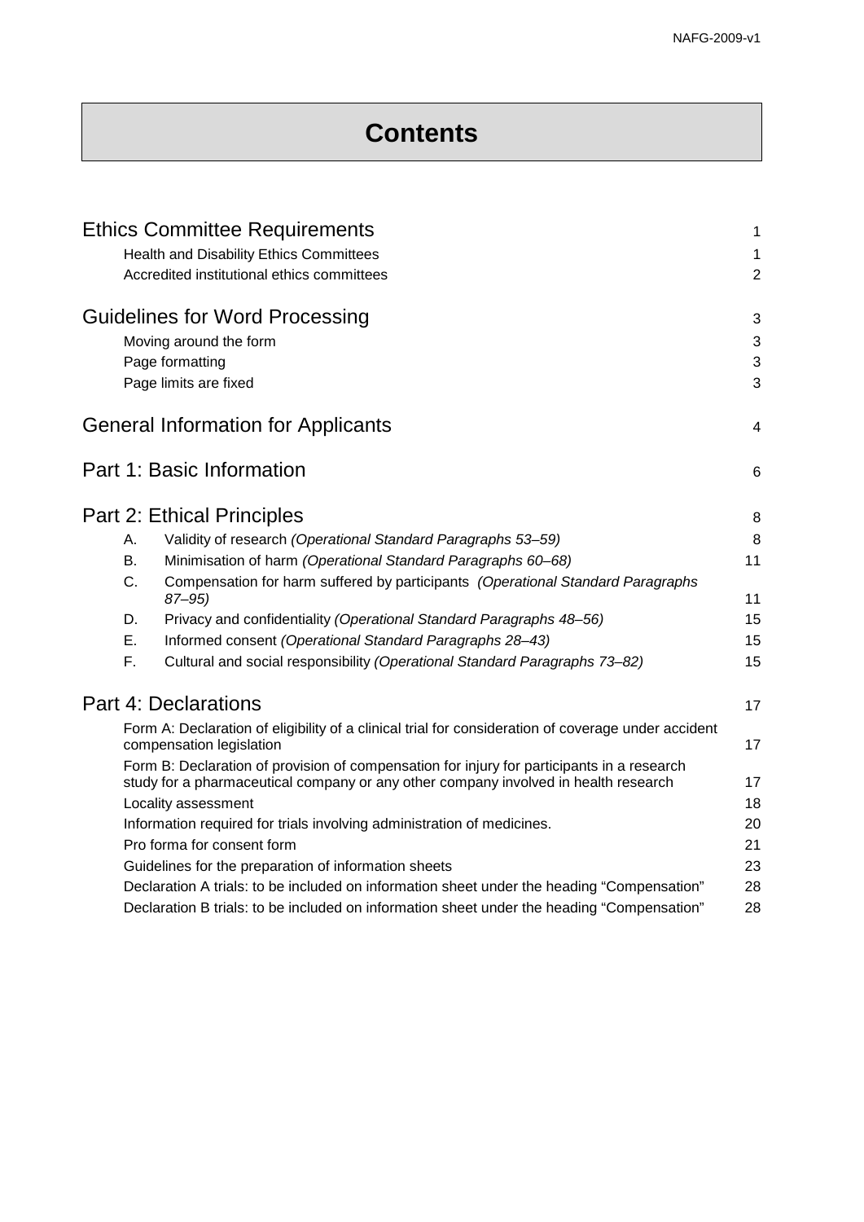# Contents

| | |
|---|---|
| **Ethics Committee Requirements** | 1 |
| Health and Disability Ethics Committees | 1 |
| Accredited institutional ethics committees | 2 |
| **Guidelines for Word Processing** | 3 |
| Moving around the form | 3 |
| Page formatting | 3 |
| Page limits are fixed | 3 |
| **General Information for Applicants** | 4 |
| **Part 1: Basic Information** | 6 |
| **Part 2: Ethical Principles** | 8 |
| A. Validity of research *(Operational Standard Paragraphs 53–59)* | 8 |
| B. Minimisation of harm *(Operational Standard Paragraphs 60–68)* | 11 |
| C. Compensation for harm suffered by participants *(Operational Standard Paragraphs 87–95)* | 11 |
| D. Privacy and confidentiality *(Operational Standard Paragraphs 48–56)* | 15 |
| E. Informed consent *(Operational Standard Paragraphs 28–43)* | 15 |
| F. Cultural and social responsibility *(Operational Standard Paragraphs 73–82)* | 15 |
| **Part 4: Declarations** | 17 |
| Form A: Declaration of eligibility of a clinical trial for consideration of coverage under accident compensation legislation | 17 |
| Form B: Declaration of provision of compensation for injury for participants in a research study for a pharmaceutical company or any other company involved in health research | 17 |
| Locality assessment | 18 |
| Information required for trials involving administration of medicines. | 20 |
| Pro forma for consent form | 21 |
| Guidelines for the preparation of information sheets | 23 |
| Declaration A trials: to be included on information sheet under the heading “Compensation” | 28 |
| Declaration B trials: to be included on information sheet under the heading “Compensation” | 28 |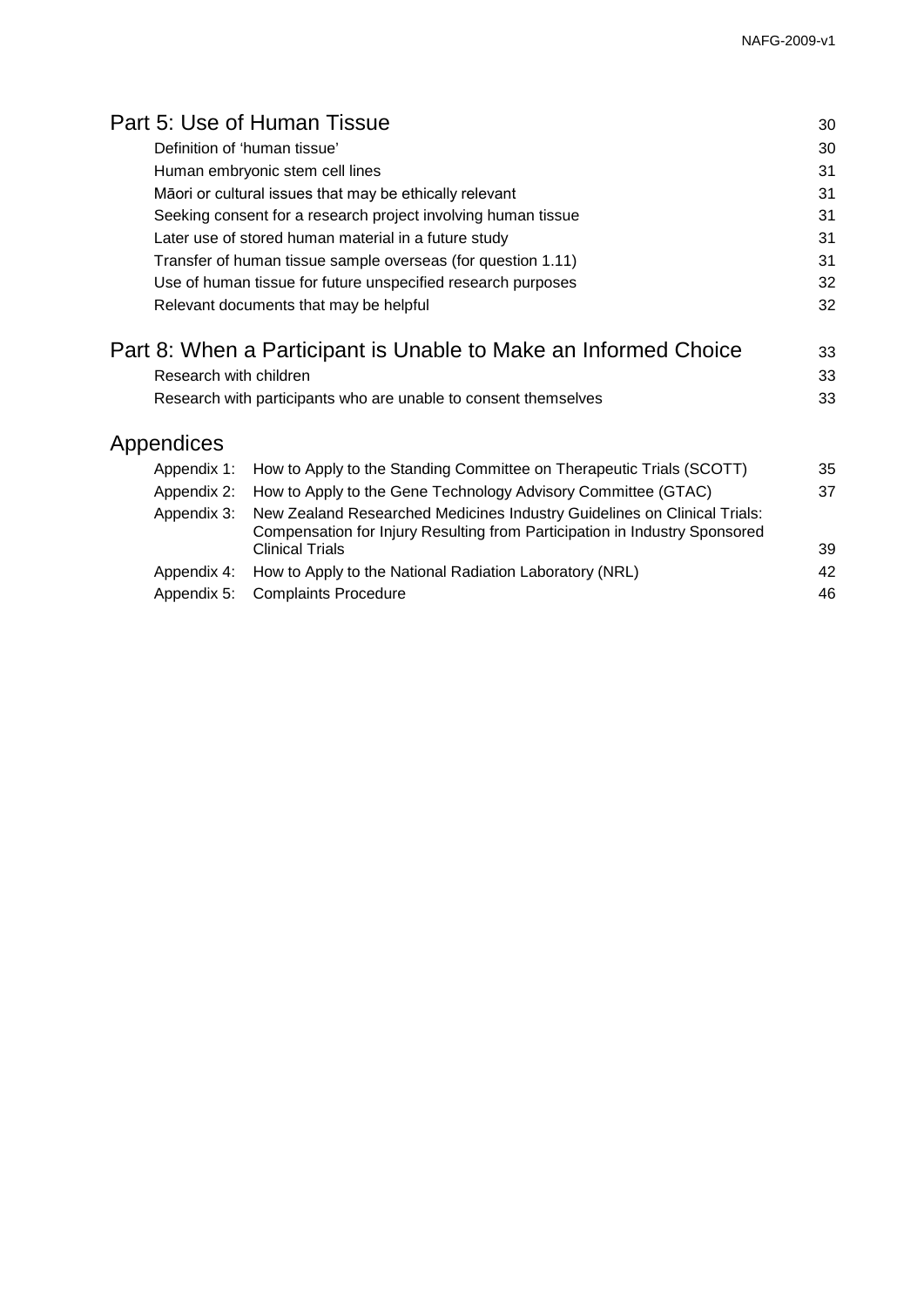| Part 5: Use of Human Tissue | 30 |
|---|---|
| Definition of 'human tissue' | 30 |
| Human embryonic stem cell lines | 31 |
| Māori or cultural issues that may be ethically relevant | 31 |
| Seeking consent for a research project involving human tissue | 31 |
| Later use of stored human material in a future study | 31 |
| Transfer of human tissue sample overseas (for question 1.11) | 31 |
| Use of human tissue for future unspecified research purposes | 32 |
| Relevant documents that may be helpful | 32 |

| Part 8: When a Participant is Unable to Make an Informed Choice | 33 |
|---|---|
| Research with children | 33 |
| Research with participants who are unable to consent themselves | 33 |

| Appendices | | |
|---|---|---|
| Appendix 1: | How to Apply to the Standing Committee on Therapeutic Trials (SCOTT) | 35 |
| Appendix 2: | How to Apply to the Gene Technology Advisory Committee (GTAC) | 37 |
| Appendix 3: | New Zealand Researched Medicines Industry Guidelines on Clinical Trials: Compensation for Injury Resulting from Participation in Industry Sponsored Clinical Trials | 39 |
| Appendix 4: | How to Apply to the National Radiation Laboratory (NRL) | 42 |
| Appendix 5: | Complaints Procedure | 46 |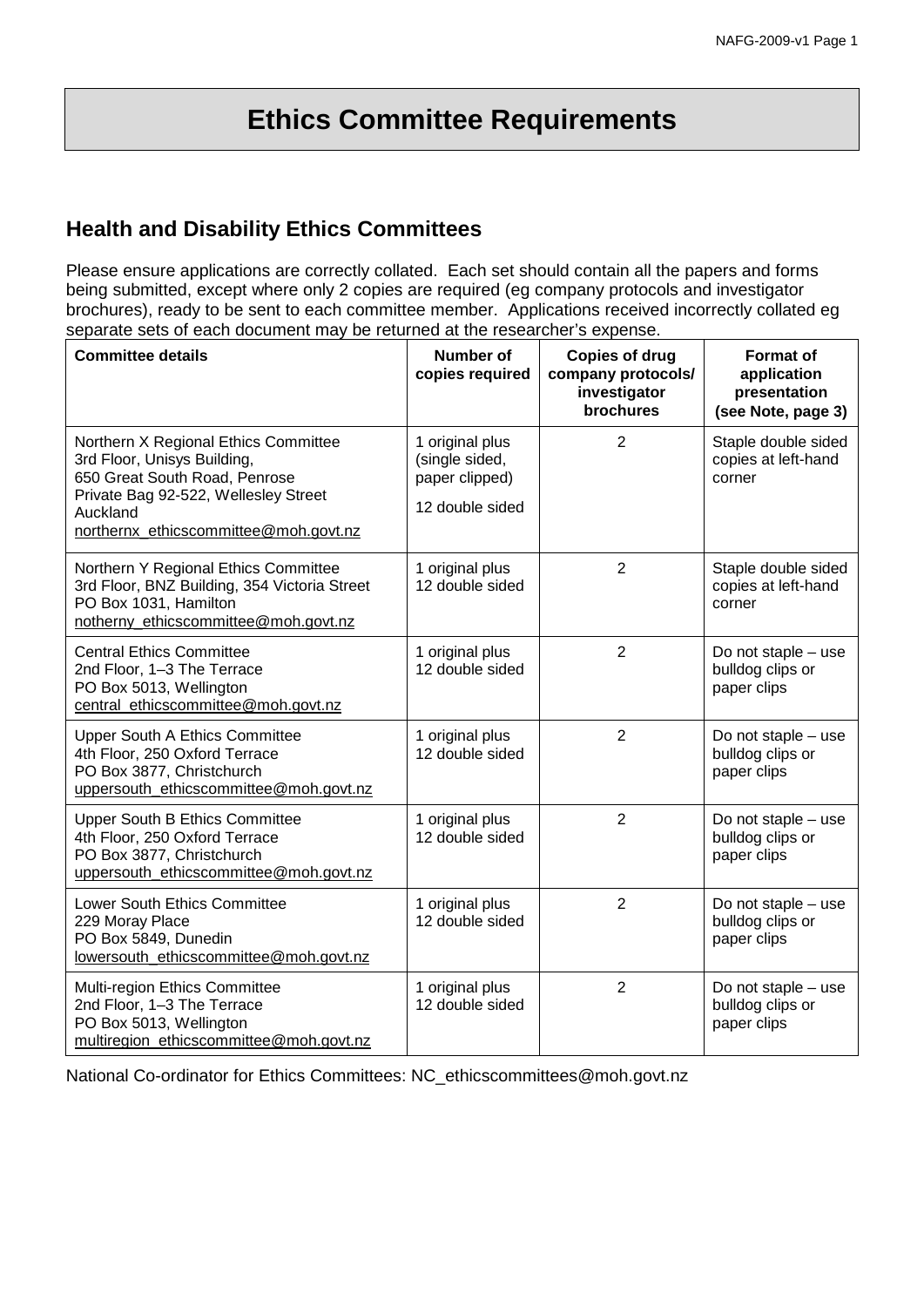# Ethics Committee Requirements

## Health and Disability Ethics Committees

Please ensure applications are correctly collated. Each set should contain all the papers and forms being submitted, except where only 2 copies are required (eg company protocols and investigator brochures), ready to be sent to each committee member. Applications received incorrectly collated eg separate sets of each document may be returned at the researcher's expense.

| Committee details | Number of copies required | Copies of drug company protocols/ investigator brochures | Format of application presentation (see Note, page 3) |
|---|---|---|---|
| Northern X Regional Ethics Committee<br>3rd Floor, Unisys Building,<br>650 Great South Road, Penrose<br>Private Bag 92-522, Wellesley Street<br>Auckland<br>northernx_ethicscommittee@moh.govt.nz | 1 original plus (single sided, paper clipped)<br>12 double sided | 2 | Staple double sided copies at left-hand corner |
| Northern Y Regional Ethics Committee<br>3rd Floor, BNZ Building, 354 Victoria Street<br>PO Box 1031, Hamilton<br>notherny_ethicscommittee@moh.govt.nz | 1 original plus 12 double sided | 2 | Staple double sided copies at left-hand corner |
| Central Ethics Committee<br>2nd Floor, 1–3 The Terrace<br>PO Box 5013, Wellington<br>central_ethicscommittee@moh.govt.nz | 1 original plus 12 double sided | 2 | Do not staple – use bulldog clips or paper clips |
| Upper South A Ethics Committee<br>4th Floor, 250 Oxford Terrace<br>PO Box 3877, Christchurch<br>uppersouth_ethicscommittee@moh.govt.nz | 1 original plus 12 double sided | 2 | Do not staple – use bulldog clips or paper clips |
| Upper South B Ethics Committee<br>4th Floor, 250 Oxford Terrace<br>PO Box 3877, Christchurch<br>uppersouth_ethicscommittee@moh.govt.nz | 1 original plus 12 double sided | 2 | Do not staple – use bulldog clips or paper clips |
| Lower South Ethics Committee<br>229 Moray Place<br>PO Box 5849, Dunedin<br>lowersouth_ethicscommittee@moh.govt.nz | 1 original plus 12 double sided | 2 | Do not staple – use bulldog clips or paper clips |
| Multi-region Ethics Committee<br>2nd Floor, 1–3 The Terrace<br>PO Box 5013, Wellington<br>multiregion_ethicscommittee@moh.govt.nz | 1 original plus 12 double sided | 2 | Do not staple – use bulldog clips or paper clips |

National Co-ordinator for Ethics Committees: NC_ethicscommittees@moh.govt.nz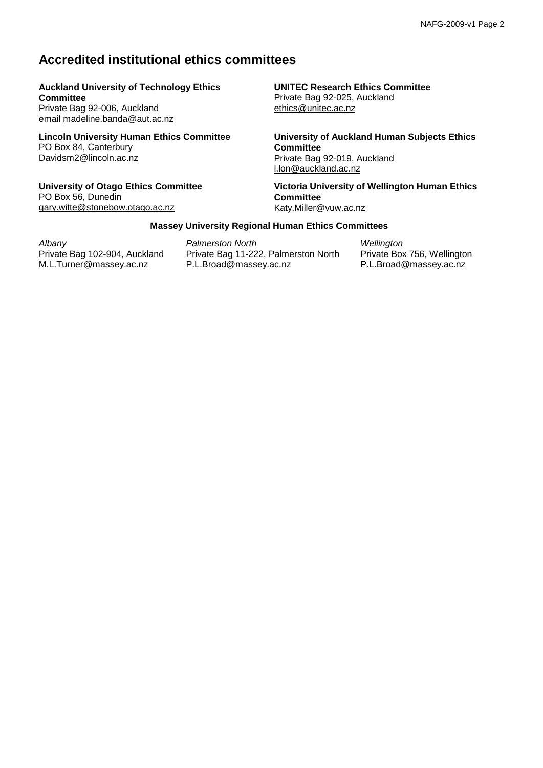## Accredited institutional ethics committees

**Auckland University of Technology Ethics Committee**
Private Bag 92-006, Auckland
email madeline.banda@aut.ac.nz

**UNITEC Research Ethics Committee**
Private Bag 92-025, Auckland
ethics@unitec.ac.nz

**Lincoln University Human Ethics Committee**
PO Box 84, Canterbury
Davidsm2@lincoln.ac.nz

**University of Auckland Human Subjects Ethics Committee**
Private Bag 92-019, Auckland
l.lon@auckland.ac.nz

**University of Otago Ethics Committee**
PO Box 56, Dunedin
gary.witte@stonebow.otago.ac.nz

**Victoria University of Wellington Human Ethics Committee**
Katy.Miller@vuw.ac.nz

**Massey University Regional Human Ethics Committees**

*Albany*
Private Bag 102-904, Auckland
M.L.Turner@massey.ac.nz

*Palmerston North*
Private Bag 11-222, Palmerston North
P.L.Broad@massey.ac.nz

*Wellington*
Private Box 756, Wellington
P.L.Broad@massey.ac.nz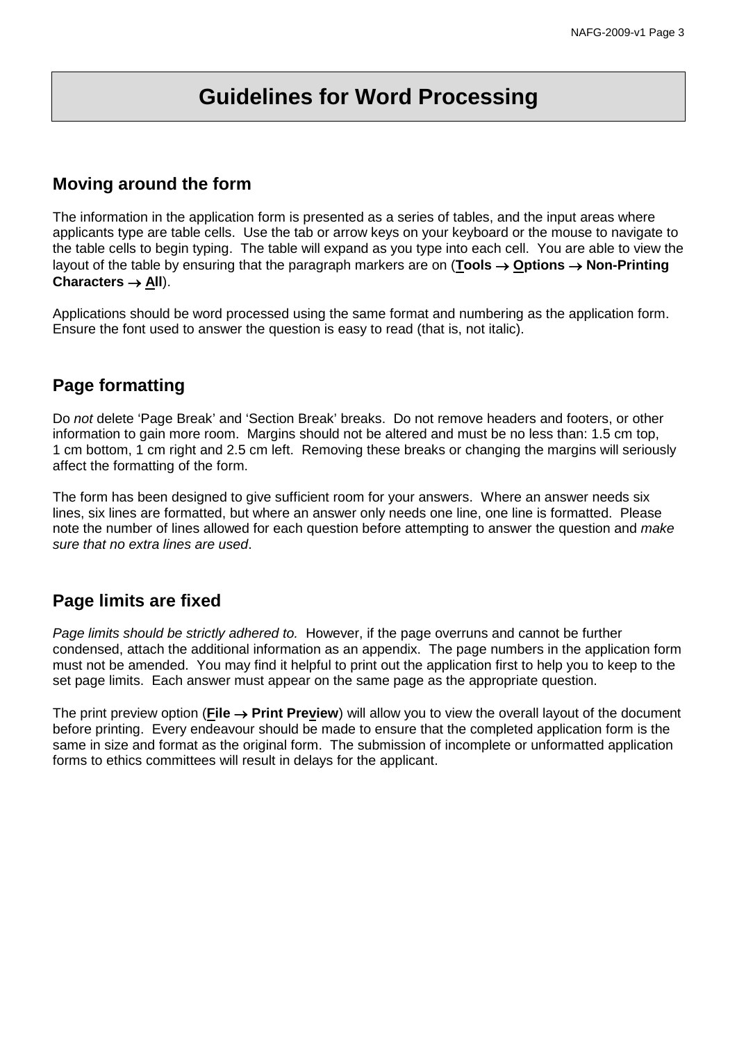# Guidelines for Word Processing

## Moving around the form

The information in the application form is presented as a series of tables, and the input areas where applicants type are table cells. Use the tab or arrow keys on your keyboard or the mouse to navigate to the table cells to begin typing. The table will expand as you type into each cell. You are able to view the layout of the table by ensuring that the paragraph markers are on (**Tools → Options → Non-Printing Characters → All**).

Applications should be word processed using the same format and numbering as the application form. Ensure the font used to answer the question is easy to read (that is, not italic).

## Page formatting

Do *not* delete 'Page Break' and 'Section Break' breaks. Do not remove headers and footers, or other information to gain more room. Margins should not be altered and must be no less than: 1.5 cm top, 1 cm bottom, 1 cm right and 2.5 cm left. Removing these breaks or changing the margins will seriously affect the formatting of the form.

The form has been designed to give sufficient room for your answers. Where an answer needs six lines, six lines are formatted, but where an answer only needs one line, one line is formatted. Please note the number of lines allowed for each question before attempting to answer the question and *make sure that no extra lines are used*.

## Page limits are fixed

*Page limits should be strictly adhered to.* However, if the page overruns and cannot be further condensed, attach the additional information as an appendix. The page numbers in the application form must not be amended. You may find it helpful to print out the application first to help you to keep to the set page limits. Each answer must appear on the same page as the appropriate question.

The print preview option (**File → Print Preview**) will allow you to view the overall layout of the document before printing. Every endeavour should be made to ensure that the completed application form is the same in size and format as the original form. The submission of incomplete or unformatted application forms to ethics committees will result in delays for the applicant.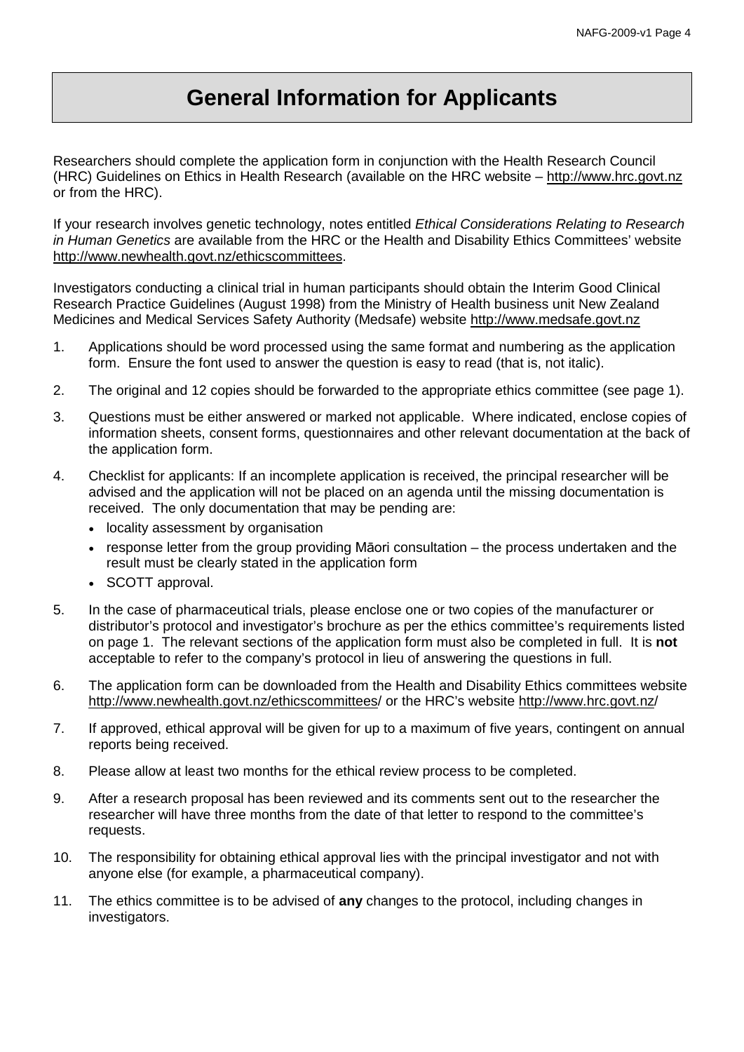# General Information for Applicants

Researchers should complete the application form in conjunction with the Health Research Council (HRC) Guidelines on Ethics in Health Research (available on the HRC website – http://www.hrc.govt.nz or from the HRC).

If your research involves genetic technology, notes entitled *Ethical Considerations Relating to Research in Human Genetics* are available from the HRC or the Health and Disability Ethics Committees' website http://www.newhealth.govt.nz/ethicscommittees.

Investigators conducting a clinical trial in human participants should obtain the Interim Good Clinical Research Practice Guidelines (August 1998) from the Ministry of Health business unit New Zealand Medicines and Medical Services Safety Authority (Medsafe) website http://www.medsafe.govt.nz

1. Applications should be word processed using the same format and numbering as the application form. Ensure the font used to answer the question is easy to read (that is, not italic).
2. The original and 12 copies should be forwarded to the appropriate ethics committee (see page 1).
3. Questions must be either answered or marked not applicable. Where indicated, enclose copies of information sheets, consent forms, questionnaires and other relevant documentation at the back of the application form.
4. Checklist for applicants: If an incomplete application is received, the principal researcher will be advised and the application will not be placed on an agenda until the missing documentation is received. The only documentation that may be pending are:
   - locality assessment by organisation
   - response letter from the group providing Māori consultation – the process undertaken and the result must be clearly stated in the application form
   - SCOTT approval.
5. In the case of pharmaceutical trials, please enclose one or two copies of the manufacturer or distributor's protocol and investigator's brochure as per the ethics committee's requirements listed on page 1. The relevant sections of the application form must also be completed in full. It is **not** acceptable to refer to the company's protocol in lieu of answering the questions in full.
6. The application form can be downloaded from the Health and Disability Ethics committees website http://www.newhealth.govt.nz/ethicscommittees/ or the HRC's website http://www.hrc.govt.nz/
7. If approved, ethical approval will be given for up to a maximum of five years, contingent on annual reports being received.
8. Please allow at least two months for the ethical review process to be completed.
9. After a research proposal has been reviewed and its comments sent out to the researcher the researcher will have three months from the date of that letter to respond to the committee's requests.
10. The responsibility for obtaining ethical approval lies with the principal investigator and not with anyone else (for example, a pharmaceutical company).
11. The ethics committee is to be advised of **any** changes to the protocol, including changes in investigators.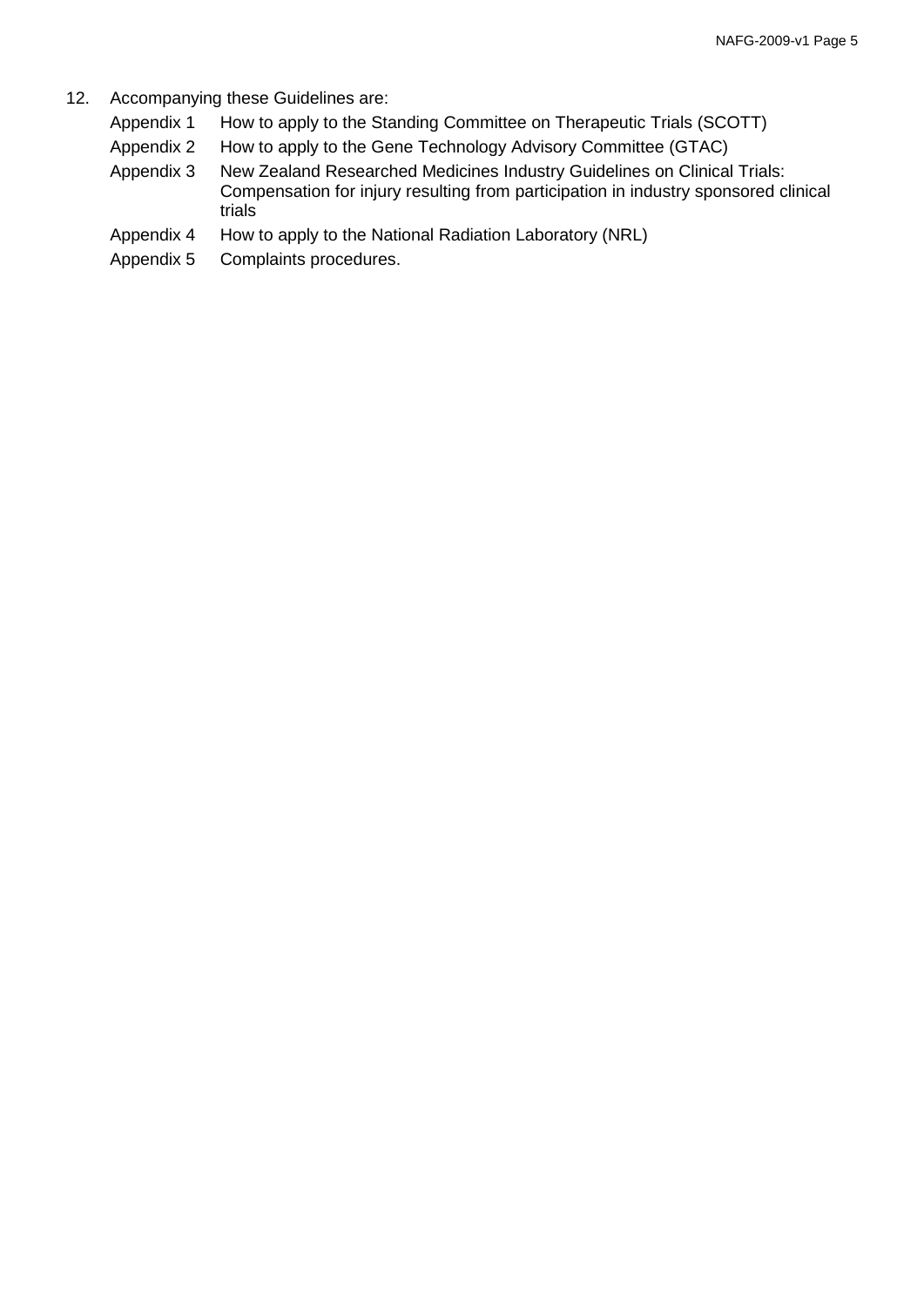12. Accompanying these Guidelines are:

    Appendix 1 How to apply to the Standing Committee on Therapeutic Trials (SCOTT)

    Appendix 2 How to apply to the Gene Technology Advisory Committee (GTAC)

    Appendix 3 New Zealand Researched Medicines Industry Guidelines on Clinical Trials: Compensation for injury resulting from participation in industry sponsored clinical trials

    Appendix 4 How to apply to the National Radiation Laboratory (NRL)

    Appendix 5 Complaints procedures.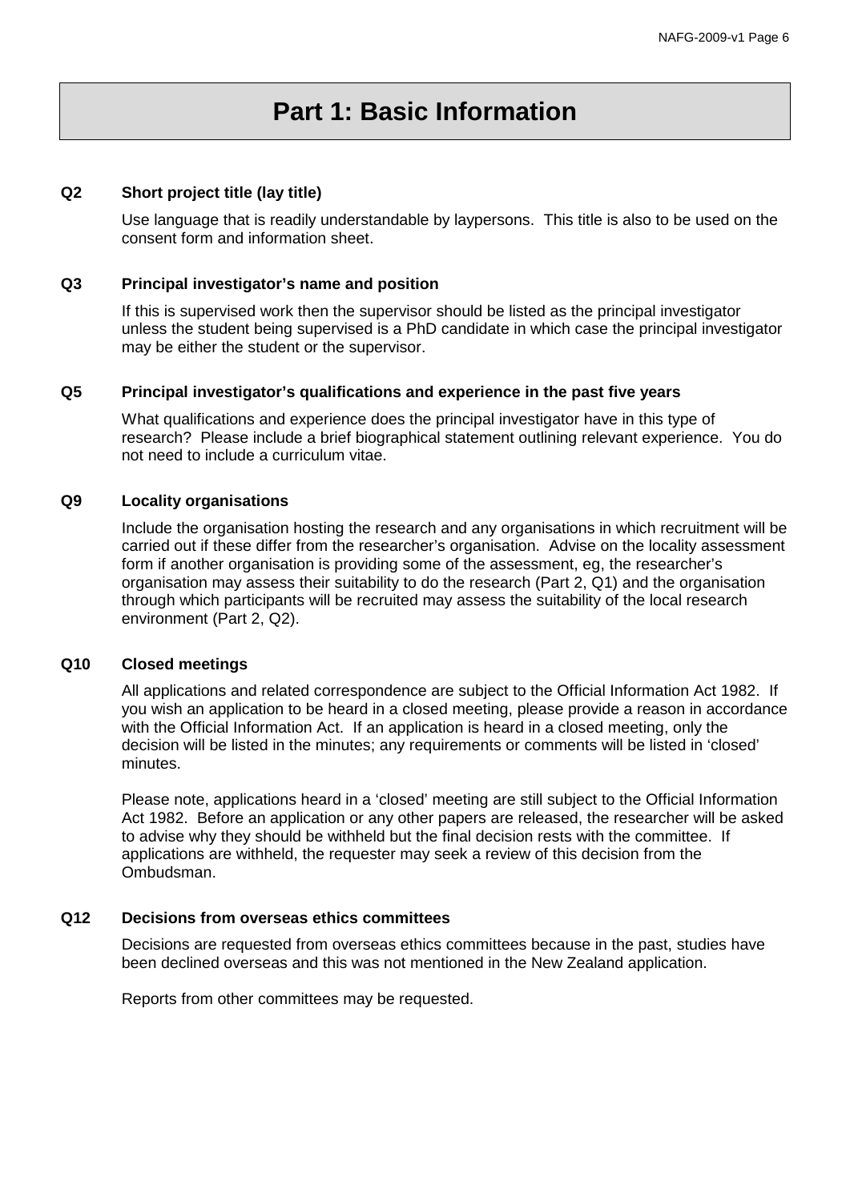# Part 1: Basic Information

### Q2 Short project title (lay title)

Use language that is readily understandable by laypersons. This title is also to be used on the consent form and information sheet.

### Q3 Principal investigator's name and position

If this is supervised work then the supervisor should be listed as the principal investigator unless the student being supervised is a PhD candidate in which case the principal investigator may be either the student or the supervisor.

### Q5 Principal investigator's qualifications and experience in the past five years

What qualifications and experience does the principal investigator have in this type of research? Please include a brief biographical statement outlining relevant experience. You do not need to include a curriculum vitae.

### Q9 Locality organisations

Include the organisation hosting the research and any organisations in which recruitment will be carried out if these differ from the researcher's organisation. Advise on the locality assessment form if another organisation is providing some of the assessment, eg, the researcher's organisation may assess their suitability to do the research (Part 2, Q1) and the organisation through which participants will be recruited may assess the suitability of the local research environment (Part 2, Q2).

### Q10 Closed meetings

All applications and related correspondence are subject to the Official Information Act 1982. If you wish an application to be heard in a closed meeting, please provide a reason in accordance with the Official Information Act. If an application is heard in a closed meeting, only the decision will be listed in the minutes; any requirements or comments will be listed in 'closed' minutes.

Please note, applications heard in a 'closed' meeting are still subject to the Official Information Act 1982. Before an application or any other papers are released, the researcher will be asked to advise why they should be withheld but the final decision rests with the committee. If applications are withheld, the requester may seek a review of this decision from the Ombudsman.

### Q12 Decisions from overseas ethics committees

Decisions are requested from overseas ethics committees because in the past, studies have been declined overseas and this was not mentioned in the New Zealand application.

Reports from other committees may be requested.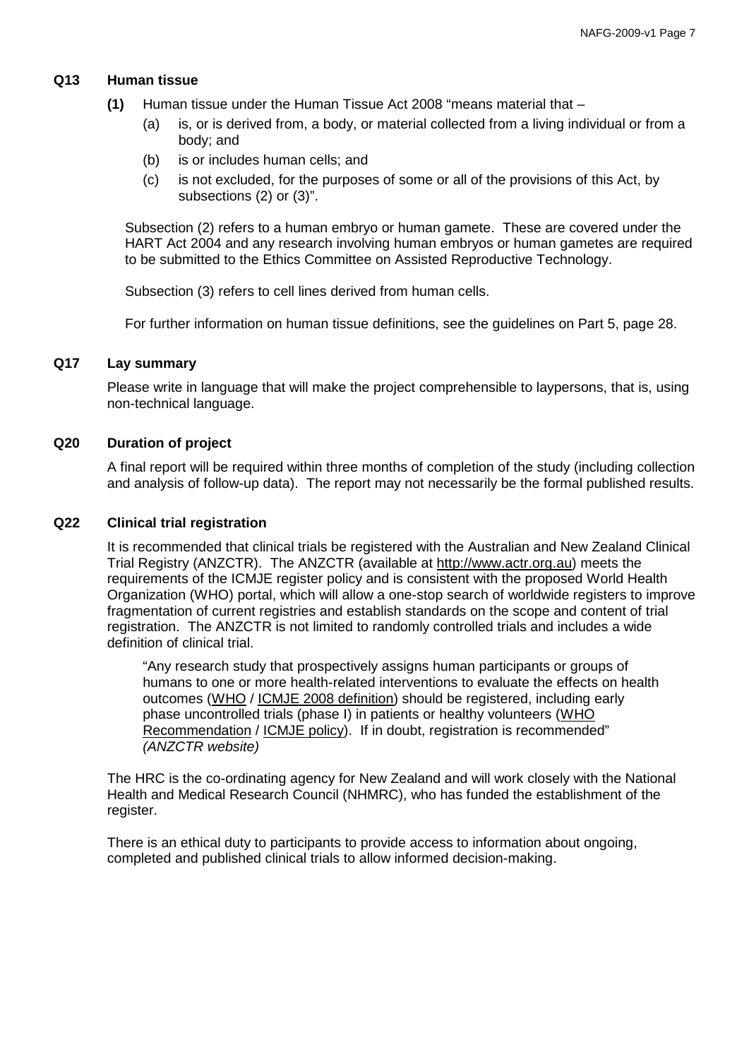## Q13 Human tissue

**(1)** Human tissue under the Human Tissue Act 2008 "means material that –

(a) is, or is derived from, a body, or material collected from a living individual or from a body; and

(b) is or includes human cells; and

(c) is not excluded, for the purposes of some or all of the provisions of this Act, by subsections (2) or (3)".

Subsection (2) refers to a human embryo or human gamete. These are covered under the HART Act 2004 and any research involving human embryos or human gametes are required to be submitted to the Ethics Committee on Assisted Reproductive Technology.

Subsection (3) refers to cell lines derived from human cells.

For further information on human tissue definitions, see the guidelines on Part 5, page 28.

## Q17 Lay summary

Please write in language that will make the project comprehensible to laypersons, that is, using non-technical language.

## Q20 Duration of project

A final report will be required within three months of completion of the study (including collection and analysis of follow-up data). The report may not necessarily be the formal published results.

## Q22 Clinical trial registration

It is recommended that clinical trials be registered with the Australian and New Zealand Clinical Trial Registry (ANZCTR). The ANZCTR (available at http://www.actr.org.au) meets the requirements of the ICMJE register policy and is consistent with the proposed World Health Organization (WHO) portal, which will allow a one-stop search of worldwide registers to improve fragmentation of current registries and establish standards on the scope and content of trial registration. The ANZCTR is not limited to randomly controlled trials and includes a wide definition of clinical trial.

> "Any research study that prospectively assigns human participants or groups of humans to one or more health-related interventions to evaluate the effects on health outcomes (WHO / ICMJE 2008 definition) should be registered, including early phase uncontrolled trials (phase I) in patients or healthy volunteers (WHO Recommendation / ICMJE policy). If in doubt, registration is recommended" *(ANZCTR website)*

The HRC is the co-ordinating agency for New Zealand and will work closely with the National Health and Medical Research Council (NHMRC), who has funded the establishment of the register.

There is an ethical duty to participants to provide access to information about ongoing, completed and published clinical trials to allow informed decision-making.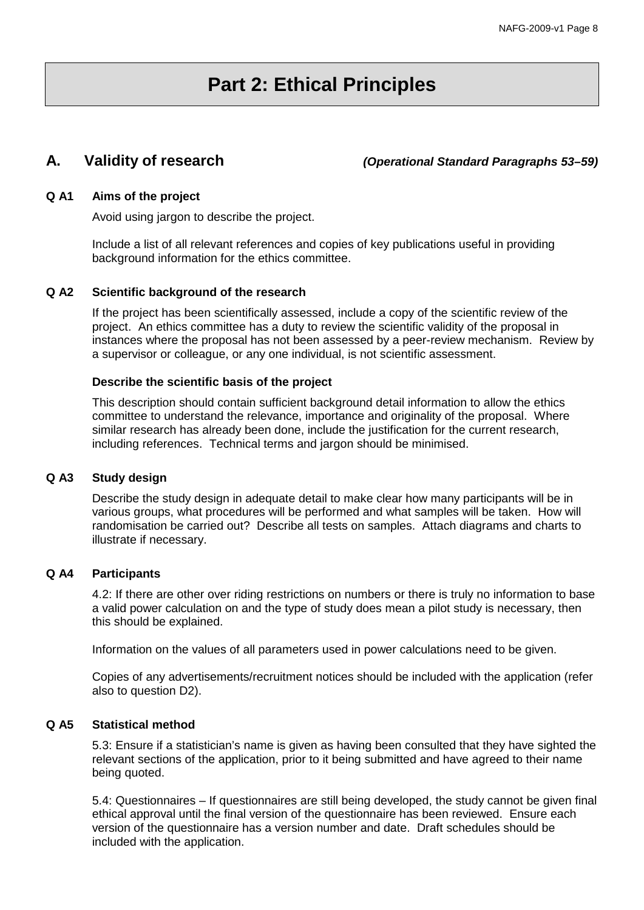# Part 2: Ethical Principles

## A. Validity of research *(Operational Standard Paragraphs 53–59)*

### Q A1 Aims of the project

Avoid using jargon to describe the project.

Include a list of all relevant references and copies of key publications useful in providing background information for the ethics committee.

### Q A2 Scientific background of the research

If the project has been scientifically assessed, include a copy of the scientific review of the project. An ethics committee has a duty to review the scientific validity of the proposal in instances where the proposal has not been assessed by a peer-review mechanism. Review by a supervisor or colleague, or any one individual, is not scientific assessment.

**Describe the scientific basis of the project**

This description should contain sufficient background detail information to allow the ethics committee to understand the relevance, importance and originality of the proposal. Where similar research has already been done, include the justification for the current research, including references. Technical terms and jargon should be minimised.

### Q A3 Study design

Describe the study design in adequate detail to make clear how many participants will be in various groups, what procedures will be performed and what samples will be taken. How will randomisation be carried out? Describe all tests on samples. Attach diagrams and charts to illustrate if necessary.

### Q A4 Participants

4.2: If there are other over riding restrictions on numbers or there is truly no information to base a valid power calculation on and the type of study does mean a pilot study is necessary, then this should be explained.

Information on the values of all parameters used in power calculations need to be given.

Copies of any advertisements/recruitment notices should be included with the application (refer also to question D2).

### Q A5 Statistical method

5.3: Ensure if a statistician's name is given as having been consulted that they have sighted the relevant sections of the application, prior to it being submitted and have agreed to their name being quoted.

5.4: Questionnaires – If questionnaires are still being developed, the study cannot be given final ethical approval until the final version of the questionnaire has been reviewed. Ensure each version of the questionnaire has a version number and date. Draft schedules should be included with the application.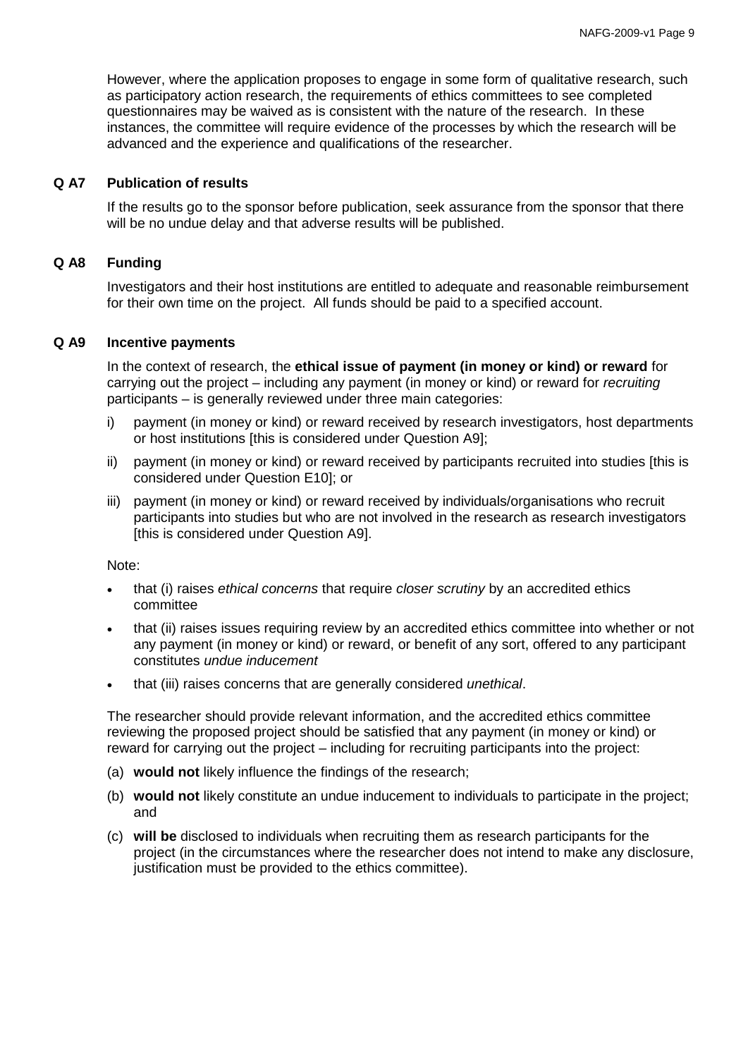However, where the application proposes to engage in some form of qualitative research, such as participatory action research, the requirements of ethics committees to see completed questionnaires may be waived as is consistent with the nature of the research. In these instances, the committee will require evidence of the processes by which the research will be advanced and the experience and qualifications of the researcher.

### Q A7 Publication of results

If the results go to the sponsor before publication, seek assurance from the sponsor that there will be no undue delay and that adverse results will be published.

### Q A8 Funding

Investigators and their host institutions are entitled to adequate and reasonable reimbursement for their own time on the project. All funds should be paid to a specified account.

### Q A9 Incentive payments

In the context of research, the **ethical issue of payment (in money or kind) or reward** for carrying out the project – including any payment (in money or kind) or reward for *recruiting* participants – is generally reviewed under three main categories:

i) payment (in money or kind) or reward received by research investigators, host departments or host institutions [this is considered under Question A9];

ii) payment (in money or kind) or reward received by participants recruited into studies [this is considered under Question E10]; or

iii) payment (in money or kind) or reward received by individuals/organisations who recruit participants into studies but who are not involved in the research as research investigators [this is considered under Question A9].

Note:

- that (i) raises *ethical concerns* that require *closer scrutiny* by an accredited ethics committee
- that (ii) raises issues requiring review by an accredited ethics committee into whether or not any payment (in money or kind) or reward, or benefit of any sort, offered to any participant constitutes *undue inducement*
- that (iii) raises concerns that are generally considered *unethical*.

The researcher should provide relevant information, and the accredited ethics committee reviewing the proposed project should be satisfied that any payment (in money or kind) or reward for carrying out the project – including for recruiting participants into the project:

(a) **would not** likely influence the findings of the research;

(b) **would not** likely constitute an undue inducement to individuals to participate in the project; and

(c) **will be** disclosed to individuals when recruiting them as research participants for the project (in the circumstances where the researcher does not intend to make any disclosure, justification must be provided to the ethics committee).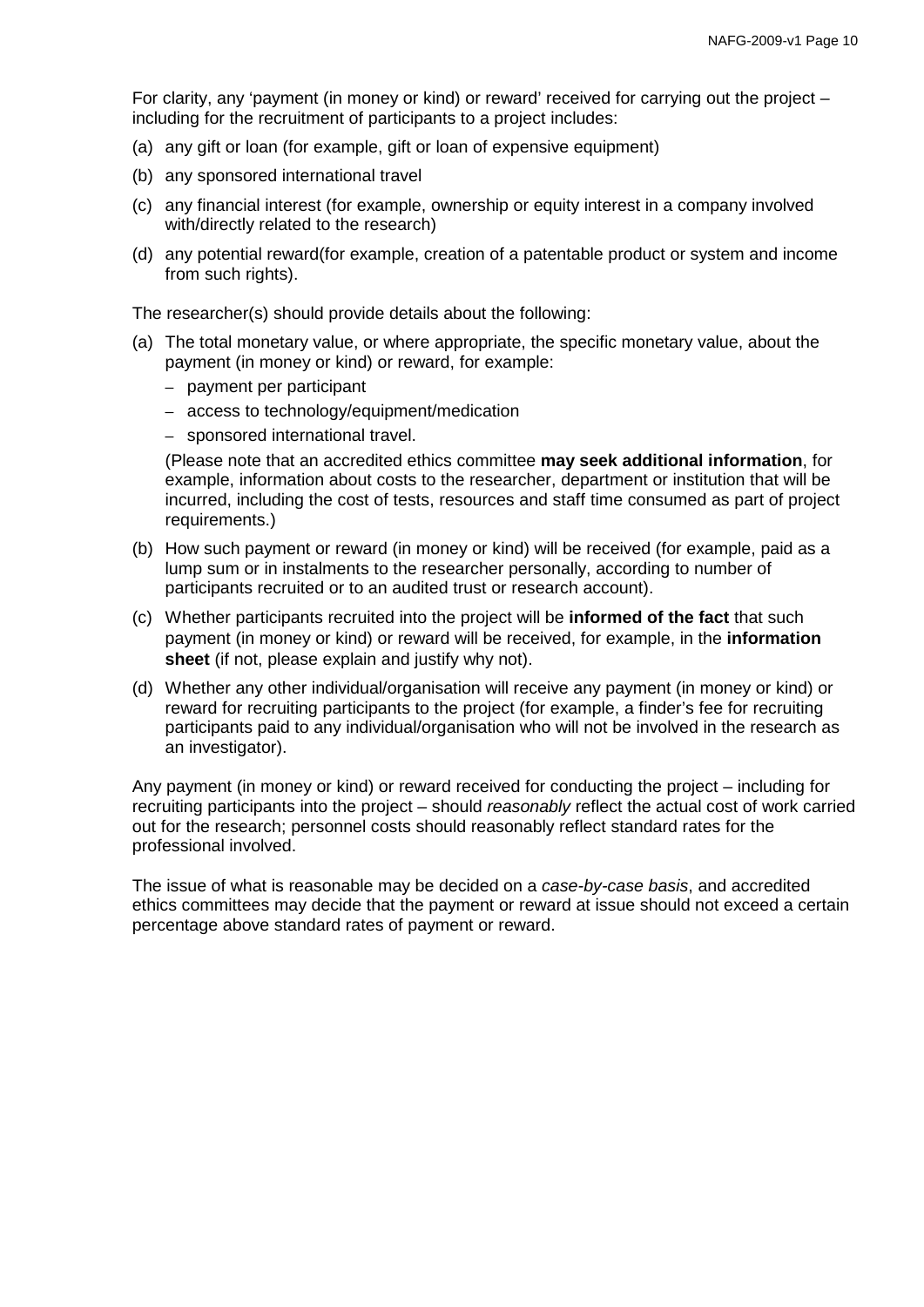For clarity, any 'payment (in money or kind) or reward' received for carrying out the project – including for the recruitment of participants to a project includes:

(a) any gift or loan (for example, gift or loan of expensive equipment)

(b) any sponsored international travel

(c) any financial interest (for example, ownership or equity interest in a company involved with/directly related to the research)

(d) any potential reward(for example, creation of a patentable product or system and income from such rights).

The researcher(s) should provide details about the following:

(a) The total monetary value, or where appropriate, the specific monetary value, about the payment (in money or kind) or reward, for example:
   - payment per participant
   - access to technology/equipment/medication
   - sponsored international travel.

   (Please note that an accredited ethics committee **may seek additional information**, for example, information about costs to the researcher, department or institution that will be incurred, including the cost of tests, resources and staff time consumed as part of project requirements.)

(b) How such payment or reward (in money or kind) will be received (for example, paid as a lump sum or in instalments to the researcher personally, according to number of participants recruited or to an audited trust or research account).

(c) Whether participants recruited into the project will be **informed of the fact** that such payment (in money or kind) or reward will be received, for example, in the **information sheet** (if not, please explain and justify why not).

(d) Whether any other individual/organisation will receive any payment (in money or kind) or reward for recruiting participants to the project (for example, a finder's fee for recruiting participants paid to any individual/organisation who will not be involved in the research as an investigator).

Any payment (in money or kind) or reward received for conducting the project – including for recruiting participants into the project – should *reasonably* reflect the actual cost of work carried out for the research; personnel costs should reasonably reflect standard rates for the professional involved.

The issue of what is reasonable may be decided on a *case-by-case basis*, and accredited ethics committees may decide that the payment or reward at issue should not exceed a certain percentage above standard rates of payment or reward.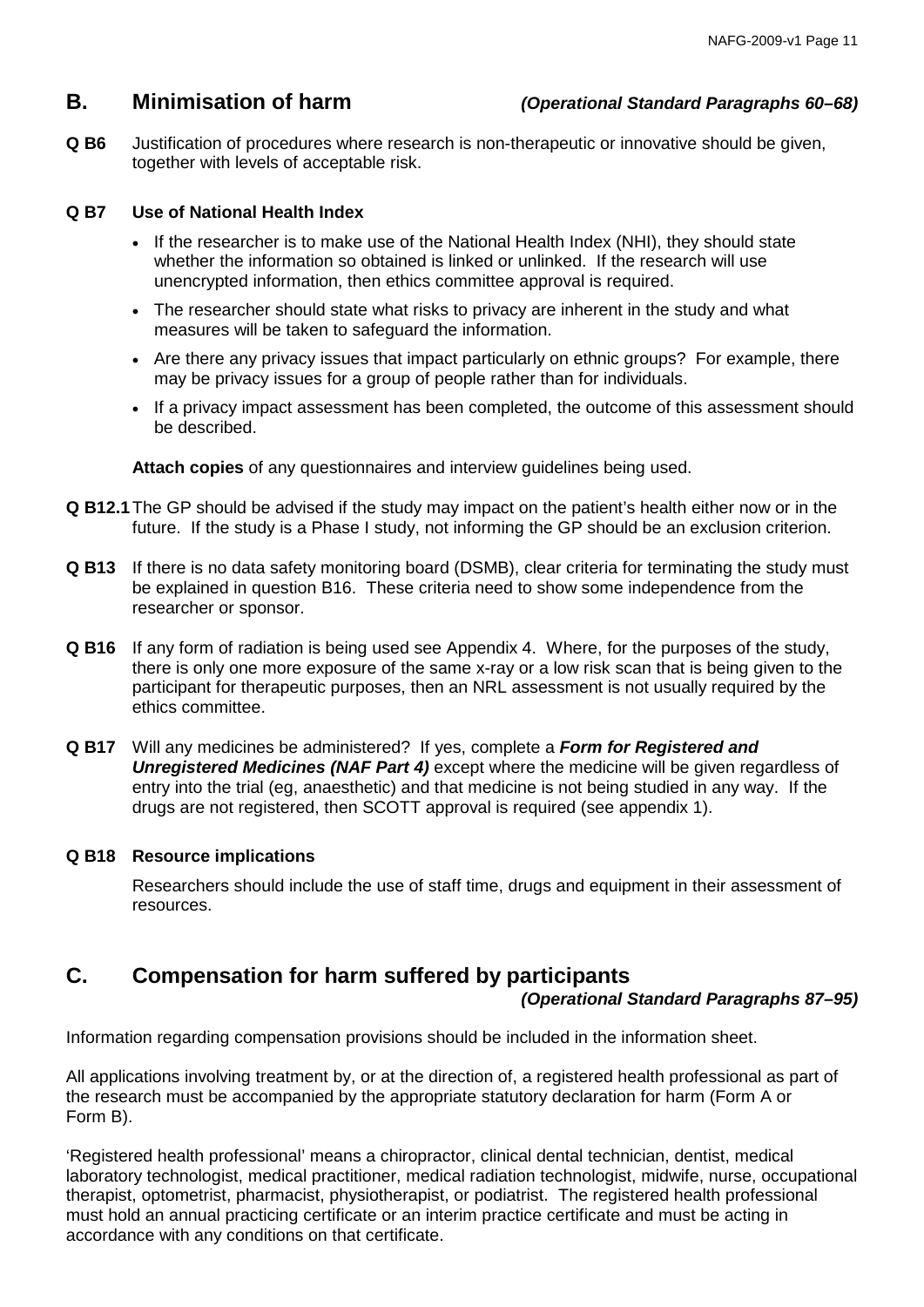## B. Minimisation of harm *(Operational Standard Paragraphs 60–68)*

**Q B6** Justification of procedures where research is non-therapeutic or innovative should be given, together with levels of acceptable risk.

**Q B7 Use of National Health Index**

- If the researcher is to make use of the National Health Index (NHI), they should state whether the information so obtained is linked or unlinked. If the research will use unencrypted information, then ethics committee approval is required.
- The researcher should state what risks to privacy are inherent in the study and what measures will be taken to safeguard the information.
- Are there any privacy issues that impact particularly on ethnic groups? For example, there may be privacy issues for a group of people rather than for individuals.
- If a privacy impact assessment has been completed, the outcome of this assessment should be described.

**Attach copies** of any questionnaires and interview guidelines being used.

**Q B12.1** The GP should be advised if the study may impact on the patient's health either now or in the future. If the study is a Phase I study, not informing the GP should be an exclusion criterion.

**Q B13** If there is no data safety monitoring board (DSMB), clear criteria for terminating the study must be explained in question B16. These criteria need to show some independence from the researcher or sponsor.

**Q B16** If any form of radiation is being used see Appendix 4. Where, for the purposes of the study, there is only one more exposure of the same x-ray or a low risk scan that is being given to the participant for therapeutic purposes, then an NRL assessment is not usually required by the ethics committee.

**Q B17** Will any medicines be administered? If yes, complete a ***Form for Registered and Unregistered Medicines (NAF Part 4)*** except where the medicine will be given regardless of entry into the trial (eg, anaesthetic) and that medicine is not being studied in any way. If the drugs are not registered, then SCOTT approval is required (see appendix 1).

**Q B18 Resource implications**

Researchers should include the use of staff time, drugs and equipment in their assessment of resources.

## C. Compensation for harm suffered by participants *(Operational Standard Paragraphs 87–95)*

Information regarding compensation provisions should be included in the information sheet.

All applications involving treatment by, or at the direction of, a registered health professional as part of the research must be accompanied by the appropriate statutory declaration for harm (Form A or Form B).

'Registered health professional' means a chiropractor, clinical dental technician, dentist, medical laboratory technologist, medical practitioner, medical radiation technologist, midwife, nurse, occupational therapist, optometrist, pharmacist, physiotherapist, or podiatrist. The registered health professional must hold an annual practicing certificate or an interim practice certificate and must be acting in accordance with any conditions on that certificate.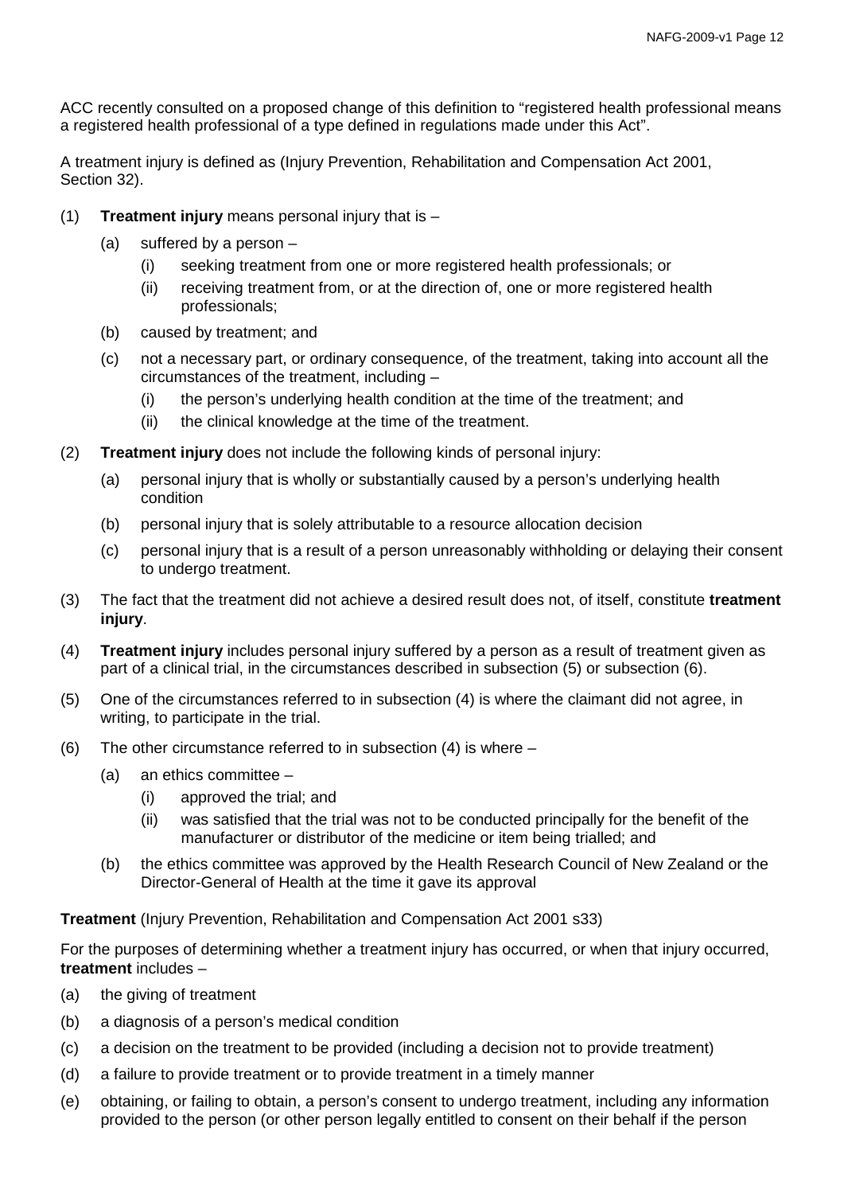ACC recently consulted on a proposed change of this definition to “registered health professional means a registered health professional of a type defined in regulations made under this Act”.

A treatment injury is defined as (Injury Prevention, Rehabilitation and Compensation Act 2001, Section 32).

(1) **Treatment injury** means personal injury that is –

   (a) suffered by a person –

      (i) seeking treatment from one or more registered health professionals; or

      (ii) receiving treatment from, or at the direction of, one or more registered health professionals;

   (b) caused by treatment; and

   (c) not a necessary part, or ordinary consequence, of the treatment, taking into account all the circumstances of the treatment, including –

      (i) the person’s underlying health condition at the time of the treatment; and

      (ii) the clinical knowledge at the time of the treatment.

(2) **Treatment injury** does not include the following kinds of personal injury:

   (a) personal injury that is wholly or substantially caused by a person’s underlying health condition

   (b) personal injury that is solely attributable to a resource allocation decision

   (c) personal injury that is a result of a person unreasonably withholding or delaying their consent to undergo treatment.

(3) The fact that the treatment did not achieve a desired result does not, of itself, constitute **treatment injury**.

(4) **Treatment injury** includes personal injury suffered by a person as a result of treatment given as part of a clinical trial, in the circumstances described in subsection (5) or subsection (6).

(5) One of the circumstances referred to in subsection (4) is where the claimant did not agree, in writing, to participate in the trial.

(6) The other circumstance referred to in subsection (4) is where –

   (a) an ethics committee –

      (i) approved the trial; and

      (ii) was satisfied that the trial was not to be conducted principally for the benefit of the manufacturer or distributor of the medicine or item being trialled; and

   (b) the ethics committee was approved by the Health Research Council of New Zealand or the Director-General of Health at the time it gave its approval

**Treatment** (Injury Prevention, Rehabilitation and Compensation Act 2001 s33)

For the purposes of determining whether a treatment injury has occurred, or when that injury occurred, **treatment** includes –

(a) the giving of treatment

(b) a diagnosis of a person’s medical condition

(c) a decision on the treatment to be provided (including a decision not to provide treatment)

(d) a failure to provide treatment or to provide treatment in a timely manner

(e) obtaining, or failing to obtain, a person’s consent to undergo treatment, including any information provided to the person (or other person legally entitled to consent on their behalf if the person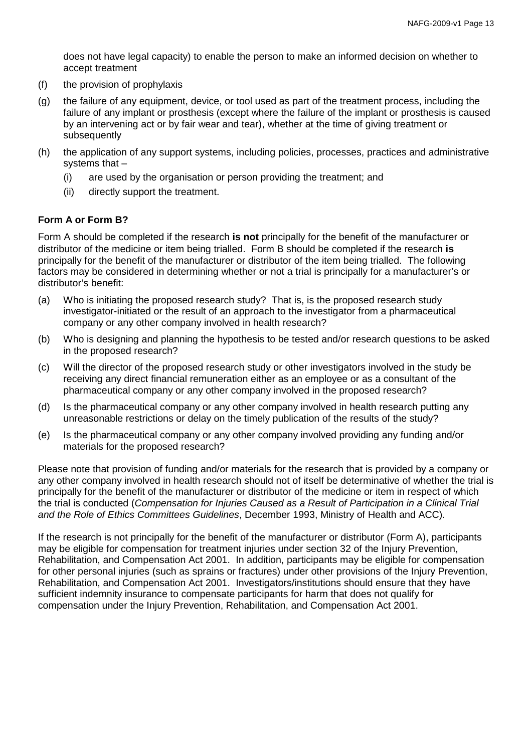does not have legal capacity) to enable the person to make an informed decision on whether to accept treatment

(f) the provision of prophylaxis

(g) the failure of any equipment, device, or tool used as part of the treatment process, including the failure of any implant or prosthesis (except where the failure of the implant or prosthesis is caused by an intervening act or by fair wear and tear), whether at the time of giving treatment or subsequently

(h) the application of any support systems, including policies, processes, practices and administrative systems that –
    (i) are used by the organisation or person providing the treatment; and
    (ii) directly support the treatment.

### Form A or Form B?

Form A should be completed if the research **is not** principally for the benefit of the manufacturer or distributor of the medicine or item being trialled. Form B should be completed if the research **is** principally for the benefit of the manufacturer or distributor of the item being trialled. The following factors may be considered in determining whether or not a trial is principally for a manufacturer's or distributor's benefit:

(a) Who is initiating the proposed research study? That is, is the proposed research study investigator-initiated or the result of an approach to the investigator from a pharmaceutical company or any other company involved in health research?

(b) Who is designing and planning the hypothesis to be tested and/or research questions to be asked in the proposed research?

(c) Will the director of the proposed research study or other investigators involved in the study be receiving any direct financial remuneration either as an employee or as a consultant of the pharmaceutical company or any other company involved in the proposed research?

(d) Is the pharmaceutical company or any other company involved in health research putting any unreasonable restrictions or delay on the timely publication of the results of the study?

(e) Is the pharmaceutical company or any other company involved providing any funding and/or materials for the proposed research?

Please note that provision of funding and/or materials for the research that is provided by a company or any other company involved in health research should not of itself be determinative of whether the trial is principally for the benefit of the manufacturer or distributor of the medicine or item in respect of which the trial is conducted (*Compensation for Injuries Caused as a Result of Participation in a Clinical Trial and the Role of Ethics Committees Guidelines*, December 1993, Ministry of Health and ACC).

If the research is not principally for the benefit of the manufacturer or distributor (Form A), participants may be eligible for compensation for treatment injuries under section 32 of the Injury Prevention, Rehabilitation, and Compensation Act 2001. In addition, participants may be eligible for compensation for other personal injuries (such as sprains or fractures) under other provisions of the Injury Prevention, Rehabilitation, and Compensation Act 2001. Investigators/institutions should ensure that they have sufficient indemnity insurance to compensate participants for harm that does not qualify for compensation under the Injury Prevention, Rehabilitation, and Compensation Act 2001.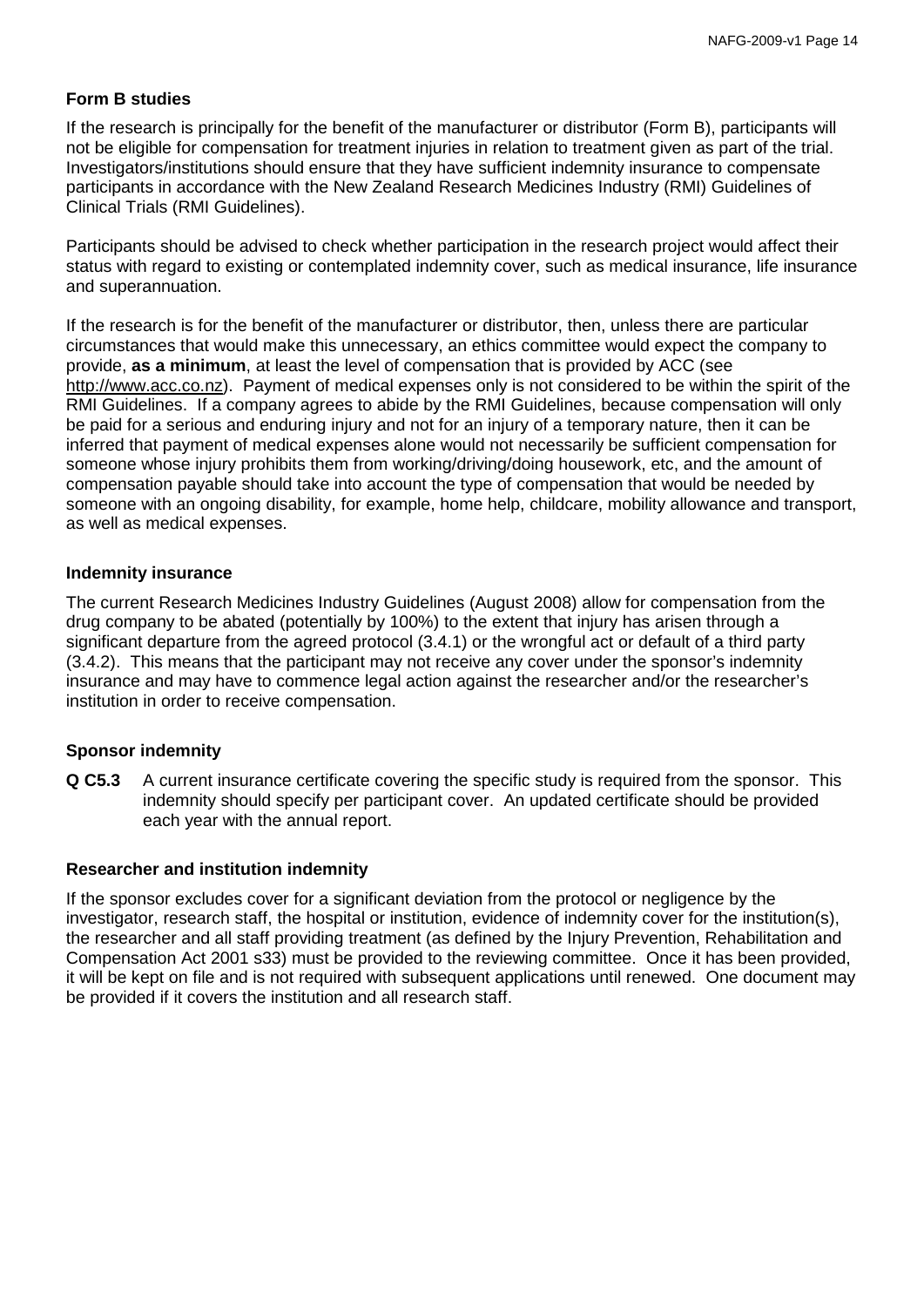### Form B studies

If the research is principally for the benefit of the manufacturer or distributor (Form B), participants will not be eligible for compensation for treatment injuries in relation to treatment given as part of the trial. Investigators/institutions should ensure that they have sufficient indemnity insurance to compensate participants in accordance with the New Zealand Research Medicines Industry (RMI) Guidelines of Clinical Trials (RMI Guidelines).

Participants should be advised to check whether participation in the research project would affect their status with regard to existing or contemplated indemnity cover, such as medical insurance, life insurance and superannuation.

If the research is for the benefit of the manufacturer or distributor, then, unless there are particular circumstances that would make this unnecessary, an ethics committee would expect the company to provide, **as a minimum**, at least the level of compensation that is provided by ACC (see http://www.acc.co.nz). Payment of medical expenses only is not considered to be within the spirit of the RMI Guidelines. If a company agrees to abide by the RMI Guidelines, because compensation will only be paid for a serious and enduring injury and not for an injury of a temporary nature, then it can be inferred that payment of medical expenses alone would not necessarily be sufficient compensation for someone whose injury prohibits them from working/driving/doing housework, etc, and the amount of compensation payable should take into account the type of compensation that would be needed by someone with an ongoing disability, for example, home help, childcare, mobility allowance and transport, as well as medical expenses.

### Indemnity insurance

The current Research Medicines Industry Guidelines (August 2008) allow for compensation from the drug company to be abated (potentially by 100%) to the extent that injury has arisen through a significant departure from the agreed protocol (3.4.1) or the wrongful act or default of a third party (3.4.2). This means that the participant may not receive any cover under the sponsor's indemnity insurance and may have to commence legal action against the researcher and/or the researcher's institution in order to receive compensation.

### Sponsor indemnity

**Q C5.3** A current insurance certificate covering the specific study is required from the sponsor. This indemnity should specify per participant cover. An updated certificate should be provided each year with the annual report.

### Researcher and institution indemnity

If the sponsor excludes cover for a significant deviation from the protocol or negligence by the investigator, research staff, the hospital or institution, evidence of indemnity cover for the institution(s), the researcher and all staff providing treatment (as defined by the Injury Prevention, Rehabilitation and Compensation Act 2001 s33) must be provided to the reviewing committee. Once it has been provided, it will be kept on file and is not required with subsequent applications until renewed. One document may be provided if it covers the institution and all research staff.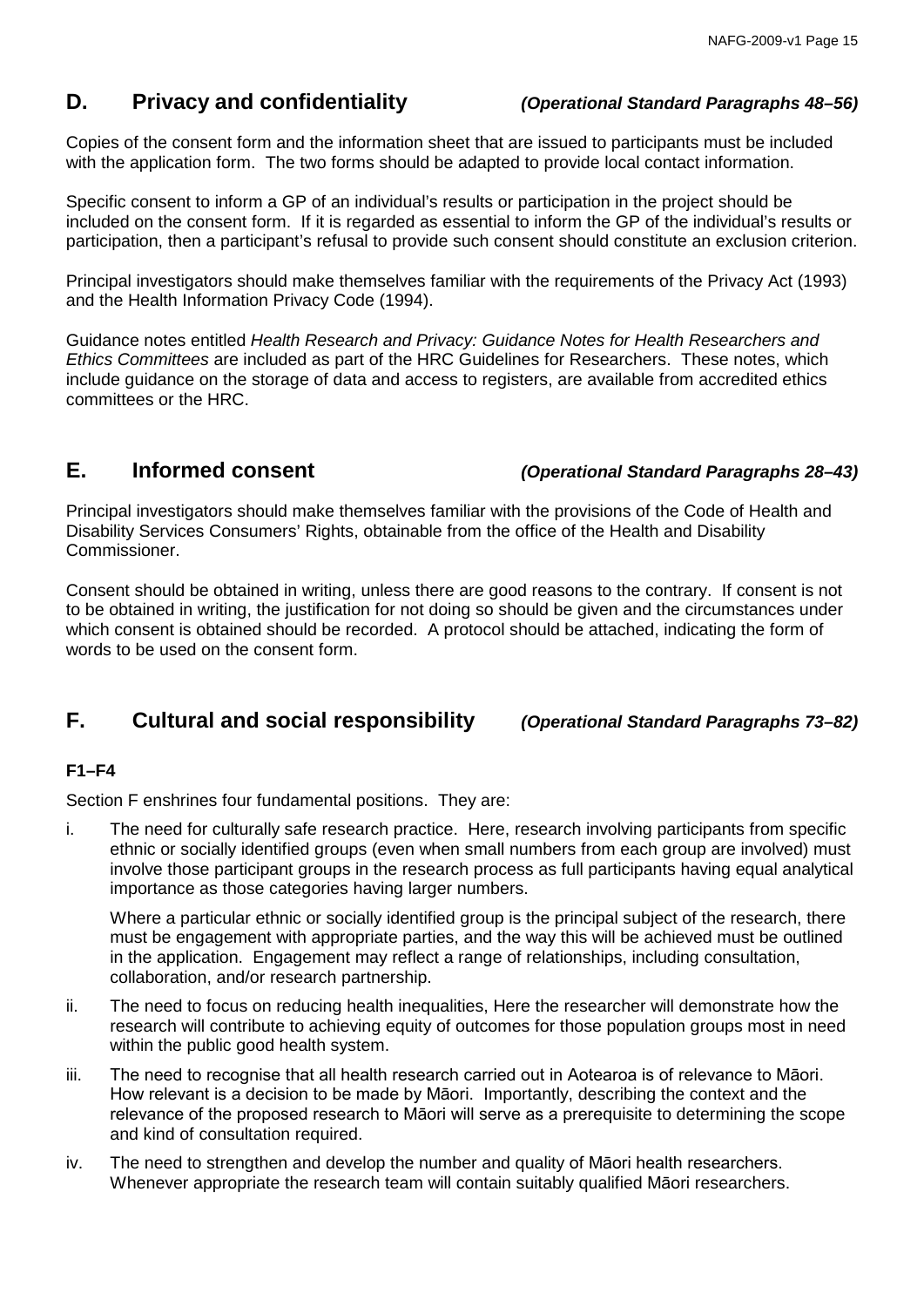## D. Privacy and confidentiality *(Operational Standard Paragraphs 48–56)*

Copies of the consent form and the information sheet that are issued to participants must be included with the application form. The two forms should be adapted to provide local contact information.

Specific consent to inform a GP of an individual's results or participation in the project should be included on the consent form. If it is regarded as essential to inform the GP of the individual's results or participation, then a participant's refusal to provide such consent should constitute an exclusion criterion.

Principal investigators should make themselves familiar with the requirements of the Privacy Act (1993) and the Health Information Privacy Code (1994).

Guidance notes entitled *Health Research and Privacy: Guidance Notes for Health Researchers and Ethics Committees* are included as part of the HRC Guidelines for Researchers. These notes, which include guidance on the storage of data and access to registers, are available from accredited ethics committees or the HRC.

## E. Informed consent *(Operational Standard Paragraphs 28–43)*

Principal investigators should make themselves familiar with the provisions of the Code of Health and Disability Services Consumers' Rights, obtainable from the office of the Health and Disability Commissioner.

Consent should be obtained in writing, unless there are good reasons to the contrary. If consent is not to be obtained in writing, the justification for not doing so should be given and the circumstances under which consent is obtained should be recorded. A protocol should be attached, indicating the form of words to be used on the consent form.

## F. Cultural and social responsibility *(Operational Standard Paragraphs 73–82)*

**F1–F4**

Section F enshrines four fundamental positions. They are:

i. The need for culturally safe research practice. Here, research involving participants from specific ethnic or socially identified groups (even when small numbers from each group are involved) must involve those participant groups in the research process as full participants having equal analytical importance as those categories having larger numbers.

   Where a particular ethnic or socially identified group is the principal subject of the research, there must be engagement with appropriate parties, and the way this will be achieved must be outlined in the application. Engagement may reflect a range of relationships, including consultation, collaboration, and/or research partnership.

ii. The need to focus on reducing health inequalities, Here the researcher will demonstrate how the research will contribute to achieving equity of outcomes for those population groups most in need within the public good health system.

iii. The need to recognise that all health research carried out in Aotearoa is of relevance to Māori. How relevant is a decision to be made by Māori. Importantly, describing the context and the relevance of the proposed research to Māori will serve as a prerequisite to determining the scope and kind of consultation required.

iv. The need to strengthen and develop the number and quality of Māori health researchers. Whenever appropriate the research team will contain suitably qualified Māori researchers.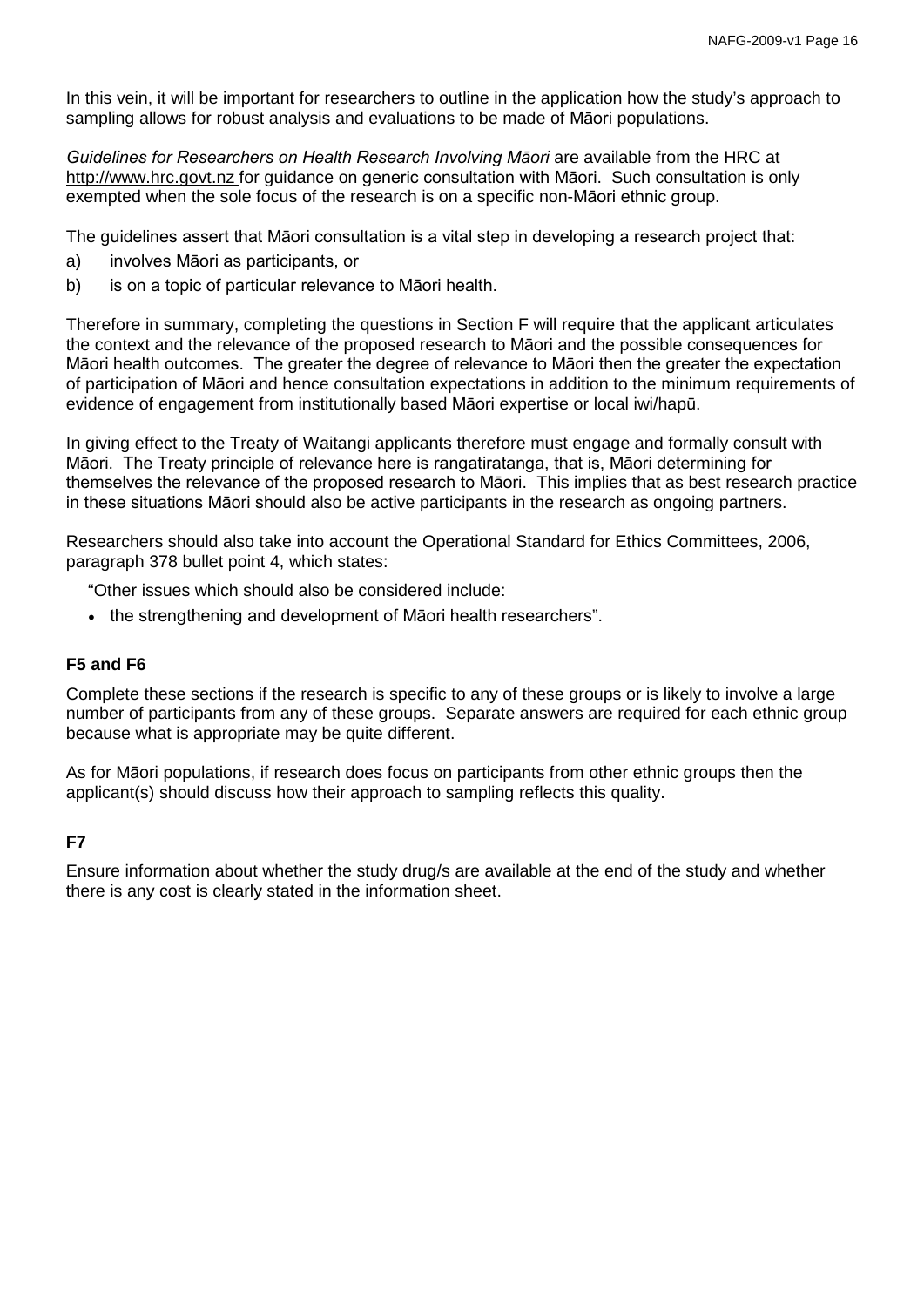In this vein, it will be important for researchers to outline in the application how the study's approach to sampling allows for robust analysis and evaluations to be made of Māori populations.

*Guidelines for Researchers on Health Research Involving Māori* are available from the HRC at http://www.hrc.govt.nz for guidance on generic consultation with Māori. Such consultation is only exempted when the sole focus of the research is on a specific non-Māori ethnic group.

The guidelines assert that Māori consultation is a vital step in developing a research project that:

a) involves Māori as participants, or
b) is on a topic of particular relevance to Māori health.

Therefore in summary, completing the questions in Section F will require that the applicant articulates the context and the relevance of the proposed research to Māori and the possible consequences for Māori health outcomes. The greater the degree of relevance to Māori then the greater the expectation of participation of Māori and hence consultation expectations in addition to the minimum requirements of evidence of engagement from institutionally based Māori expertise or local iwi/hapū.

In giving effect to the Treaty of Waitangi applicants therefore must engage and formally consult with Māori. The Treaty principle of relevance here is rangatiratanga, that is, Māori determining for themselves the relevance of the proposed research to Māori. This implies that as best research practice in these situations Māori should also be active participants in the research as ongoing partners.

Researchers should also take into account the Operational Standard for Ethics Committees, 2006, paragraph 378 bullet point 4, which states:

"Other issues which should also be considered include:

- the strengthening and development of Māori health researchers".

**F5 and F6**

Complete these sections if the research is specific to any of these groups or is likely to involve a large number of participants from any of these groups. Separate answers are required for each ethnic group because what is appropriate may be quite different.

As for Māori populations, if research does focus on participants from other ethnic groups then the applicant(s) should discuss how their approach to sampling reflects this quality.

**F7**

Ensure information about whether the study drug/s are available at the end of the study and whether there is any cost is clearly stated in the information sheet.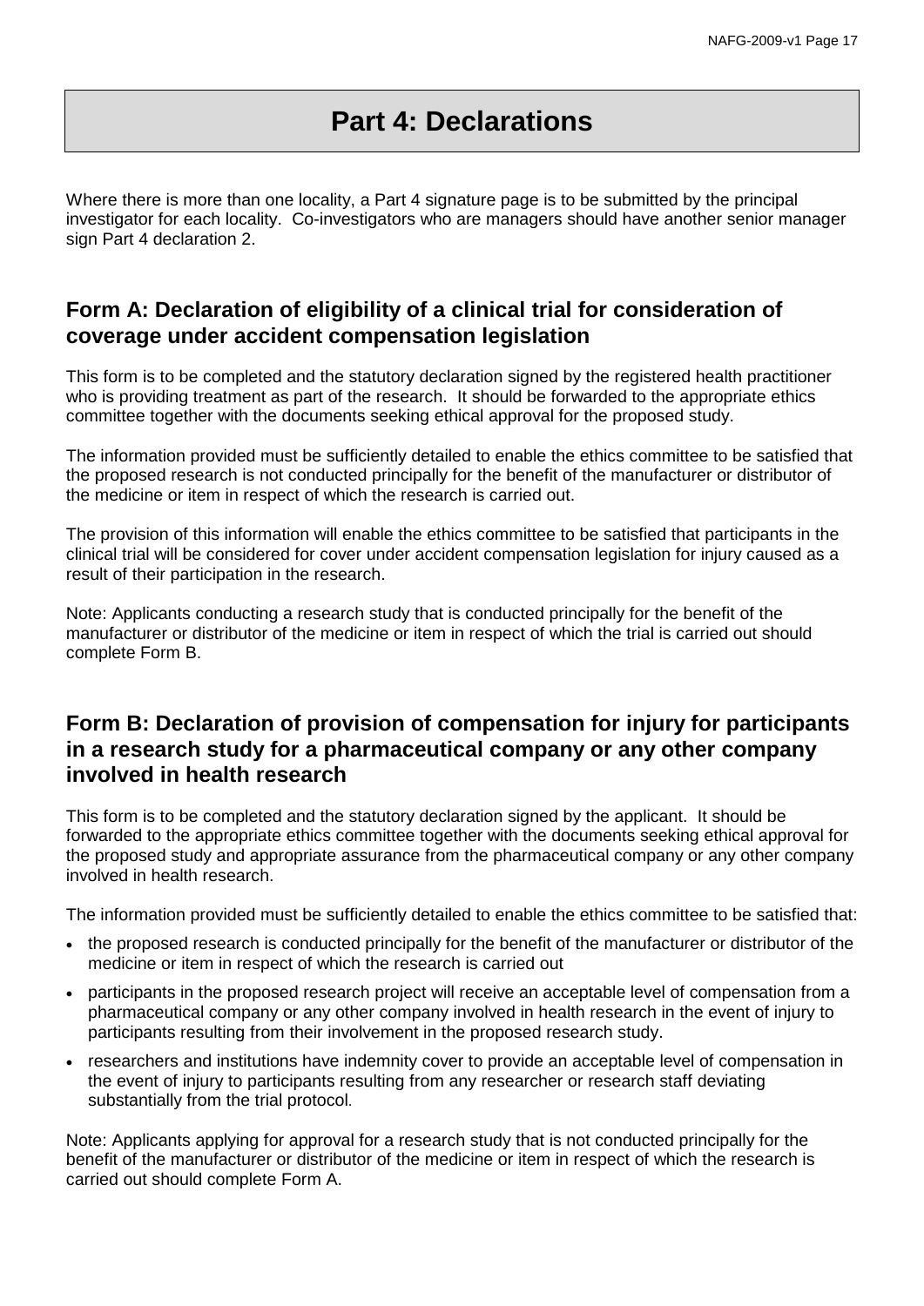# Part 4: Declarations

Where there is more than one locality, a Part 4 signature page is to be submitted by the principal investigator for each locality. Co-investigators who are managers should have another senior manager sign Part 4 declaration 2.

## Form A: Declaration of eligibility of a clinical trial for consideration of coverage under accident compensation legislation

This form is to be completed and the statutory declaration signed by the registered health practitioner who is providing treatment as part of the research. It should be forwarded to the appropriate ethics committee together with the documents seeking ethical approval for the proposed study.

The information provided must be sufficiently detailed to enable the ethics committee to be satisfied that the proposed research is not conducted principally for the benefit of the manufacturer or distributor of the medicine or item in respect of which the research is carried out.

The provision of this information will enable the ethics committee to be satisfied that participants in the clinical trial will be considered for cover under accident compensation legislation for injury caused as a result of their participation in the research.

Note: Applicants conducting a research study that is conducted principally for the benefit of the manufacturer or distributor of the medicine or item in respect of which the trial is carried out should complete Form B.

## Form B: Declaration of provision of compensation for injury for participants in a research study for a pharmaceutical company or any other company involved in health research

This form is to be completed and the statutory declaration signed by the applicant. It should be forwarded to the appropriate ethics committee together with the documents seeking ethical approval for the proposed study and appropriate assurance from the pharmaceutical company or any other company involved in health research.

The information provided must be sufficiently detailed to enable the ethics committee to be satisfied that:

- the proposed research is conducted principally for the benefit of the manufacturer or distributor of the medicine or item in respect of which the research is carried out
- participants in the proposed research project will receive an acceptable level of compensation from a pharmaceutical company or any other company involved in health research in the event of injury to participants resulting from their involvement in the proposed research study.
- researchers and institutions have indemnity cover to provide an acceptable level of compensation in the event of injury to participants resulting from any researcher or research staff deviating substantially from the trial protocol.

Note: Applicants applying for approval for a research study that is not conducted principally for the benefit of the manufacturer or distributor of the medicine or item in respect of which the research is carried out should complete Form A.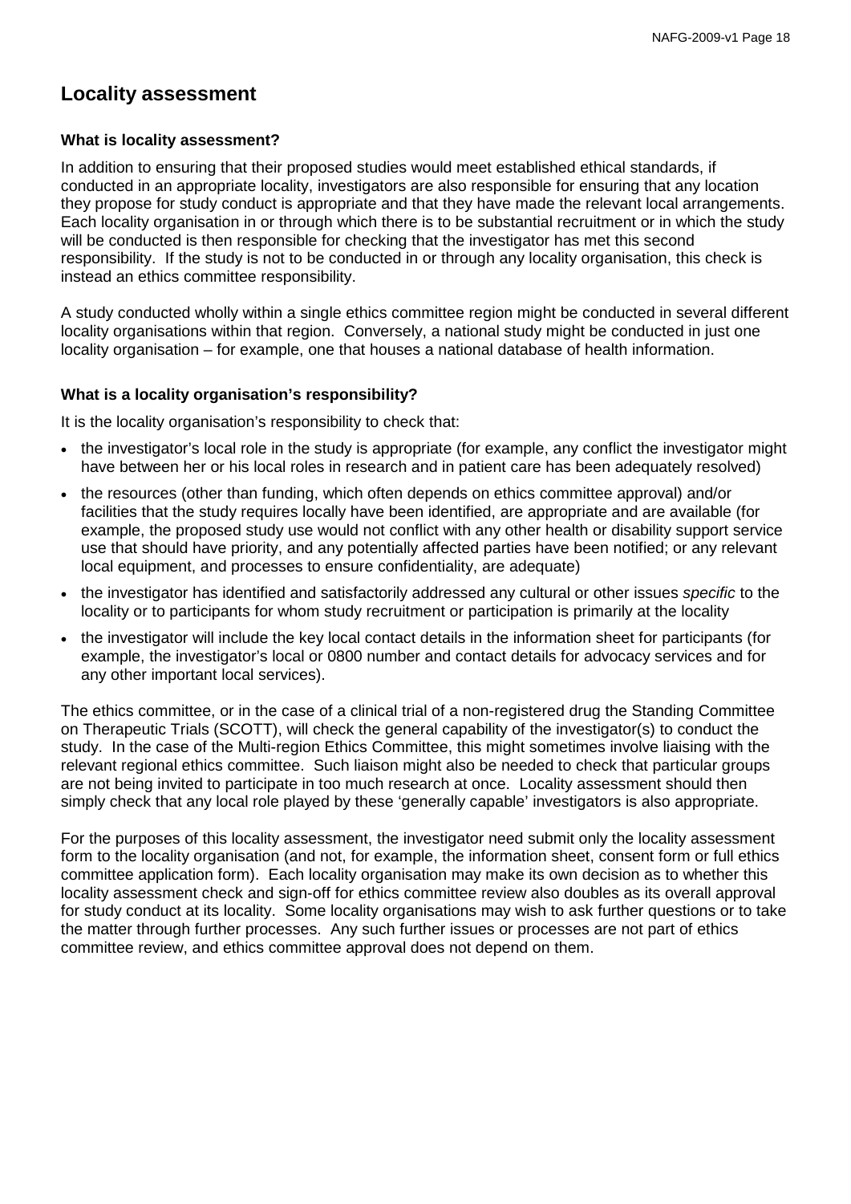## Locality assessment

### What is locality assessment?

In addition to ensuring that their proposed studies would meet established ethical standards, if conducted in an appropriate locality, investigators are also responsible for ensuring that any location they propose for study conduct is appropriate and that they have made the relevant local arrangements. Each locality organisation in or through which there is to be substantial recruitment or in which the study will be conducted is then responsible for checking that the investigator has met this second responsibility. If the study is not to be conducted in or through any locality organisation, this check is instead an ethics committee responsibility.

A study conducted wholly within a single ethics committee region might be conducted in several different locality organisations within that region. Conversely, a national study might be conducted in just one locality organisation – for example, one that houses a national database of health information.

### What is a locality organisation's responsibility?

It is the locality organisation's responsibility to check that:

- the investigator's local role in the study is appropriate (for example, any conflict the investigator might have between her or his local roles in research and in patient care has been adequately resolved)
- the resources (other than funding, which often depends on ethics committee approval) and/or facilities that the study requires locally have been identified, are appropriate and are available (for example, the proposed study use would not conflict with any other health or disability support service use that should have priority, and any potentially affected parties have been notified; or any relevant local equipment, and processes to ensure confidentiality, are adequate)
- the investigator has identified and satisfactorily addressed any cultural or other issues *specific* to the locality or to participants for whom study recruitment or participation is primarily at the locality
- the investigator will include the key local contact details in the information sheet for participants (for example, the investigator's local or 0800 number and contact details for advocacy services and for any other important local services).

The ethics committee, or in the case of a clinical trial of a non-registered drug the Standing Committee on Therapeutic Trials (SCOTT), will check the general capability of the investigator(s) to conduct the study. In the case of the Multi-region Ethics Committee, this might sometimes involve liaising with the relevant regional ethics committee. Such liaison might also be needed to check that particular groups are not being invited to participate in too much research at once. Locality assessment should then simply check that any local role played by these 'generally capable' investigators is also appropriate.

For the purposes of this locality assessment, the investigator need submit only the locality assessment form to the locality organisation (and not, for example, the information sheet, consent form or full ethics committee application form). Each locality organisation may make its own decision as to whether this locality assessment check and sign-off for ethics committee review also doubles as its overall approval for study conduct at its locality. Some locality organisations may wish to ask further questions or to take the matter through further processes. Any such further issues or processes are not part of ethics committee review, and ethics committee approval does not depend on them.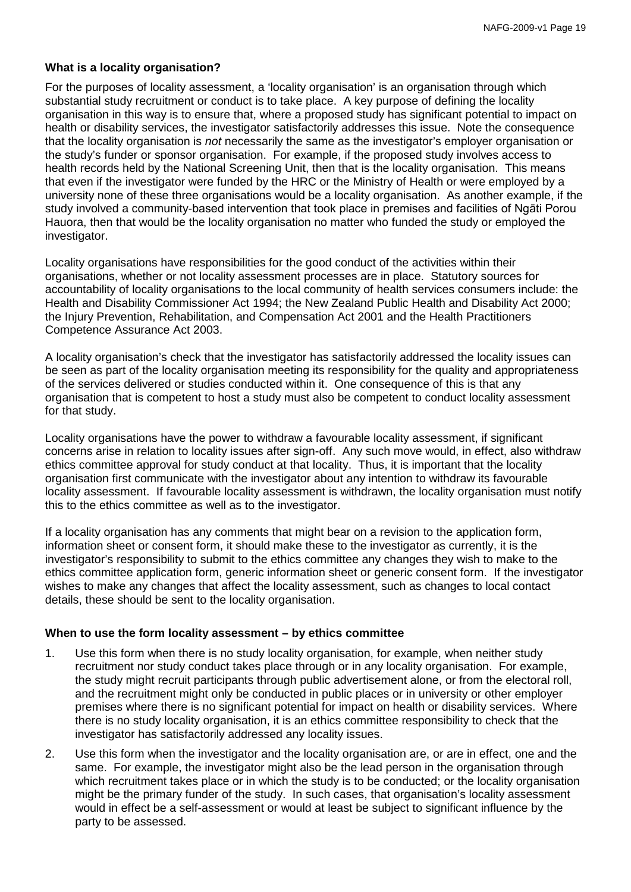### What is a locality organisation?

For the purposes of locality assessment, a 'locality organisation' is an organisation through which substantial study recruitment or conduct is to take place. A key purpose of defining the locality organisation in this way is to ensure that, where a proposed study has significant potential to impact on health or disability services, the investigator satisfactorily addresses this issue. Note the consequence that the locality organisation is *not* necessarily the same as the investigator's employer organisation or the study's funder or sponsor organisation. For example, if the proposed study involves access to health records held by the National Screening Unit, then that is the locality organisation. This means that even if the investigator were funded by the HRC or the Ministry of Health or were employed by a university none of these three organisations would be a locality organisation. As another example, if the study involved a community-based intervention that took place in premises and facilities of Ngāti Porou Hauora, then that would be the locality organisation no matter who funded the study or employed the investigator.

Locality organisations have responsibilities for the good conduct of the activities within their organisations, whether or not locality assessment processes are in place. Statutory sources for accountability of locality organisations to the local community of health services consumers include: the Health and Disability Commissioner Act 1994; the New Zealand Public Health and Disability Act 2000; the Injury Prevention, Rehabilitation, and Compensation Act 2001 and the Health Practitioners Competence Assurance Act 2003.

A locality organisation's check that the investigator has satisfactorily addressed the locality issues can be seen as part of the locality organisation meeting its responsibility for the quality and appropriateness of the services delivered or studies conducted within it. One consequence of this is that any organisation that is competent to host a study must also be competent to conduct locality assessment for that study.

Locality organisations have the power to withdraw a favourable locality assessment, if significant concerns arise in relation to locality issues after sign-off. Any such move would, in effect, also withdraw ethics committee approval for study conduct at that locality. Thus, it is important that the locality organisation first communicate with the investigator about any intention to withdraw its favourable locality assessment. If favourable locality assessment is withdrawn, the locality organisation must notify this to the ethics committee as well as to the investigator.

If a locality organisation has any comments that might bear on a revision to the application form, information sheet or consent form, it should make these to the investigator as currently, it is the investigator's responsibility to submit to the ethics committee any changes they wish to make to the ethics committee application form, generic information sheet or generic consent form. If the investigator wishes to make any changes that affect the locality assessment, such as changes to local contact details, these should be sent to the locality organisation.

### When to use the form locality assessment – by ethics committee

1. Use this form when there is no study locality organisation, for example, when neither study recruitment nor study conduct takes place through or in any locality organisation. For example, the study might recruit participants through public advertisement alone, or from the electoral roll, and the recruitment might only be conducted in public places or in university or other employer premises where there is no significant potential for impact on health or disability services. Where there is no study locality organisation, it is an ethics committee responsibility to check that the investigator has satisfactorily addressed any locality issues.
2. Use this form when the investigator and the locality organisation are, or are in effect, one and the same. For example, the investigator might also be the lead person in the organisation through which recruitment takes place or in which the study is to be conducted; or the locality organisation might be the primary funder of the study. In such cases, that organisation's locality assessment would in effect be a self-assessment or would at least be subject to significant influence by the party to be assessed.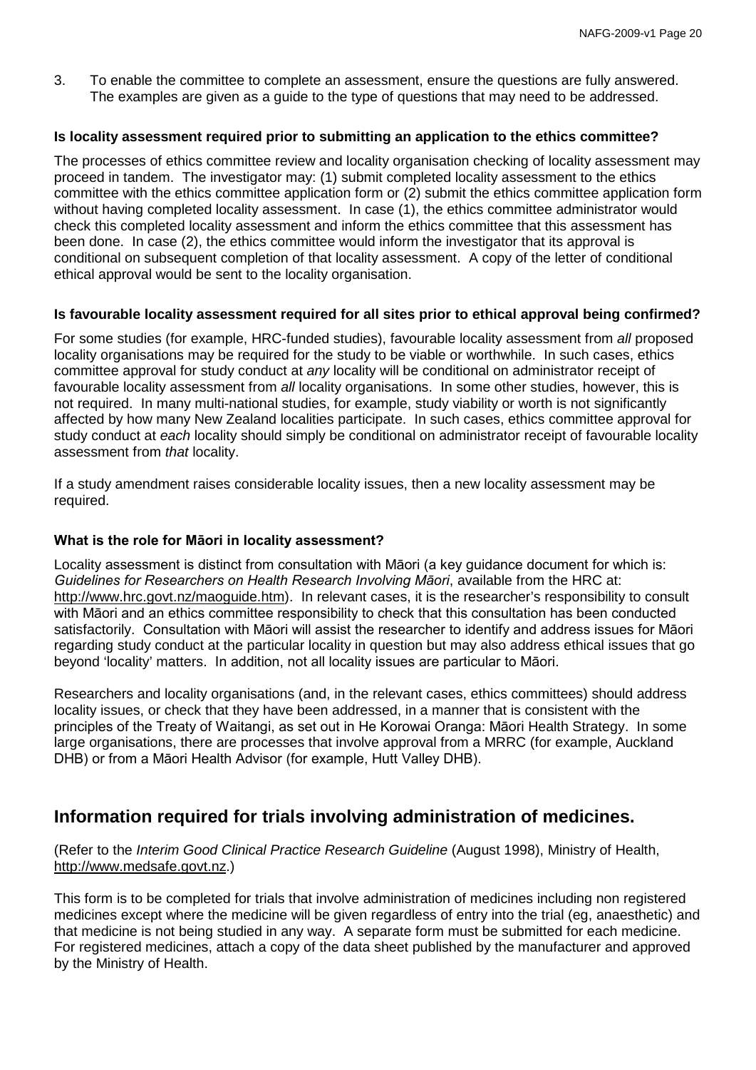3. To enable the committee to complete an assessment, ensure the questions are fully answered. The examples are given as a guide to the type of questions that may need to be addressed.

**Is locality assessment required prior to submitting an application to the ethics committee?**

The processes of ethics committee review and locality organisation checking of locality assessment may proceed in tandem. The investigator may: (1) submit completed locality assessment to the ethics committee with the ethics committee application form or (2) submit the ethics committee application form without having completed locality assessment. In case (1), the ethics committee administrator would check this completed locality assessment and inform the ethics committee that this assessment has been done. In case (2), the ethics committee would inform the investigator that its approval is conditional on subsequent completion of that locality assessment. A copy of the letter of conditional ethical approval would be sent to the locality organisation.

**Is favourable locality assessment required for all sites prior to ethical approval being confirmed?**

For some studies (for example, HRC-funded studies), favourable locality assessment from *all* proposed locality organisations may be required for the study to be viable or worthwhile. In such cases, ethics committee approval for study conduct at *any* locality will be conditional on administrator receipt of favourable locality assessment from *all* locality organisations. In some other studies, however, this is not required. In many multi-national studies, for example, study viability or worth is not significantly affected by how many New Zealand localities participate. In such cases, ethics committee approval for study conduct at *each* locality should simply be conditional on administrator receipt of favourable locality assessment from *that* locality.

If a study amendment raises considerable locality issues, then a new locality assessment may be required.

**What is the role for Māori in locality assessment?**

Locality assessment is distinct from consultation with Māori (a key guidance document for which is: *Guidelines for Researchers on Health Research Involving Māori*, available from the HRC at: http://www.hrc.govt.nz/maoguide.htm). In relevant cases, it is the researcher's responsibility to consult with Māori and an ethics committee responsibility to check that this consultation has been conducted satisfactorily. Consultation with Māori will assist the researcher to identify and address issues for Māori regarding study conduct at the particular locality in question but may also address ethical issues that go beyond 'locality' matters. In addition, not all locality issues are particular to Māori.

Researchers and locality organisations (and, in the relevant cases, ethics committees) should address locality issues, or check that they have been addressed, in a manner that is consistent with the principles of the Treaty of Waitangi, as set out in He Korowai Oranga: Māori Health Strategy. In some large organisations, there are processes that involve approval from a MRRC (for example, Auckland DHB) or from a Māori Health Advisor (for example, Hutt Valley DHB).

## Information required for trials involving administration of medicines.

(Refer to the *Interim Good Clinical Practice Research Guideline* (August 1998), Ministry of Health, http://www.medsafe.govt.nz.)

This form is to be completed for trials that involve administration of medicines including non registered medicines except where the medicine will be given regardless of entry into the trial (eg, anaesthetic) and that medicine is not being studied in any way. A separate form must be submitted for each medicine. For registered medicines, attach a copy of the data sheet published by the manufacturer and approved by the Ministry of Health.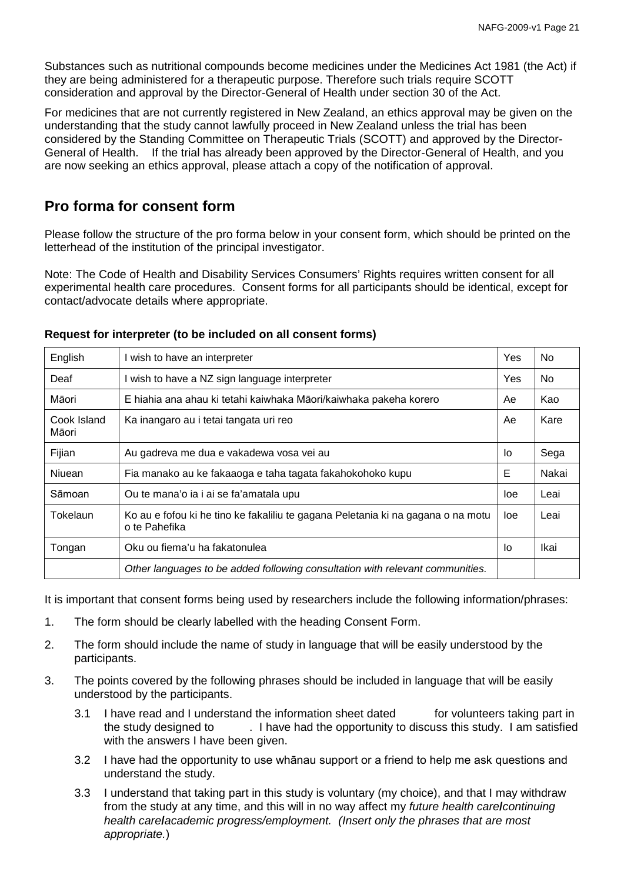Substances such as nutritional compounds become medicines under the Medicines Act 1981 (the Act) if they are being administered for a therapeutic purpose. Therefore such trials require SCOTT consideration and approval by the Director-General of Health under section 30 of the Act.

For medicines that are not currently registered in New Zealand, an ethics approval may be given on the understanding that the study cannot lawfully proceed in New Zealand unless the trial has been considered by the Standing Committee on Therapeutic Trials (SCOTT) and approved by the Director-General of Health. If the trial has already been approved by the Director-General of Health, and you are now seeking an ethics approval, please attach a copy of the notification of approval.

## Pro forma for consent form

Please follow the structure of the pro forma below in your consent form, which should be printed on the letterhead of the institution of the principal investigator.

Note: The Code of Health and Disability Services Consumers' Rights requires written consent for all experimental health care procedures. Consent forms for all participants should be identical, except for contact/advocate details where appropriate.

**Request for interpreter (to be included on all consent forms)**

| English | I wish to have an interpreter | Yes | No |
|---|---|---|---|
| Deaf | I wish to have a NZ sign language interpreter | Yes | No |
| Māori | E hiahia ana ahau ki tetahi kaiwhaka Māori/kaiwhaka pakeha korero | Ae | Kao |
| Cook Island Māori | Ka inangaro au i tetai tangata uri reo | Ae | Kare |
| Fijian | Au gadreva me dua e vakadewa vosa vei au | Io | Sega |
| Niuean | Fia manako au ke fakaaoga e taha tagata fakahokohoko kupu | E | Nakai |
| Sāmoan | Ou te mana'o ia i ai se fa'amatala upu | Ioe | Leai |
| Tokelaun | Ko au e fofou ki he tino ke fakaliliu te gagana Peletania ki na gagana o na motu o te Pahefika | Ioe | Leai |
| Tongan | Oku ou fiema'u ha fakatonulea | Io | Ikai |
| | *Other languages to be added following consultation with relevant communities.* | | |

It is important that consent forms being used by researchers include the following information/phrases:

1. The form should be clearly labelled with the heading Consent Form.
2. The form should include the name of study in language that will be easily understood by the participants.
3. The points covered by the following phrases should be included in language that will be easily understood by the participants.

   3.1 I have read and I understand the information sheet dated for volunteers taking part in the study designed to . I have had the opportunity to discuss this study. I am satisfied with the answers I have been given.

   3.2 I have had the opportunity to use whānau support or a friend to help me ask questions and understand the study.

   3.3 I understand that taking part in this study is voluntary (my choice), and that I may withdraw from the study at any time, and this will in no way affect my *future health care/continuing health care/academic progress/employment. (Insert only the phrases that are most appropriate.*)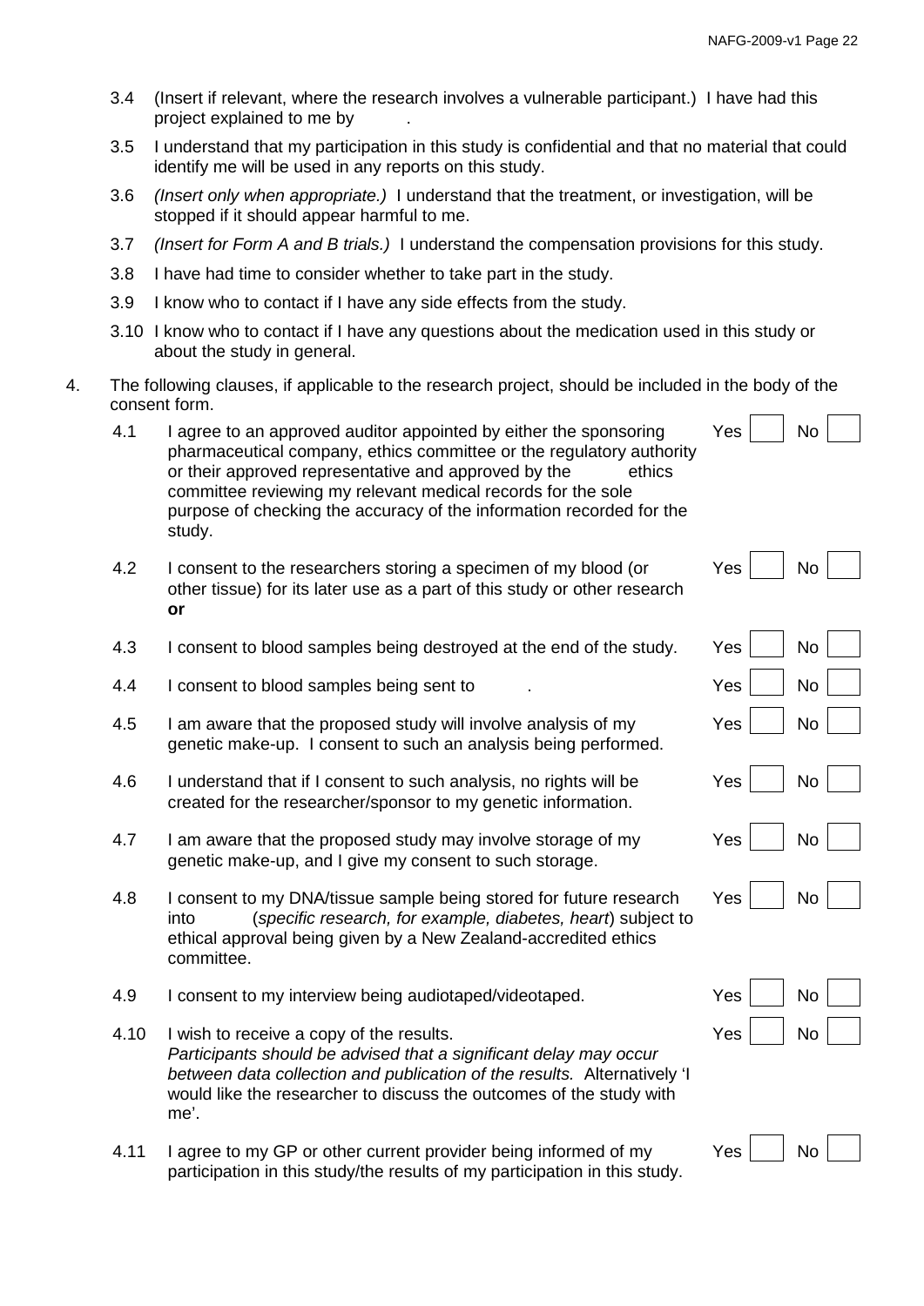3.4 (Insert if relevant, where the research involves a vulnerable participant.) I have had this project explained to me by .

3.5 I understand that my participation in this study is confidential and that no material that could identify me will be used in any reports on this study.

3.6 *(Insert only when appropriate.)* I understand that the treatment, or investigation, will be stopped if it should appear harmful to me.

3.7 *(Insert for Form A and B trials.)* I understand the compensation provisions for this study.

3.8 I have had time to consider whether to take part in the study.

3.9 I know who to contact if I have any side effects from the study.

3.10 I know who to contact if I have any questions about the medication used in this study or about the study in general.

4. The following clauses, if applicable to the research project, should be included in the body of the consent form.

| | | | |
|---|---|---|---|
| 4.1 | I agree to an approved auditor appointed by either the sponsoring pharmaceutical company, ethics committee or the regulatory authority or their approved representative and approved by the ethics committee reviewing my relevant medical records for the sole purpose of checking the accuracy of the information recorded for the study. | Yes ☐ | No ☐ |
| 4.2 | I consent to the researchers storing a specimen of my blood (or other tissue) for its later use as a part of this study or other research **or** | Yes ☐ | No ☐ |
| 4.3 | I consent to blood samples being destroyed at the end of the study. | Yes ☐ | No ☐ |
| 4.4 | I consent to blood samples being sent to . | Yes ☐ | No ☐ |
| 4.5 | I am aware that the proposed study will involve analysis of my genetic make-up. I consent to such an analysis being performed. | Yes ☐ | No ☐ |
| 4.6 | I understand that if I consent to such analysis, no rights will be created for the researcher/sponsor to my genetic information. | Yes ☐ | No ☐ |
| 4.7 | I am aware that the proposed study may involve storage of my genetic make-up, and I give my consent to such storage. | Yes ☐ | No ☐ |
| 4.8 | I consent to my DNA/tissue sample being stored for future research into (*specific research, for example, diabetes, heart*) subject to ethical approval being given by a New Zealand-accredited ethics committee. | Yes ☐ | No ☐ |
| 4.9 | I consent to my interview being audiotaped/videotaped. | Yes ☐ | No ☐ |
| 4.10 | I wish to receive a copy of the results. *Participants should be advised that a significant delay may occur between data collection and publication of the results.* Alternatively 'I would like the researcher to discuss the outcomes of the study with me'. | Yes ☐ | No ☐ |
| 4.11 | I agree to my GP or other current provider being informed of my participation in this study/the results of my participation in this study. | Yes ☐ | No ☐ |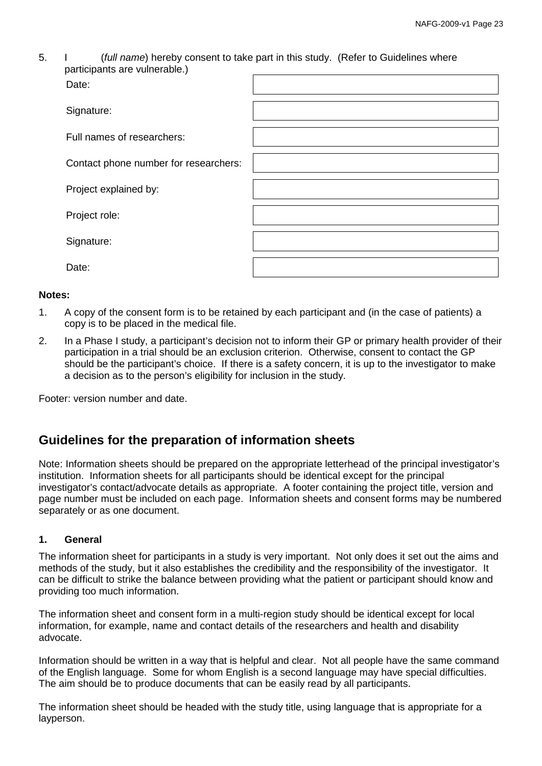5. I (*full name*) hereby consent to take part in this study. (Refer to Guidelines where participants are vulnerable.)

| | |
|---|---|
| Date: | |
| Signature: | |
| Full names of researchers: | |
| Contact phone number for researchers: | |
| Project explained by: | |
| Project role: | |
| Signature: | |
| Date: | |

**Notes:**

1. A copy of the consent form is to be retained by each participant and (in the case of patients) a copy is to be placed in the medical file.
2. In a Phase I study, a participant's decision not to inform their GP or primary health provider of their participation in a trial should be an exclusion criterion. Otherwise, consent to contact the GP should be the participant's choice. If there is a safety concern, it is up to the investigator to make a decision as to the person's eligibility for inclusion in the study.

Footer: version number and date.

## Guidelines for the preparation of information sheets

Note: Information sheets should be prepared on the appropriate letterhead of the principal investigator's institution. Information sheets for all participants should be identical except for the principal investigator's contact/advocate details as appropriate. A footer containing the project title, version and page number must be included on each page. Information sheets and consent forms may be numbered separately or as one document.

### 1. General

The information sheet for participants in a study is very important. Not only does it set out the aims and methods of the study, but it also establishes the credibility and the responsibility of the investigator. It can be difficult to strike the balance between providing what the patient or participant should know and providing too much information.

The information sheet and consent form in a multi-region study should be identical except for local information, for example, name and contact details of the researchers and health and disability advocate.

Information should be written in a way that is helpful and clear. Not all people have the same command of the English language. Some for whom English is a second language may have special difficulties. The aim should be to produce documents that can be easily read by all participants.

The information sheet should be headed with the study title, using language that is appropriate for a layperson.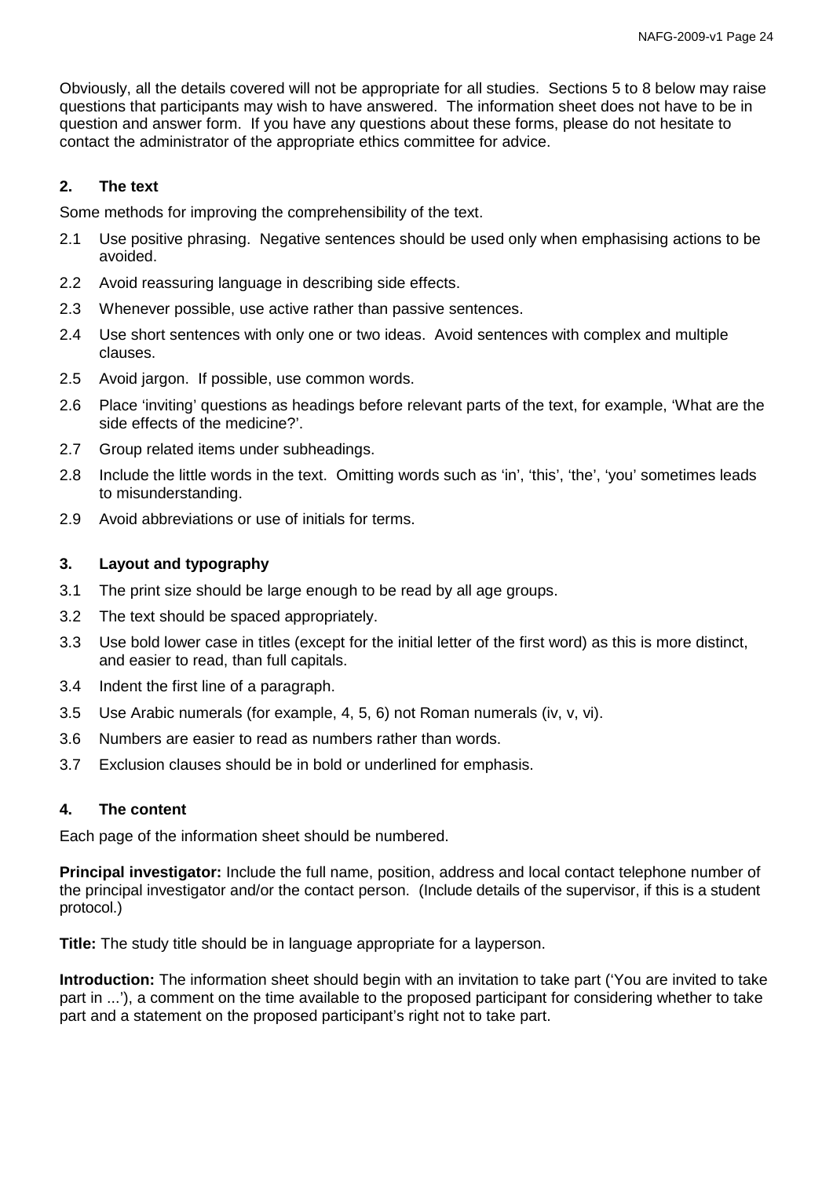Obviously, all the details covered will not be appropriate for all studies. Sections 5 to 8 below may raise questions that participants may wish to have answered. The information sheet does not have to be in question and answer form. If you have any questions about these forms, please do not hesitate to contact the administrator of the appropriate ethics committee for advice.

## 2. The text

Some methods for improving the comprehensibility of the text.

2.1 Use positive phrasing. Negative sentences should be used only when emphasising actions to be avoided.

2.2 Avoid reassuring language in describing side effects.

2.3 Whenever possible, use active rather than passive sentences.

2.4 Use short sentences with only one or two ideas. Avoid sentences with complex and multiple clauses.

2.5 Avoid jargon. If possible, use common words.

2.6 Place 'inviting' questions as headings before relevant parts of the text, for example, 'What are the side effects of the medicine?'.

2.7 Group related items under subheadings.

2.8 Include the little words in the text. Omitting words such as 'in', 'this', 'the', 'you' sometimes leads to misunderstanding.

2.9 Avoid abbreviations or use of initials for terms.

## 3. Layout and typography

3.1 The print size should be large enough to be read by all age groups.

3.2 The text should be spaced appropriately.

3.3 Use bold lower case in titles (except for the initial letter of the first word) as this is more distinct, and easier to read, than full capitals.

3.4 Indent the first line of a paragraph.

3.5 Use Arabic numerals (for example, 4, 5, 6) not Roman numerals (iv, v, vi).

3.6 Numbers are easier to read as numbers rather than words.

3.7 Exclusion clauses should be in bold or underlined for emphasis.

## 4. The content

Each page of the information sheet should be numbered.

**Principal investigator:** Include the full name, position, address and local contact telephone number of the principal investigator and/or the contact person. (Include details of the supervisor, if this is a student protocol.)

**Title:** The study title should be in language appropriate for a layperson.

**Introduction:** The information sheet should begin with an invitation to take part ('You are invited to take part in ...'), a comment on the time available to the proposed participant for considering whether to take part and a statement on the proposed participant's right not to take part.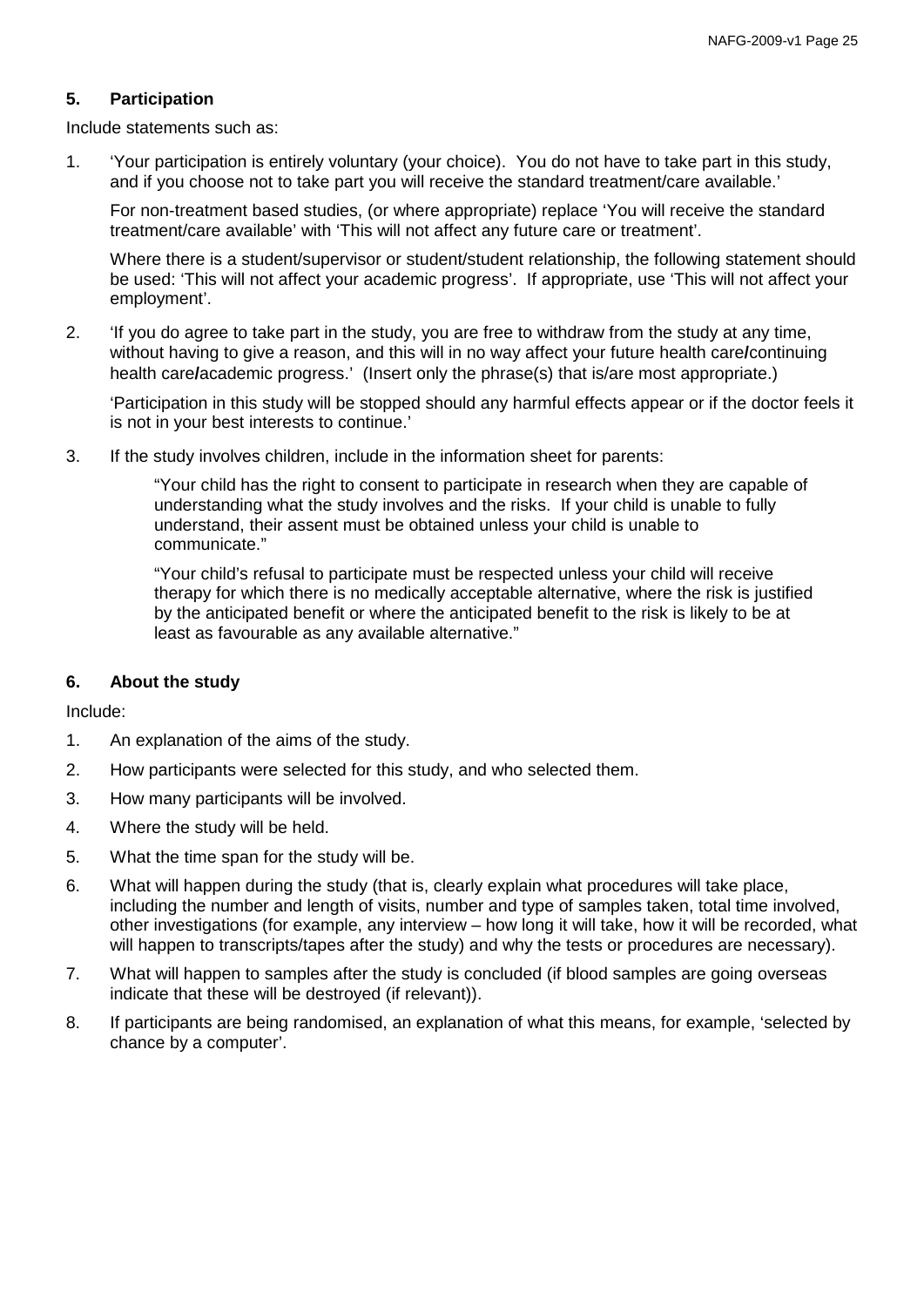## 5. Participation

Include statements such as:

1. 'Your participation is entirely voluntary (your choice). You do not have to take part in this study, and if you choose not to take part you will receive the standard treatment/care available.'

   For non-treatment based studies, (or where appropriate) replace 'You will receive the standard treatment/care available' with 'This will not affect any future care or treatment'.

   Where there is a student/supervisor or student/student relationship, the following statement should be used: 'This will not affect your academic progress'. If appropriate, use 'This will not affect your employment'.

2. 'If you do agree to take part in the study, you are free to withdraw from the study at any time, without having to give a reason, and this will in no way affect your future health care**/**continuing health care**/**academic progress.' (Insert only the phrase(s) that is/are most appropriate.)

   'Participation in this study will be stopped should any harmful effects appear or if the doctor feels it is not in your best interests to continue.'

3. If the study involves children, include in the information sheet for parents:

   > "Your child has the right to consent to participate in research when they are capable of understanding what the study involves and the risks. If your child is unable to fully understand, their assent must be obtained unless your child is unable to communicate."
   >
   > "Your child's refusal to participate must be respected unless your child will receive therapy for which there is no medically acceptable alternative, where the risk is justified by the anticipated benefit or where the anticipated benefit to the risk is likely to be at least as favourable as any available alternative."

## 6. About the study

Include:

1. An explanation of the aims of the study.
2. How participants were selected for this study, and who selected them.
3. How many participants will be involved.
4. Where the study will be held.
5. What the time span for the study will be.
6. What will happen during the study (that is, clearly explain what procedures will take place, including the number and length of visits, number and type of samples taken, total time involved, other investigations (for example, any interview – how long it will take, how it will be recorded, what will happen to transcripts/tapes after the study) and why the tests or procedures are necessary).
7. What will happen to samples after the study is concluded (if blood samples are going overseas indicate that these will be destroyed (if relevant)).
8. If participants are being randomised, an explanation of what this means, for example, 'selected by chance by a computer'.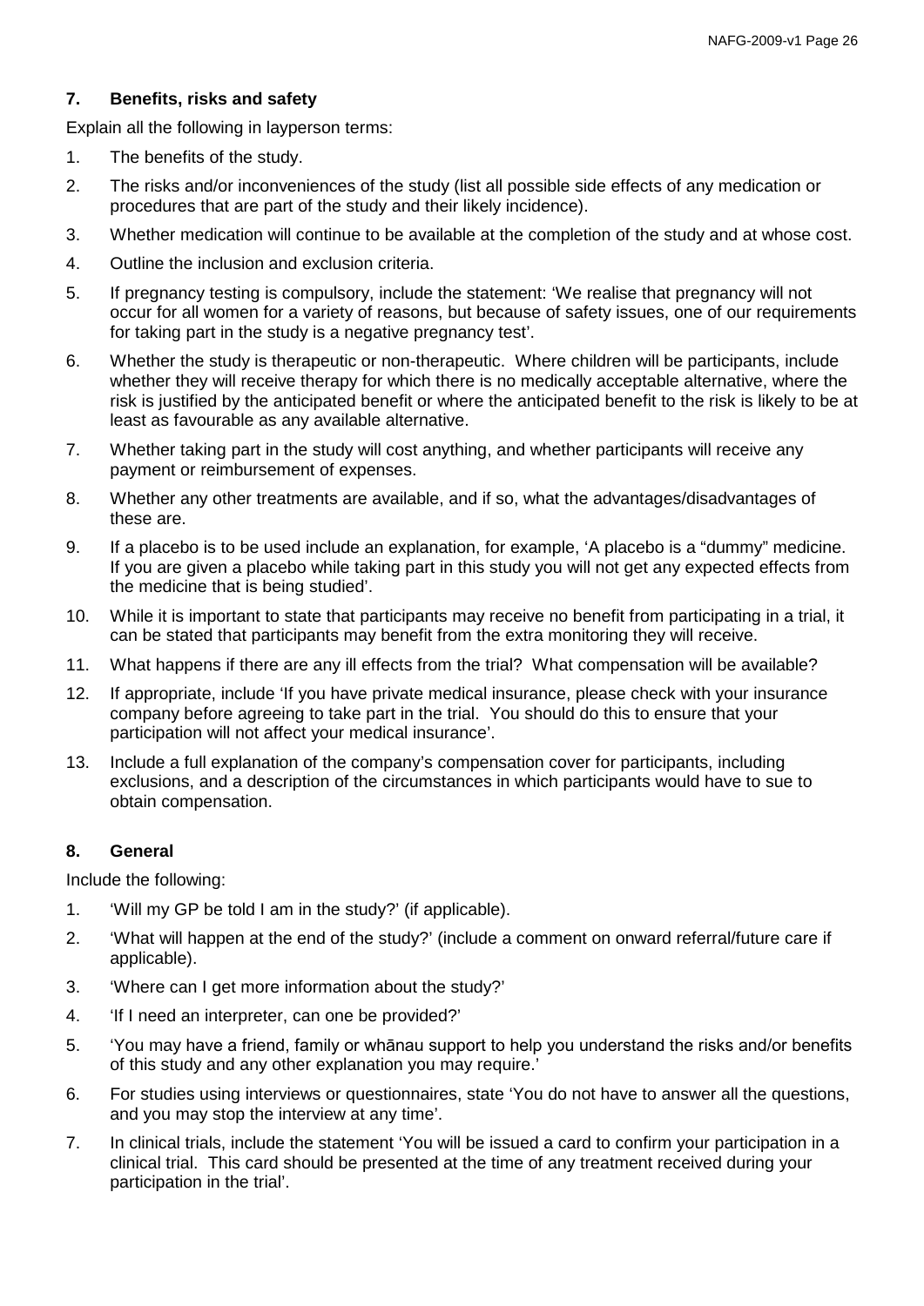### 7. Benefits, risks and safety

Explain all the following in layperson terms:

1. The benefits of the study.
2. The risks and/or inconveniences of the study (list all possible side effects of any medication or procedures that are part of the study and their likely incidence).
3. Whether medication will continue to be available at the completion of the study and at whose cost.
4. Outline the inclusion and exclusion criteria.
5. If pregnancy testing is compulsory, include the statement: 'We realise that pregnancy will not occur for all women for a variety of reasons, but because of safety issues, one of our requirements for taking part in the study is a negative pregnancy test'.
6. Whether the study is therapeutic or non-therapeutic. Where children will be participants, include whether they will receive therapy for which there is no medically acceptable alternative, where the risk is justified by the anticipated benefit or where the anticipated benefit to the risk is likely to be at least as favourable as any available alternative.
7. Whether taking part in the study will cost anything, and whether participants will receive any payment or reimbursement of expenses.
8. Whether any other treatments are available, and if so, what the advantages/disadvantages of these are.
9. If a placebo is to be used include an explanation, for example, 'A placebo is a "dummy" medicine. If you are given a placebo while taking part in this study you will not get any expected effects from the medicine that is being studied'.
10. While it is important to state that participants may receive no benefit from participating in a trial, it can be stated that participants may benefit from the extra monitoring they will receive.
11. What happens if there are any ill effects from the trial? What compensation will be available?
12. If appropriate, include 'If you have private medical insurance, please check with your insurance company before agreeing to take part in the trial. You should do this to ensure that your participation will not affect your medical insurance'.
13. Include a full explanation of the company's compensation cover for participants, including exclusions, and a description of the circumstances in which participants would have to sue to obtain compensation.

### 8. General

Include the following:

1. 'Will my GP be told I am in the study?' (if applicable).
2. 'What will happen at the end of the study?' (include a comment on onward referral/future care if applicable).
3. 'Where can I get more information about the study?'
4. 'If I need an interpreter, can one be provided?'
5. 'You may have a friend, family or whānau support to help you understand the risks and/or benefits of this study and any other explanation you may require.'
6. For studies using interviews or questionnaires, state 'You do not have to answer all the questions, and you may stop the interview at any time'.
7. In clinical trials, include the statement 'You will be issued a card to confirm your participation in a clinical trial. This card should be presented at the time of any treatment received during your participation in the trial'.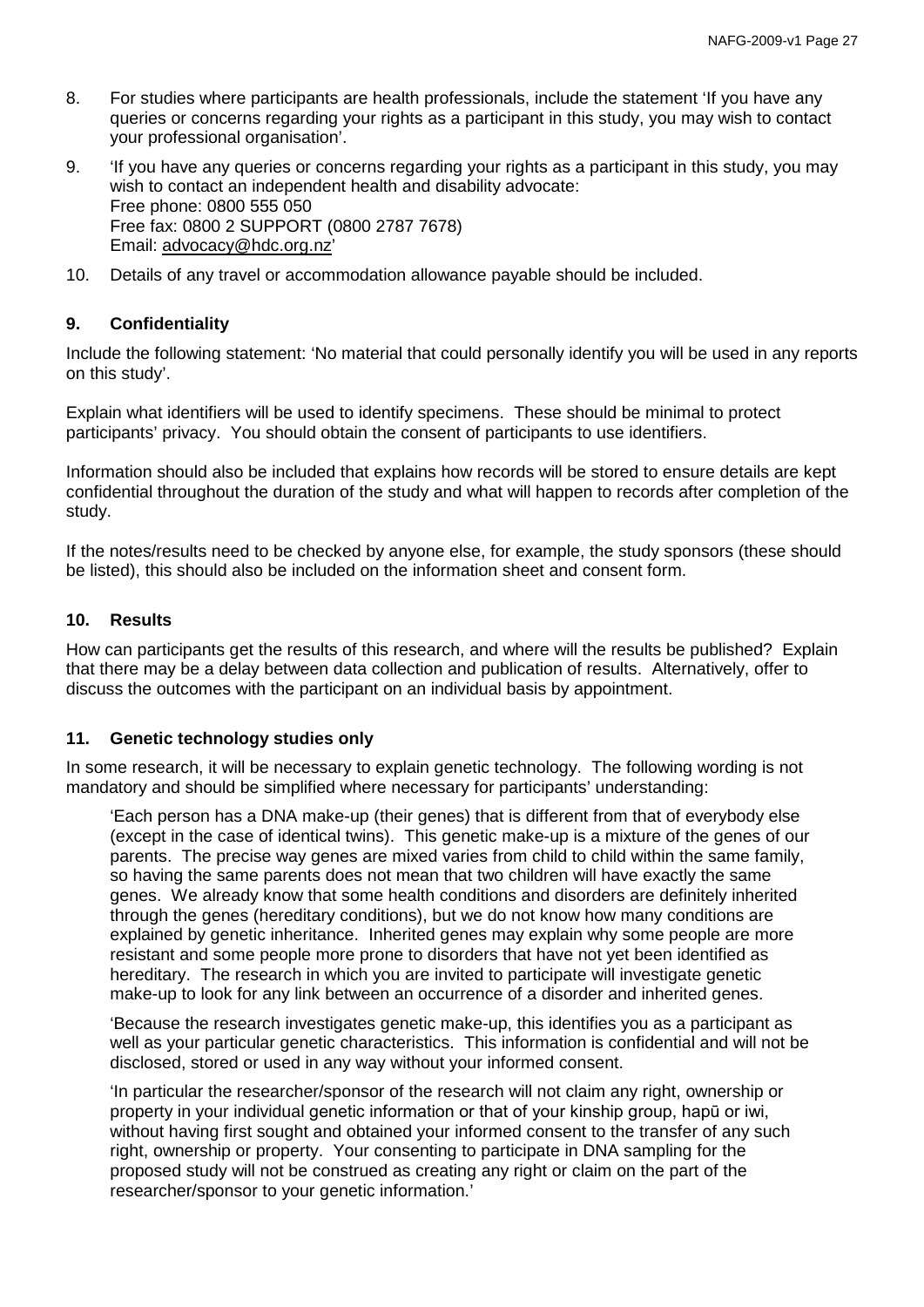8. For studies where participants are health professionals, include the statement 'If you have any queries or concerns regarding your rights as a participant in this study, you may wish to contact your professional organisation'.

9. 'If you have any queries or concerns regarding your rights as a participant in this study, you may wish to contact an independent health and disability advocate:
   Free phone: 0800 555 050
   Free fax: 0800 2 SUPPORT (0800 2787 7678)
   Email: advocacy@hdc.org.nz'

10. Details of any travel or accommodation allowance payable should be included.

## 9. Confidentiality

Include the following statement: 'No material that could personally identify you will be used in any reports on this study'.

Explain what identifiers will be used to identify specimens. These should be minimal to protect participants' privacy. You should obtain the consent of participants to use identifiers.

Information should also be included that explains how records will be stored to ensure details are kept confidential throughout the duration of the study and what will happen to records after completion of the study.

If the notes/results need to be checked by anyone else, for example, the study sponsors (these should be listed), this should also be included on the information sheet and consent form.

## 10. Results

How can participants get the results of this research, and where will the results be published? Explain that there may be a delay between data collection and publication of results. Alternatively, offer to discuss the outcomes with the participant on an individual basis by appointment.

## 11. Genetic technology studies only

In some research, it will be necessary to explain genetic technology. The following wording is not mandatory and should be simplified where necessary for participants' understanding:

> 'Each person has a DNA make-up (their genes) that is different from that of everybody else (except in the case of identical twins). This genetic make-up is a mixture of the genes of our parents. The precise way genes are mixed varies from child to child within the same family, so having the same parents does not mean that two children will have exactly the same genes. We already know that some health conditions and disorders are definitely inherited through the genes (hereditary conditions), but we do not know how many conditions are explained by genetic inheritance. Inherited genes may explain why some people are more resistant and some people more prone to disorders that have not yet been identified as hereditary. The research in which you are invited to participate will investigate genetic make-up to look for any link between an occurrence of a disorder and inherited genes.
>
> 'Because the research investigates genetic make-up, this identifies you as a participant as well as your particular genetic characteristics. This information is confidential and will not be disclosed, stored or used in any way without your informed consent.
>
> 'In particular the researcher/sponsor of the research will not claim any right, ownership or property in your individual genetic information or that of your kinship group, hapū or iwi, without having first sought and obtained your informed consent to the transfer of any such right, ownership or property. Your consenting to participate in DNA sampling for the proposed study will not be construed as creating any right or claim on the part of the researcher/sponsor to your genetic information.'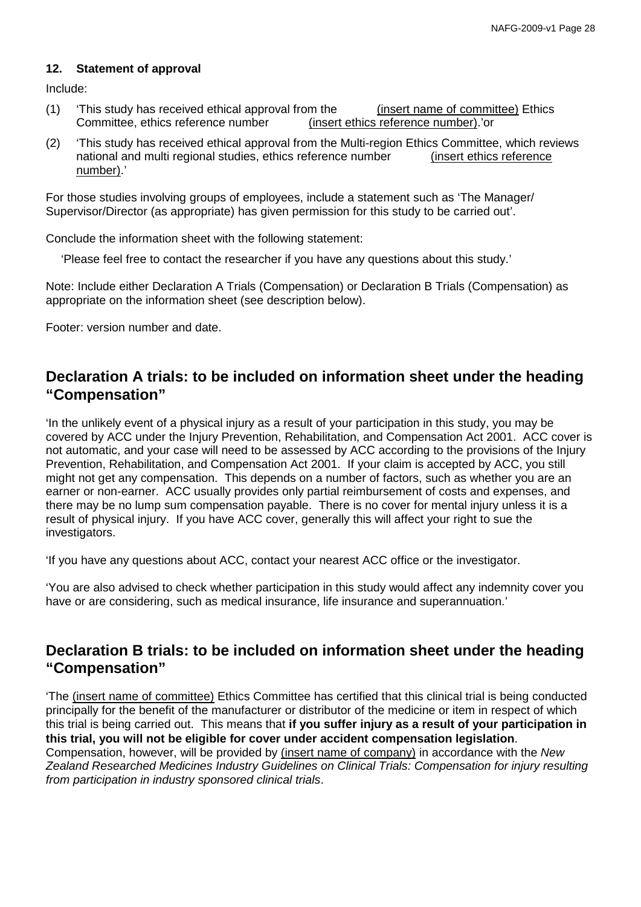**12. Statement of approval**

Include:

(1) 'This study has received ethical approval from the (insert name of committee) Ethics Committee, ethics reference number (insert ethics reference number).'or

(2) 'This study has received ethical approval from the Multi-region Ethics Committee, which reviews national and multi regional studies, ethics reference number (insert ethics reference number).'

For those studies involving groups of employees, include a statement such as 'The Manager/ Supervisor/Director (as appropriate) has given permission for this study to be carried out'.

Conclude the information sheet with the following statement:

'Please feel free to contact the researcher if you have any questions about this study.'

Note: Include either Declaration A Trials (Compensation) or Declaration B Trials (Compensation) as appropriate on the information sheet (see description below).

Footer: version number and date.

## Declaration A trials: to be included on information sheet under the heading "Compensation"

'In the unlikely event of a physical injury as a result of your participation in this study, you may be covered by ACC under the Injury Prevention, Rehabilitation, and Compensation Act 2001. ACC cover is not automatic, and your case will need to be assessed by ACC according to the provisions of the Injury Prevention, Rehabilitation, and Compensation Act 2001. If your claim is accepted by ACC, you still might not get any compensation. This depends on a number of factors, such as whether you are an earner or non-earner. ACC usually provides only partial reimbursement of costs and expenses, and there may be no lump sum compensation payable. There is no cover for mental injury unless it is a result of physical injury. If you have ACC cover, generally this will affect your right to sue the investigators.

'If you have any questions about ACC, contact your nearest ACC office or the investigator.

'You are also advised to check whether participation in this study would affect any indemnity cover you have or are considering, such as medical insurance, life insurance and superannuation.'

## Declaration B trials: to be included on information sheet under the heading "Compensation"

'The (insert name of committee) Ethics Committee has certified that this clinical trial is being conducted principally for the benefit of the manufacturer or distributor of the medicine or item in respect of which this trial is being carried out. This means that **if you suffer injury as a result of your participation in this trial, you will not be eligible for cover under accident compensation legislation**. Compensation, however, will be provided by (insert name of company) in accordance with the *New Zealand Researched Medicines Industry Guidelines on Clinical Trials: Compensation for injury resulting from participation in industry sponsored clinical trials*.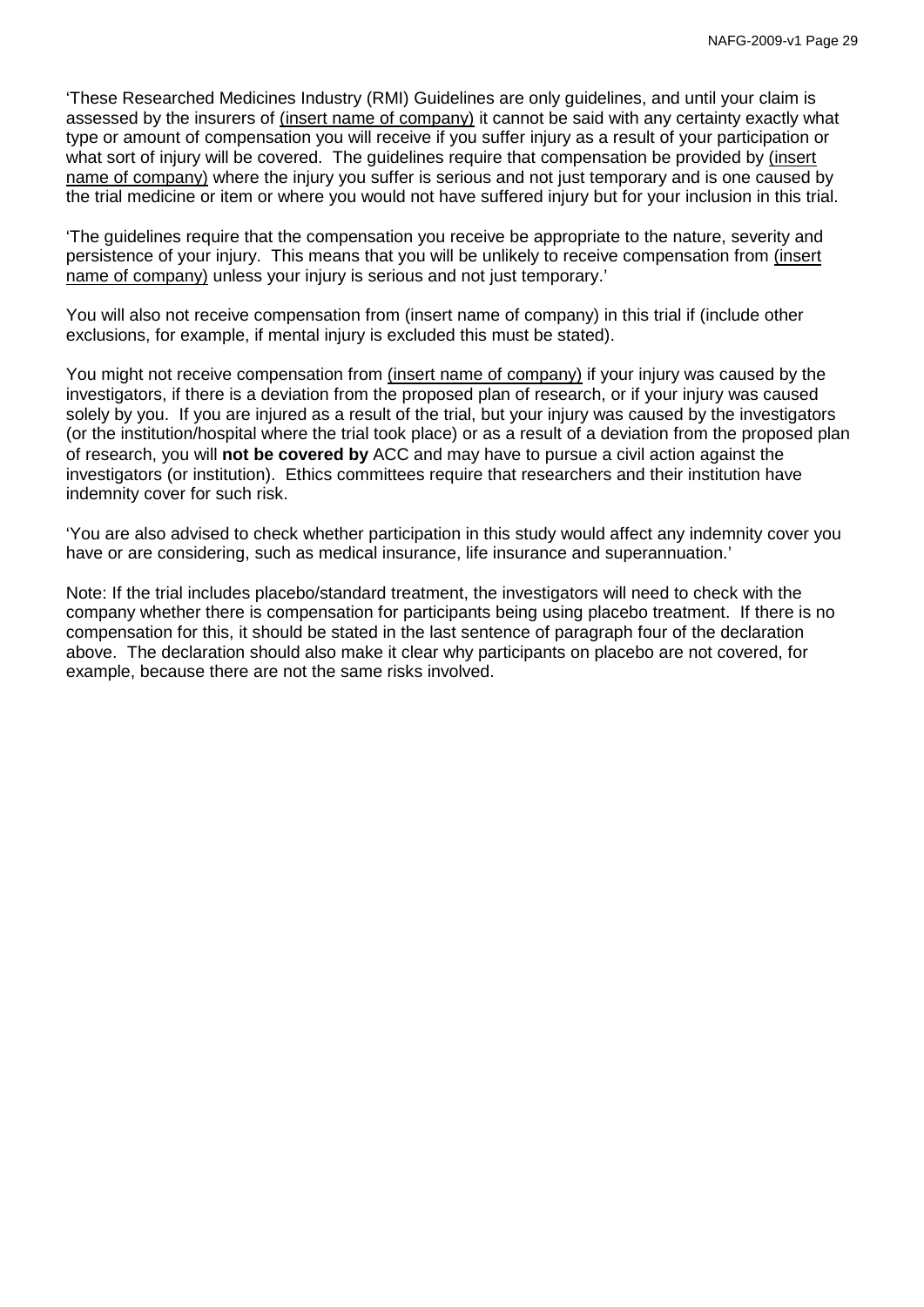'These Researched Medicines Industry (RMI) Guidelines are only guidelines, and until your claim is assessed by the insurers of <u>(insert name of company)</u> it cannot be said with any certainty exactly what type or amount of compensation you will receive if you suffer injury as a result of your participation or what sort of injury will be covered. The guidelines require that compensation be provided by <u>(insert name of company)</u> where the injury you suffer is serious and not just temporary and is one caused by the trial medicine or item or where you would not have suffered injury but for your inclusion in this trial.

'The guidelines require that the compensation you receive be appropriate to the nature, severity and persistence of your injury. This means that you will be unlikely to receive compensation from <u>(insert name of company)</u> unless your injury is serious and not just temporary.'

You will also not receive compensation from (insert name of company) in this trial if (include other exclusions, for example, if mental injury is excluded this must be stated).

You might not receive compensation from <u>(insert name of company)</u> if your injury was caused by the investigators, if there is a deviation from the proposed plan of research, or if your injury was caused solely by you. If you are injured as a result of the trial, but your injury was caused by the investigators (or the institution/hospital where the trial took place) or as a result of a deviation from the proposed plan of research, you will **not be covered by** ACC and may have to pursue a civil action against the investigators (or institution). Ethics committees require that researchers and their institution have indemnity cover for such risk.

'You are also advised to check whether participation in this study would affect any indemnity cover you have or are considering, such as medical insurance, life insurance and superannuation.'

Note: If the trial includes placebo/standard treatment, the investigators will need to check with the company whether there is compensation for participants being using placebo treatment. If there is no compensation for this, it should be stated in the last sentence of paragraph four of the declaration above. The declaration should also make it clear why participants on placebo are not covered, for example, because there are not the same risks involved.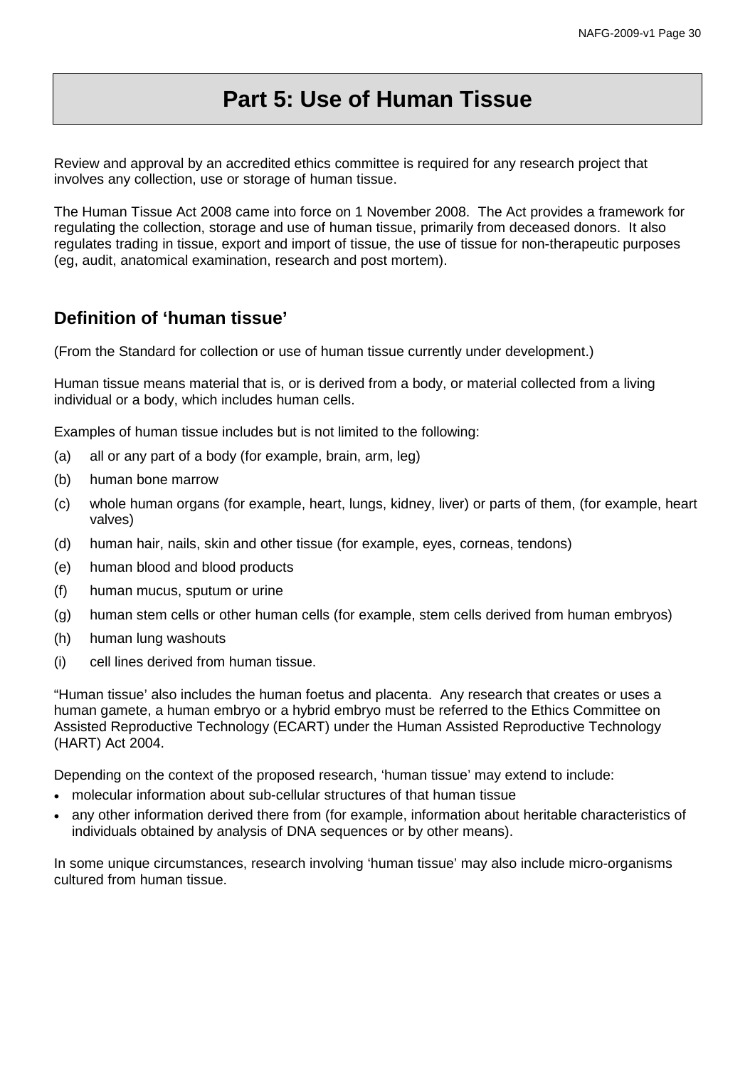# Part 5: Use of Human Tissue

Review and approval by an accredited ethics committee is required for any research project that involves any collection, use or storage of human tissue.

The Human Tissue Act 2008 came into force on 1 November 2008. The Act provides a framework for regulating the collection, storage and use of human tissue, primarily from deceased donors. It also regulates trading in tissue, export and import of tissue, the use of tissue for non-therapeutic purposes (eg, audit, anatomical examination, research and post mortem).

## Definition of 'human tissue'

(From the Standard for collection or use of human tissue currently under development.)

Human tissue means material that is, or is derived from a body, or material collected from a living individual or a body, which includes human cells.

Examples of human tissue includes but is not limited to the following:

(a) all or any part of a body (for example, brain, arm, leg)

(b) human bone marrow

(c) whole human organs (for example, heart, lungs, kidney, liver) or parts of them, (for example, heart valves)

(d) human hair, nails, skin and other tissue (for example, eyes, corneas, tendons)

(e) human blood and blood products

(f) human mucus, sputum or urine

(g) human stem cells or other human cells (for example, stem cells derived from human embryos)

(h) human lung washouts

(i) cell lines derived from human tissue.

"Human tissue' also includes the human foetus and placenta. Any research that creates or uses a human gamete, a human embryo or a hybrid embryo must be referred to the Ethics Committee on Assisted Reproductive Technology (ECART) under the Human Assisted Reproductive Technology (HART) Act 2004.

Depending on the context of the proposed research, 'human tissue' may extend to include:

- molecular information about sub-cellular structures of that human tissue
- any other information derived there from (for example, information about heritable characteristics of individuals obtained by analysis of DNA sequences or by other means).

In some unique circumstances, research involving 'human tissue' may also include micro-organisms cultured from human tissue.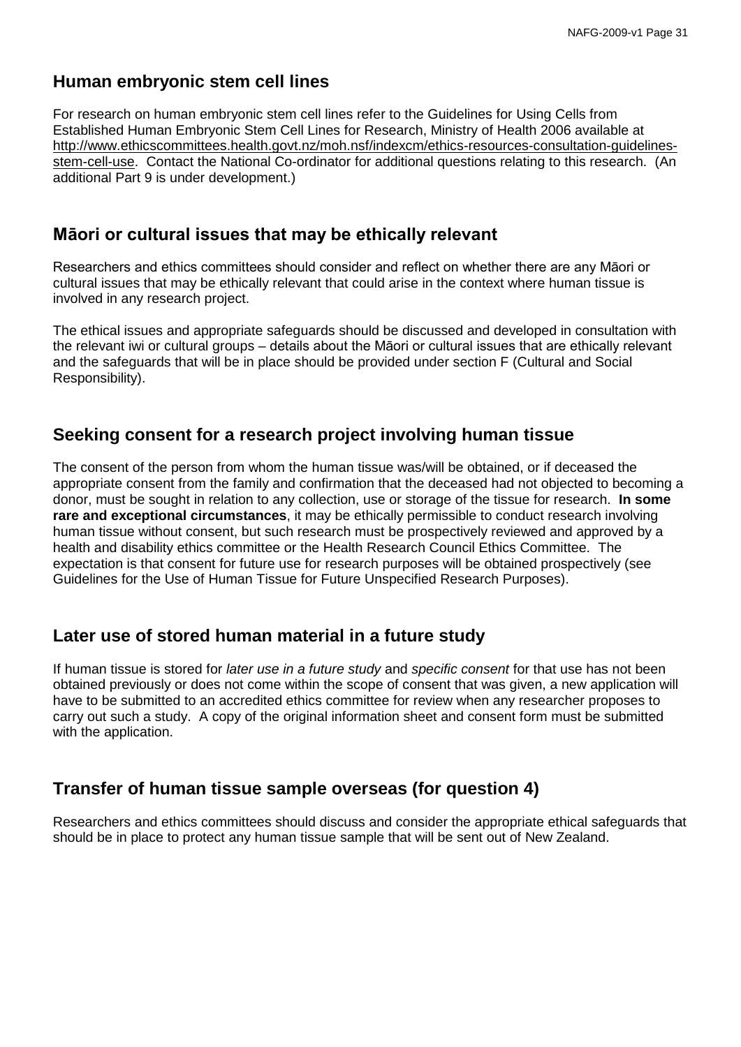## Human embryonic stem cell lines

For research on human embryonic stem cell lines refer to the Guidelines for Using Cells from Established Human Embryonic Stem Cell Lines for Research, Ministry of Health 2006 available at http://www.ethicscommittees.health.govt.nz/moh.nsf/indexcm/ethics-resources-consultation-guidelines-stem-cell-use. Contact the National Co-ordinator for additional questions relating to this research. (An additional Part 9 is under development.)

## Māori or cultural issues that may be ethically relevant

Researchers and ethics committees should consider and reflect on whether there are any Māori or cultural issues that may be ethically relevant that could arise in the context where human tissue is involved in any research project.

The ethical issues and appropriate safeguards should be discussed and developed in consultation with the relevant iwi or cultural groups – details about the Māori or cultural issues that are ethically relevant and the safeguards that will be in place should be provided under section F (Cultural and Social Responsibility).

## Seeking consent for a research project involving human tissue

The consent of the person from whom the human tissue was/will be obtained, or if deceased the appropriate consent from the family and confirmation that the deceased had not objected to becoming a donor, must be sought in relation to any collection, use or storage of the tissue for research. **In some rare and exceptional circumstances**, it may be ethically permissible to conduct research involving human tissue without consent, but such research must be prospectively reviewed and approved by a health and disability ethics committee or the Health Research Council Ethics Committee. The expectation is that consent for future use for research purposes will be obtained prospectively (see Guidelines for the Use of Human Tissue for Future Unspecified Research Purposes).

## Later use of stored human material in a future study

If human tissue is stored for *later use in a future study* and *specific consent* for that use has not been obtained previously or does not come within the scope of consent that was given, a new application will have to be submitted to an accredited ethics committee for review when any researcher proposes to carry out such a study. A copy of the original information sheet and consent form must be submitted with the application.

## Transfer of human tissue sample overseas (for question 4)

Researchers and ethics committees should discuss and consider the appropriate ethical safeguards that should be in place to protect any human tissue sample that will be sent out of New Zealand.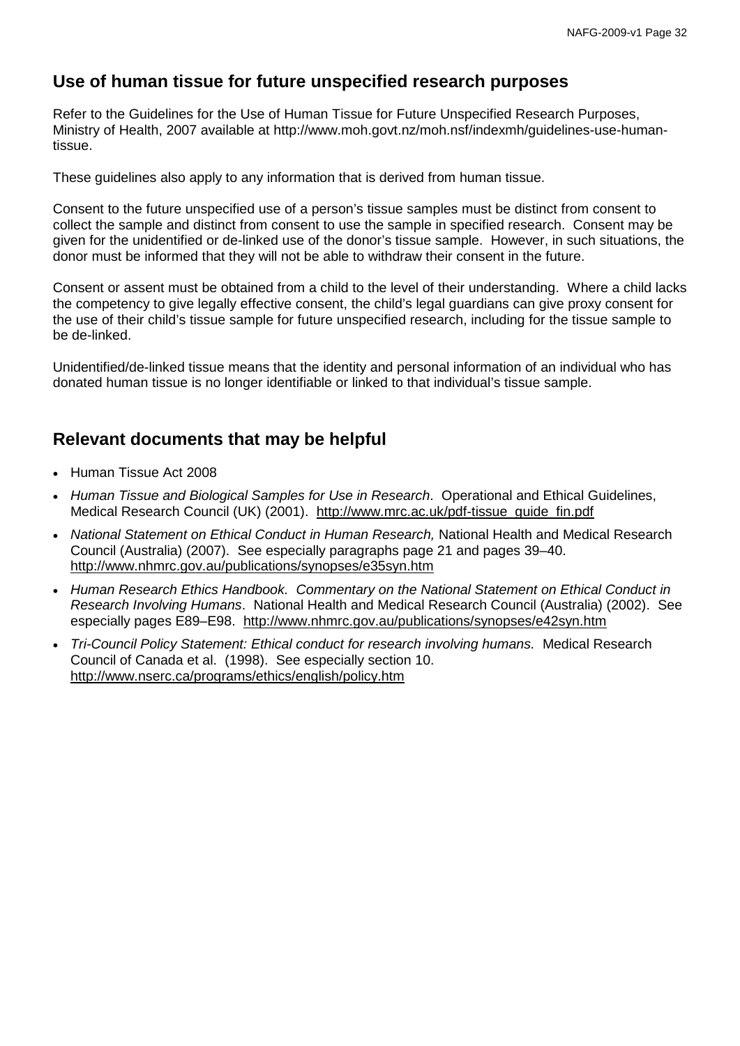## Use of human tissue for future unspecified research purposes

Refer to the Guidelines for the Use of Human Tissue for Future Unspecified Research Purposes, Ministry of Health, 2007 available at http://www.moh.govt.nz/moh.nsf/indexmh/guidelines-use-human-tissue.

These guidelines also apply to any information that is derived from human tissue.

Consent to the future unspecified use of a person's tissue samples must be distinct from consent to collect the sample and distinct from consent to use the sample in specified research. Consent may be given for the unidentified or de-linked use of the donor's tissue sample. However, in such situations, the donor must be informed that they will not be able to withdraw their consent in the future.

Consent or assent must be obtained from a child to the level of their understanding. Where a child lacks the competency to give legally effective consent, the child's legal guardians can give proxy consent for the use of their child's tissue sample for future unspecified research, including for the tissue sample to be de-linked.

Unidentified/de-linked tissue means that the identity and personal information of an individual who has donated human tissue is no longer identifiable or linked to that individual's tissue sample.

## Relevant documents that may be helpful

- Human Tissue Act 2008
- *Human Tissue and Biological Samples for Use in Research*. Operational and Ethical Guidelines, Medical Research Council (UK) (2001). http://www.mrc.ac.uk/pdf-tissue_guide_fin.pdf
- *National Statement on Ethical Conduct in Human Research,* National Health and Medical Research Council (Australia) (2007). See especially paragraphs page 21 and pages 39–40. http://www.nhmrc.gov.au/publications/synopses/e35syn.htm
- *Human Research Ethics Handbook. Commentary on the National Statement on Ethical Conduct in Research Involving Humans*. National Health and Medical Research Council (Australia) (2002). See especially pages E89–E98. http://www.nhmrc.gov.au/publications/synopses/e42syn.htm
- *Tri-Council Policy Statement: Ethical conduct for research involving humans.* Medical Research Council of Canada et al. (1998). See especially section 10. http://www.nserc.ca/programs/ethics/english/policy.htm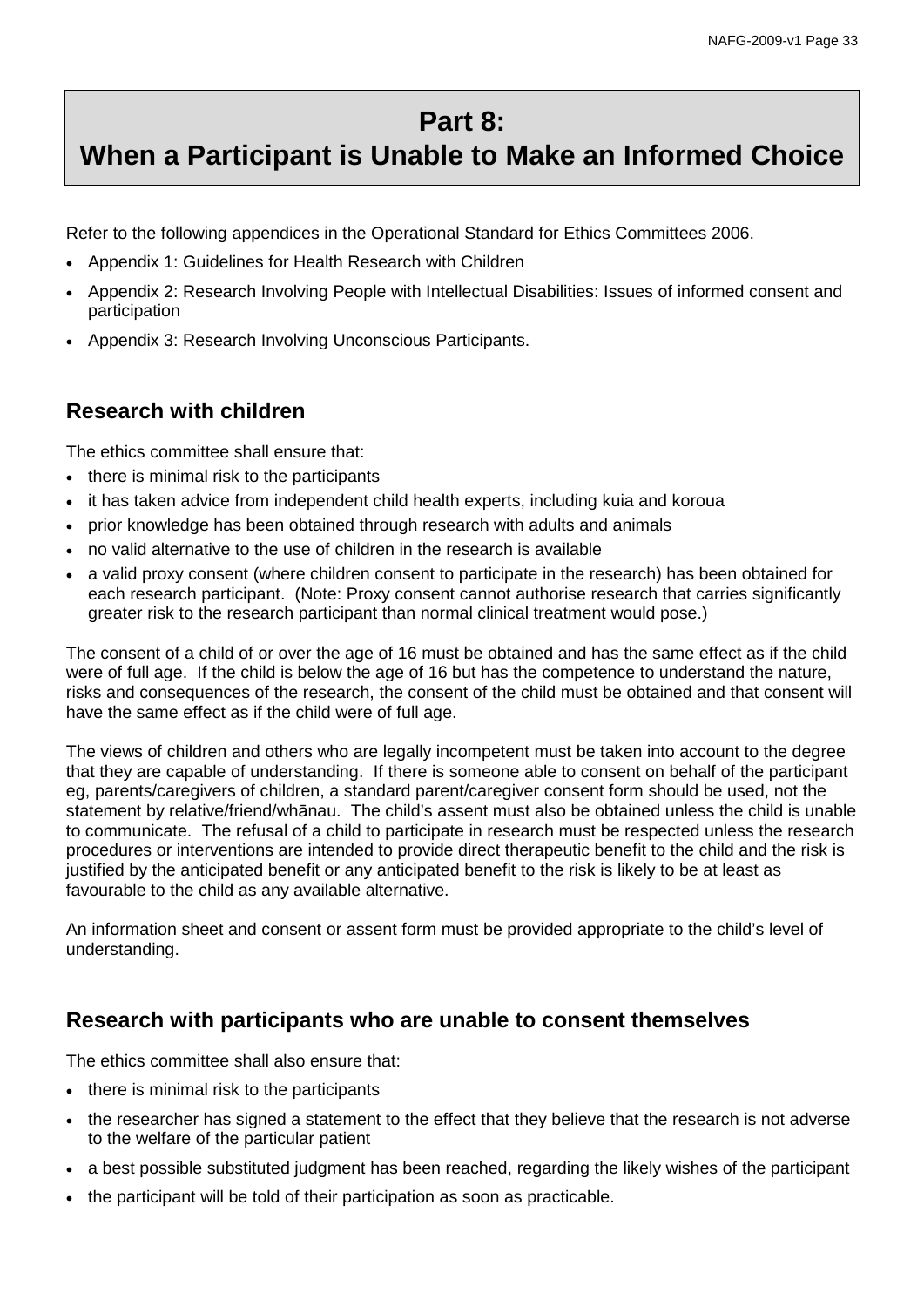# Part 8: When a Participant is Unable to Make an Informed Choice

Refer to the following appendices in the Operational Standard for Ethics Committees 2006.

- Appendix 1: Guidelines for Health Research with Children
- Appendix 2: Research Involving People with Intellectual Disabilities: Issues of informed consent and participation
- Appendix 3: Research Involving Unconscious Participants.

## Research with children

The ethics committee shall ensure that:

- there is minimal risk to the participants
- it has taken advice from independent child health experts, including kuia and koroua
- prior knowledge has been obtained through research with adults and animals
- no valid alternative to the use of children in the research is available
- a valid proxy consent (where children consent to participate in the research) has been obtained for each research participant. (Note: Proxy consent cannot authorise research that carries significantly greater risk to the research participant than normal clinical treatment would pose.)

The consent of a child of or over the age of 16 must be obtained and has the same effect as if the child were of full age. If the child is below the age of 16 but has the competence to understand the nature, risks and consequences of the research, the consent of the child must be obtained and that consent will have the same effect as if the child were of full age.

The views of children and others who are legally incompetent must be taken into account to the degree that they are capable of understanding. If there is someone able to consent on behalf of the participant eg, parents/caregivers of children, a standard parent/caregiver consent form should be used, not the statement by relative/friend/whānau. The child's assent must also be obtained unless the child is unable to communicate. The refusal of a child to participate in research must be respected unless the research procedures or interventions are intended to provide direct therapeutic benefit to the child and the risk is justified by the anticipated benefit or any anticipated benefit to the risk is likely to be at least as favourable to the child as any available alternative.

An information sheet and consent or assent form must be provided appropriate to the child's level of understanding.

## Research with participants who are unable to consent themselves

The ethics committee shall also ensure that:

- there is minimal risk to the participants
- the researcher has signed a statement to the effect that they believe that the research is not adverse to the welfare of the particular patient
- a best possible substituted judgment has been reached, regarding the likely wishes of the participant
- the participant will be told of their participation as soon as practicable.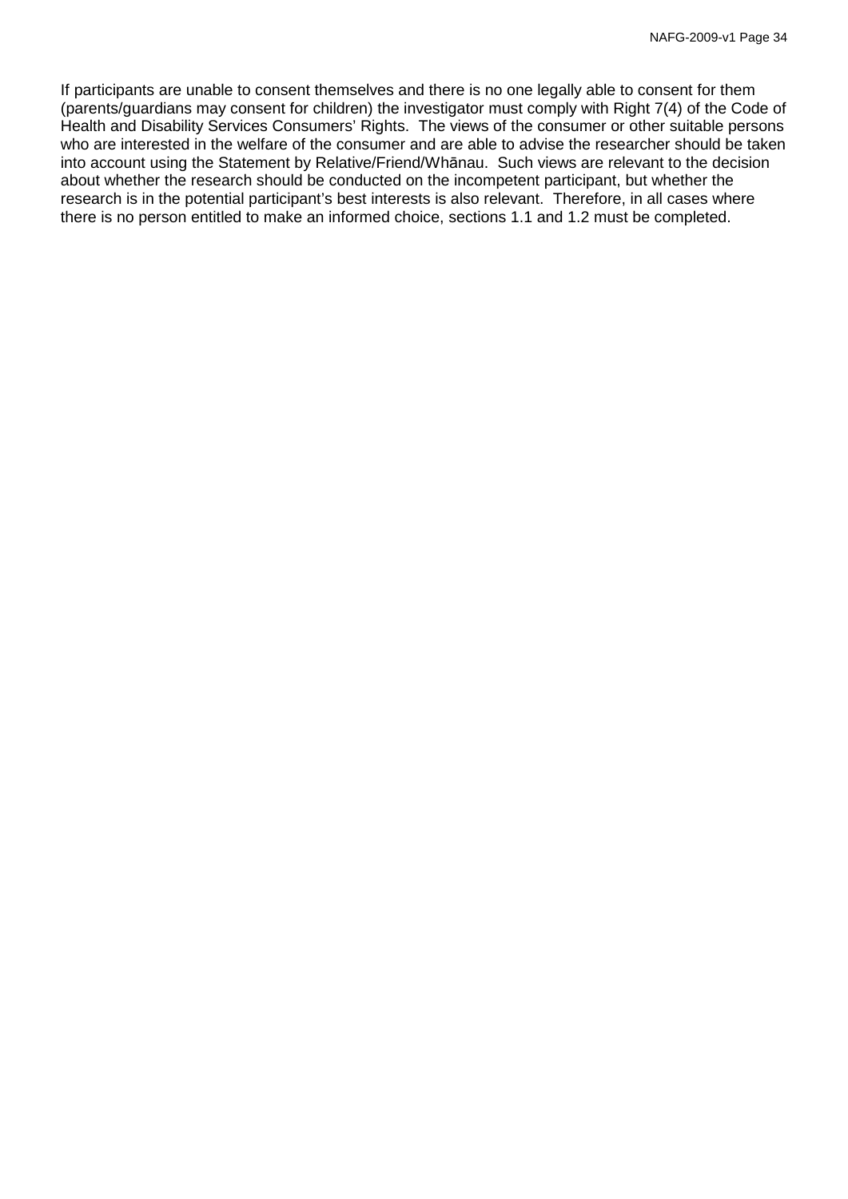If participants are unable to consent themselves and there is no one legally able to consent for them (parents/guardians may consent for children) the investigator must comply with Right 7(4) of the Code of Health and Disability Services Consumers' Rights. The views of the consumer or other suitable persons who are interested in the welfare of the consumer and are able to advise the researcher should be taken into account using the Statement by Relative/Friend/Whānau. Such views are relevant to the decision about whether the research should be conducted on the incompetent participant, but whether the research is in the potential participant's best interests is also relevant. Therefore, in all cases where there is no person entitled to make an informed choice, sections 1.1 and 1.2 must be completed.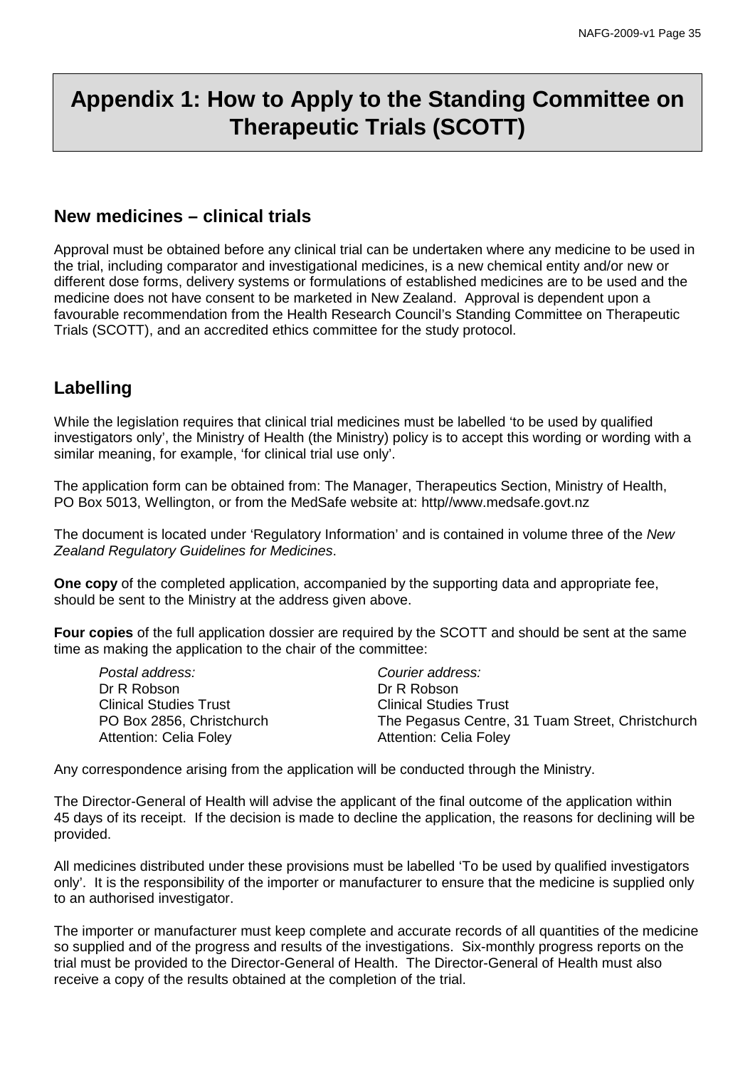# Appendix 1: How to Apply to the Standing Committee on Therapeutic Trials (SCOTT)

## New medicines – clinical trials

Approval must be obtained before any clinical trial can be undertaken where any medicine to be used in the trial, including comparator and investigational medicines, is a new chemical entity and/or new or different dose forms, delivery systems or formulations of established medicines are to be used and the medicine does not have consent to be marketed in New Zealand. Approval is dependent upon a favourable recommendation from the Health Research Council's Standing Committee on Therapeutic Trials (SCOTT), and an accredited ethics committee for the study protocol.

## Labelling

While the legislation requires that clinical trial medicines must be labelled 'to be used by qualified investigators only', the Ministry of Health (the Ministry) policy is to accept this wording or wording with a similar meaning, for example, 'for clinical trial use only'.

The application form can be obtained from: The Manager, Therapeutics Section, Ministry of Health, PO Box 5013, Wellington, or from the MedSafe website at: http//www.medsafe.govt.nz

The document is located under 'Regulatory Information' and is contained in volume three of the *New Zealand Regulatory Guidelines for Medicines*.

**One copy** of the completed application, accompanied by the supporting data and appropriate fee, should be sent to the Ministry at the address given above.

**Four copies** of the full application dossier are required by the SCOTT and should be sent at the same time as making the application to the chair of the committee:

*Postal address:*
Dr R Robson
Clinical Studies Trust
PO Box 2856, Christchurch
Attention: Celia Foley

*Courier address:*
Dr R Robson
Clinical Studies Trust
The Pegasus Centre, 31 Tuam Street, Christchurch
Attention: Celia Foley

Any correspondence arising from the application will be conducted through the Ministry.

The Director-General of Health will advise the applicant of the final outcome of the application within 45 days of its receipt. If the decision is made to decline the application, the reasons for declining will be provided.

All medicines distributed under these provisions must be labelled 'To be used by qualified investigators only'. It is the responsibility of the importer or manufacturer to ensure that the medicine is supplied only to an authorised investigator.

The importer or manufacturer must keep complete and accurate records of all quantities of the medicine so supplied and of the progress and results of the investigations. Six-monthly progress reports on the trial must be provided to the Director-General of Health. The Director-General of Health must also receive a copy of the results obtained at the completion of the trial.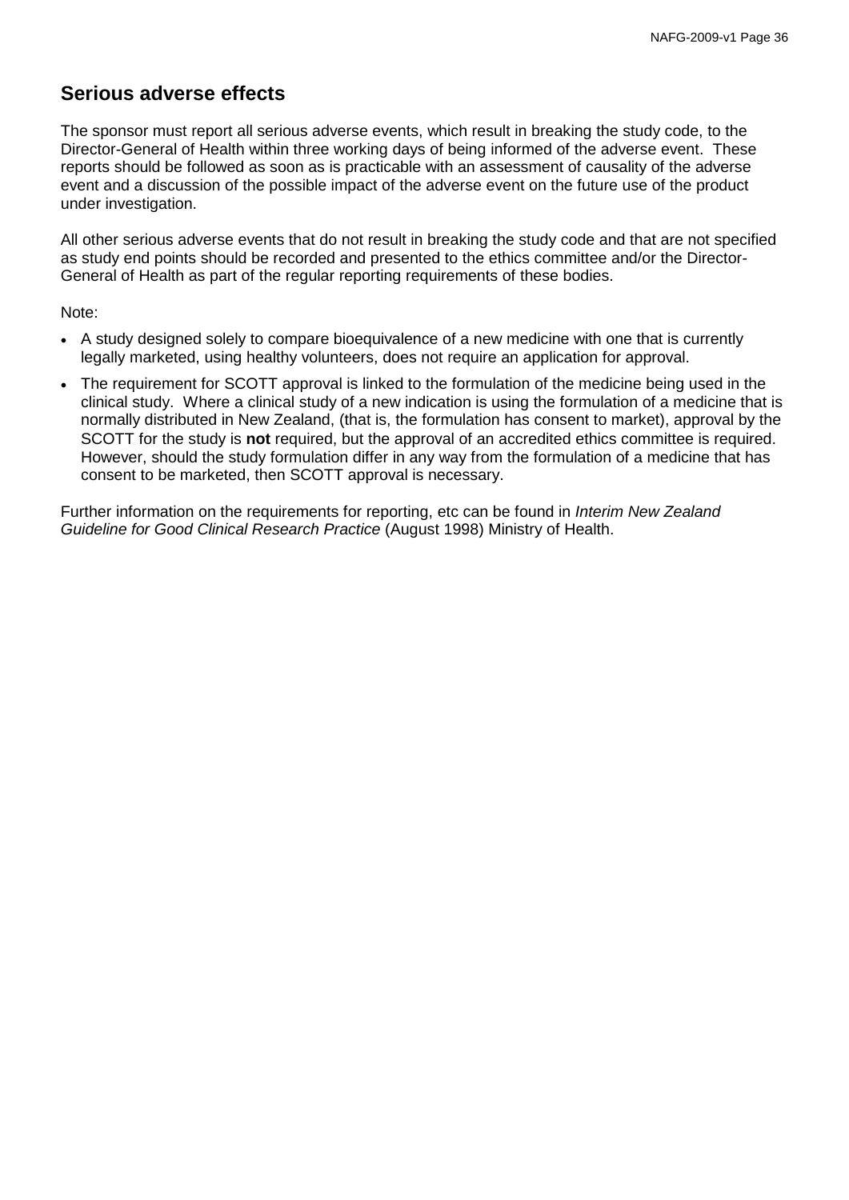## Serious adverse effects

The sponsor must report all serious adverse events, which result in breaking the study code, to the Director-General of Health within three working days of being informed of the adverse event. These reports should be followed as soon as is practicable with an assessment of causality of the adverse event and a discussion of the possible impact of the adverse event on the future use of the product under investigation.

All other serious adverse events that do not result in breaking the study code and that are not specified as study end points should be recorded and presented to the ethics committee and/or the Director-General of Health as part of the regular reporting requirements of these bodies.

Note:

- A study designed solely to compare bioequivalence of a new medicine with one that is currently legally marketed, using healthy volunteers, does not require an application for approval.
- The requirement for SCOTT approval is linked to the formulation of the medicine being used in the clinical study. Where a clinical study of a new indication is using the formulation of a medicine that is normally distributed in New Zealand, (that is, the formulation has consent to market), approval by the SCOTT for the study is **not** required, but the approval of an accredited ethics committee is required. However, should the study formulation differ in any way from the formulation of a medicine that has consent to be marketed, then SCOTT approval is necessary.

Further information on the requirements for reporting, etc can be found in *Interim New Zealand Guideline for Good Clinical Research Practice* (August 1998) Ministry of Health.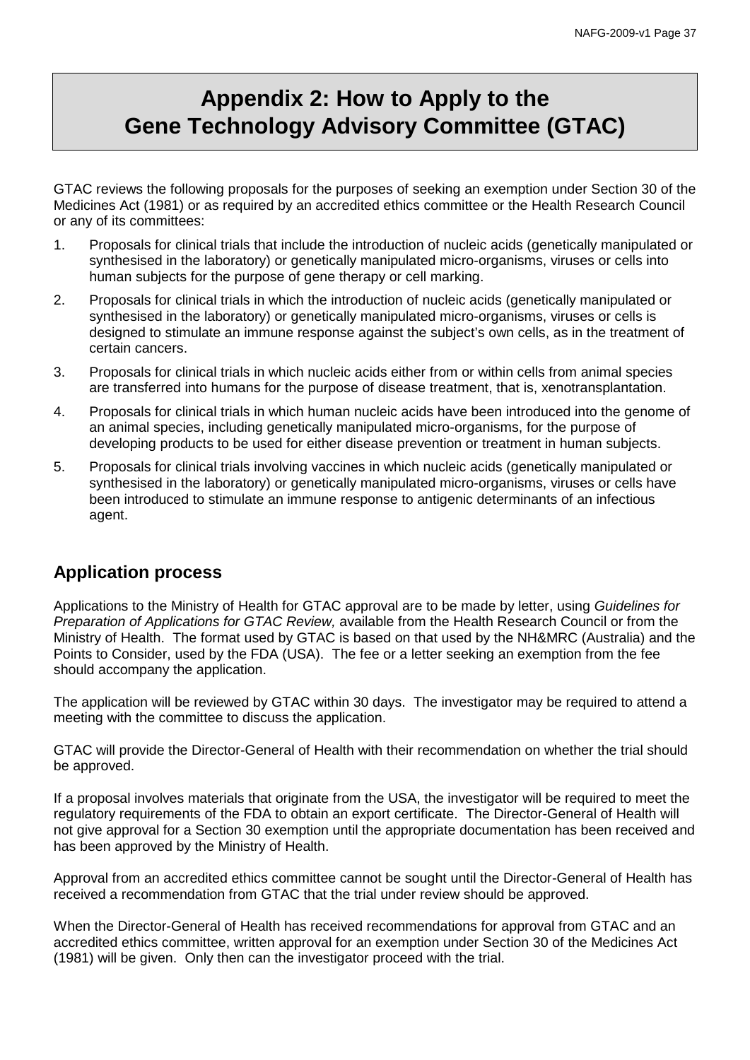# Appendix 2: How to Apply to the Gene Technology Advisory Committee (GTAC)

GTAC reviews the following proposals for the purposes of seeking an exemption under Section 30 of the Medicines Act (1981) or as required by an accredited ethics committee or the Health Research Council or any of its committees:

1. Proposals for clinical trials that include the introduction of nucleic acids (genetically manipulated or synthesised in the laboratory) or genetically manipulated micro-organisms, viruses or cells into human subjects for the purpose of gene therapy or cell marking.
2. Proposals for clinical trials in which the introduction of nucleic acids (genetically manipulated or synthesised in the laboratory) or genetically manipulated micro-organisms, viruses or cells is designed to stimulate an immune response against the subject's own cells, as in the treatment of certain cancers.
3. Proposals for clinical trials in which nucleic acids either from or within cells from animal species are transferred into humans for the purpose of disease treatment, that is, xenotransplantation.
4. Proposals for clinical trials in which human nucleic acids have been introduced into the genome of an animal species, including genetically manipulated micro-organisms, for the purpose of developing products to be used for either disease prevention or treatment in human subjects.
5. Proposals for clinical trials involving vaccines in which nucleic acids (genetically manipulated or synthesised in the laboratory) or genetically manipulated micro-organisms, viruses or cells have been introduced to stimulate an immune response to antigenic determinants of an infectious agent.

## Application process

Applications to the Ministry of Health for GTAC approval are to be made by letter, using *Guidelines for Preparation of Applications for GTAC Review,* available from the Health Research Council or from the Ministry of Health. The format used by GTAC is based on that used by the NH&MRC (Australia) and the Points to Consider, used by the FDA (USA). The fee or a letter seeking an exemption from the fee should accompany the application.

The application will be reviewed by GTAC within 30 days. The investigator may be required to attend a meeting with the committee to discuss the application.

GTAC will provide the Director-General of Health with their recommendation on whether the trial should be approved.

If a proposal involves materials that originate from the USA, the investigator will be required to meet the regulatory requirements of the FDA to obtain an export certificate. The Director-General of Health will not give approval for a Section 30 exemption until the appropriate documentation has been received and has been approved by the Ministry of Health.

Approval from an accredited ethics committee cannot be sought until the Director-General of Health has received a recommendation from GTAC that the trial under review should be approved.

When the Director-General of Health has received recommendations for approval from GTAC and an accredited ethics committee, written approval for an exemption under Section 30 of the Medicines Act (1981) will be given. Only then can the investigator proceed with the trial.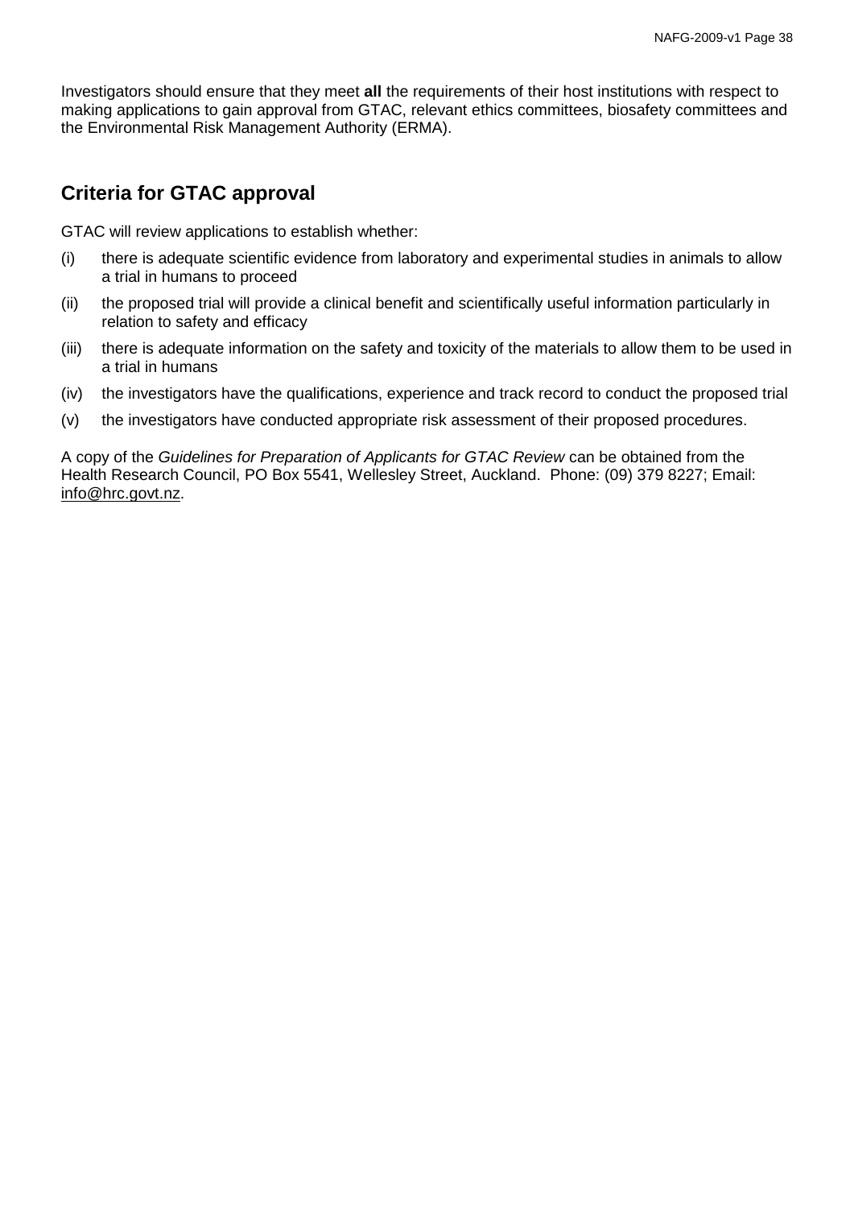Investigators should ensure that they meet **all** the requirements of their host institutions with respect to making applications to gain approval from GTAC, relevant ethics committees, biosafety committees and the Environmental Risk Management Authority (ERMA).

## Criteria for GTAC approval

GTAC will review applications to establish whether:

(i) there is adequate scientific evidence from laboratory and experimental studies in animals to allow a trial in humans to proceed

(ii) the proposed trial will provide a clinical benefit and scientifically useful information particularly in relation to safety and efficacy

(iii) there is adequate information on the safety and toxicity of the materials to allow them to be used in a trial in humans

(iv) the investigators have the qualifications, experience and track record to conduct the proposed trial

(v) the investigators have conducted appropriate risk assessment of their proposed procedures.

A copy of the *Guidelines for Preparation of Applicants for GTAC Review* can be obtained from the Health Research Council, PO Box 5541, Wellesley Street, Auckland. Phone: (09) 379 8227; Email: info@hrc.govt.nz.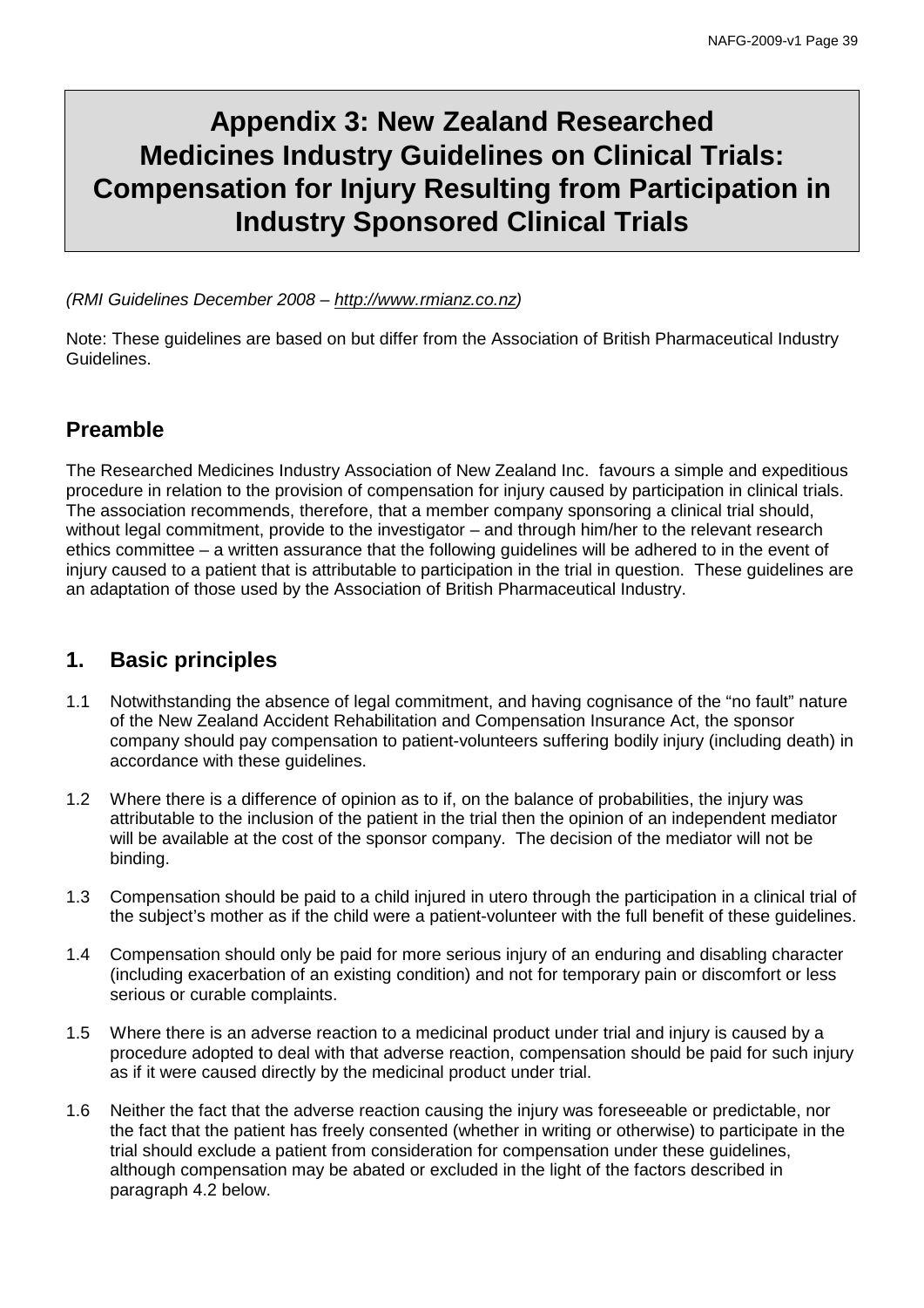# Appendix 3: New Zealand Researched Medicines Industry Guidelines on Clinical Trials: Compensation for Injury Resulting from Participation in Industry Sponsored Clinical Trials

*(RMI Guidelines December 2008 – http://www.rmianz.co.nz)*

Note: These guidelines are based on but differ from the Association of British Pharmaceutical Industry Guidelines.

## Preamble

The Researched Medicines Industry Association of New Zealand Inc. favours a simple and expeditious procedure in relation to the provision of compensation for injury caused by participation in clinical trials. The association recommends, therefore, that a member company sponsoring a clinical trial should, without legal commitment, provide to the investigator – and through him/her to the relevant research ethics committee – a written assurance that the following guidelines will be adhered to in the event of injury caused to a patient that is attributable to participation in the trial in question. These guidelines are an adaptation of those used by the Association of British Pharmaceutical Industry.

## 1. Basic principles

1.1 Notwithstanding the absence of legal commitment, and having cognisance of the "no fault" nature of the New Zealand Accident Rehabilitation and Compensation Insurance Act, the sponsor company should pay compensation to patient-volunteers suffering bodily injury (including death) in accordance with these guidelines.

1.2 Where there is a difference of opinion as to if, on the balance of probabilities, the injury was attributable to the inclusion of the patient in the trial then the opinion of an independent mediator will be available at the cost of the sponsor company. The decision of the mediator will not be binding.

1.3 Compensation should be paid to a child injured in utero through the participation in a clinical trial of the subject's mother as if the child were a patient-volunteer with the full benefit of these guidelines.

1.4 Compensation should only be paid for more serious injury of an enduring and disabling character (including exacerbation of an existing condition) and not for temporary pain or discomfort or less serious or curable complaints.

1.5 Where there is an adverse reaction to a medicinal product under trial and injury is caused by a procedure adopted to deal with that adverse reaction, compensation should be paid for such injury as if it were caused directly by the medicinal product under trial.

1.6 Neither the fact that the adverse reaction causing the injury was foreseeable or predictable, nor the fact that the patient has freely consented (whether in writing or otherwise) to participate in the trial should exclude a patient from consideration for compensation under these guidelines, although compensation may be abated or excluded in the light of the factors described in paragraph 4.2 below.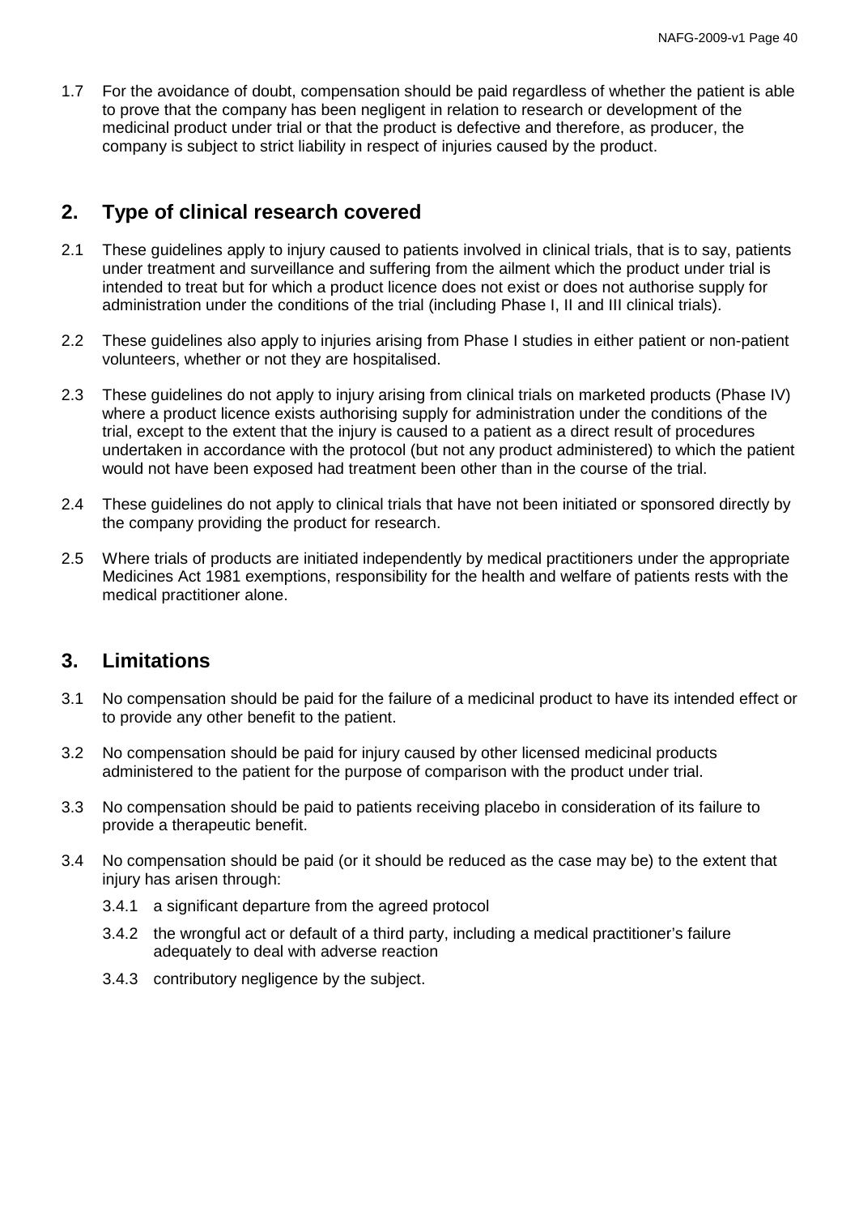1.7 For the avoidance of doubt, compensation should be paid regardless of whether the patient is able to prove that the company has been negligent in relation to research or development of the medicinal product under trial or that the product is defective and therefore, as producer, the company is subject to strict liability in respect of injuries caused by the product.

## 2. Type of clinical research covered

2.1 These guidelines apply to injury caused to patients involved in clinical trials, that is to say, patients under treatment and surveillance and suffering from the ailment which the product under trial is intended to treat but for which a product licence does not exist or does not authorise supply for administration under the conditions of the trial (including Phase I, II and III clinical trials).

2.2 These guidelines also apply to injuries arising from Phase I studies in either patient or non-patient volunteers, whether or not they are hospitalised.

2.3 These guidelines do not apply to injury arising from clinical trials on marketed products (Phase IV) where a product licence exists authorising supply for administration under the conditions of the trial, except to the extent that the injury is caused to a patient as a direct result of procedures undertaken in accordance with the protocol (but not any product administered) to which the patient would not have been exposed had treatment been other than in the course of the trial.

2.4 These guidelines do not apply to clinical trials that have not been initiated or sponsored directly by the company providing the product for research.

2.5 Where trials of products are initiated independently by medical practitioners under the appropriate Medicines Act 1981 exemptions, responsibility for the health and welfare of patients rests with the medical practitioner alone.

## 3. Limitations

3.1 No compensation should be paid for the failure of a medicinal product to have its intended effect or to provide any other benefit to the patient.

3.2 No compensation should be paid for injury caused by other licensed medicinal products administered to the patient for the purpose of comparison with the product under trial.

3.3 No compensation should be paid to patients receiving placebo in consideration of its failure to provide a therapeutic benefit.

3.4 No compensation should be paid (or it should be reduced as the case may be) to the extent that injury has arisen through:

- 3.4.1 a significant departure from the agreed protocol
- 3.4.2 the wrongful act or default of a third party, including a medical practitioner's failure adequately to deal with adverse reaction
- 3.4.3 contributory negligence by the subject.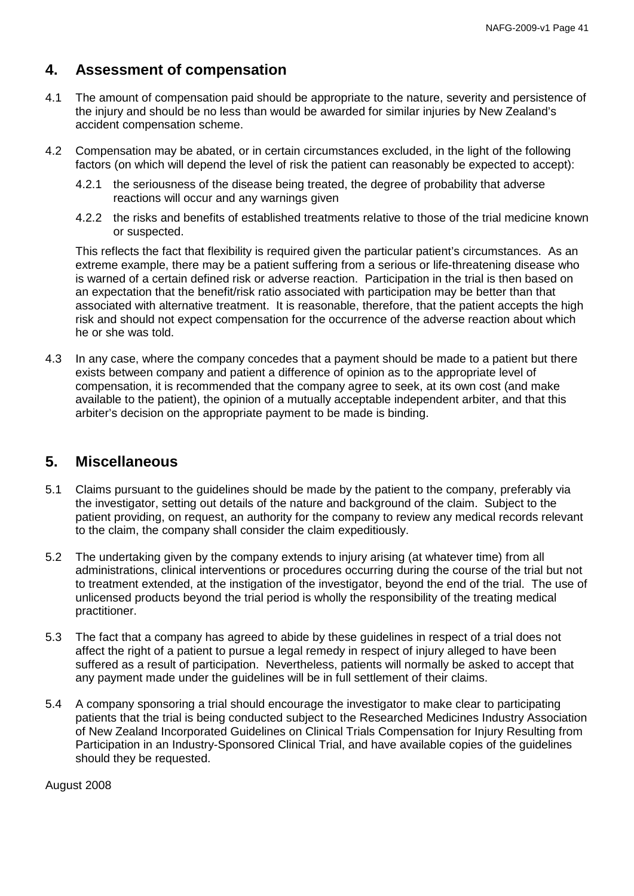## 4. Assessment of compensation

4.1 The amount of compensation paid should be appropriate to the nature, severity and persistence of the injury and should be no less than would be awarded for similar injuries by New Zealand's accident compensation scheme.

4.2 Compensation may be abated, or in certain circumstances excluded, in the light of the following factors (on which will depend the level of risk the patient can reasonably be expected to accept):

4.2.1 the seriousness of the disease being treated, the degree of probability that adverse reactions will occur and any warnings given

4.2.2 the risks and benefits of established treatments relative to those of the trial medicine known or suspected.

This reflects the fact that flexibility is required given the particular patient's circumstances. As an extreme example, there may be a patient suffering from a serious or life-threatening disease who is warned of a certain defined risk or adverse reaction. Participation in the trial is then based on an expectation that the benefit/risk ratio associated with participation may be better than that associated with alternative treatment. It is reasonable, therefore, that the patient accepts the high risk and should not expect compensation for the occurrence of the adverse reaction about which he or she was told.

4.3 In any case, where the company concedes that a payment should be made to a patient but there exists between company and patient a difference of opinion as to the appropriate level of compensation, it is recommended that the company agree to seek, at its own cost (and make available to the patient), the opinion of a mutually acceptable independent arbiter, and that this arbiter's decision on the appropriate payment to be made is binding.

## 5. Miscellaneous

5.1 Claims pursuant to the guidelines should be made by the patient to the company, preferably via the investigator, setting out details of the nature and background of the claim. Subject to the patient providing, on request, an authority for the company to review any medical records relevant to the claim, the company shall consider the claim expeditiously.

5.2 The undertaking given by the company extends to injury arising (at whatever time) from all administrations, clinical interventions or procedures occurring during the course of the trial but not to treatment extended, at the instigation of the investigator, beyond the end of the trial. The use of unlicensed products beyond the trial period is wholly the responsibility of the treating medical practitioner.

5.3 The fact that a company has agreed to abide by these guidelines in respect of a trial does not affect the right of a patient to pursue a legal remedy in respect of injury alleged to have been suffered as a result of participation. Nevertheless, patients will normally be asked to accept that any payment made under the guidelines will be in full settlement of their claims.

5.4 A company sponsoring a trial should encourage the investigator to make clear to participating patients that the trial is being conducted subject to the Researched Medicines Industry Association of New Zealand Incorporated Guidelines on Clinical Trials Compensation for Injury Resulting from Participation in an Industry-Sponsored Clinical Trial, and have available copies of the guidelines should they be requested.

August 2008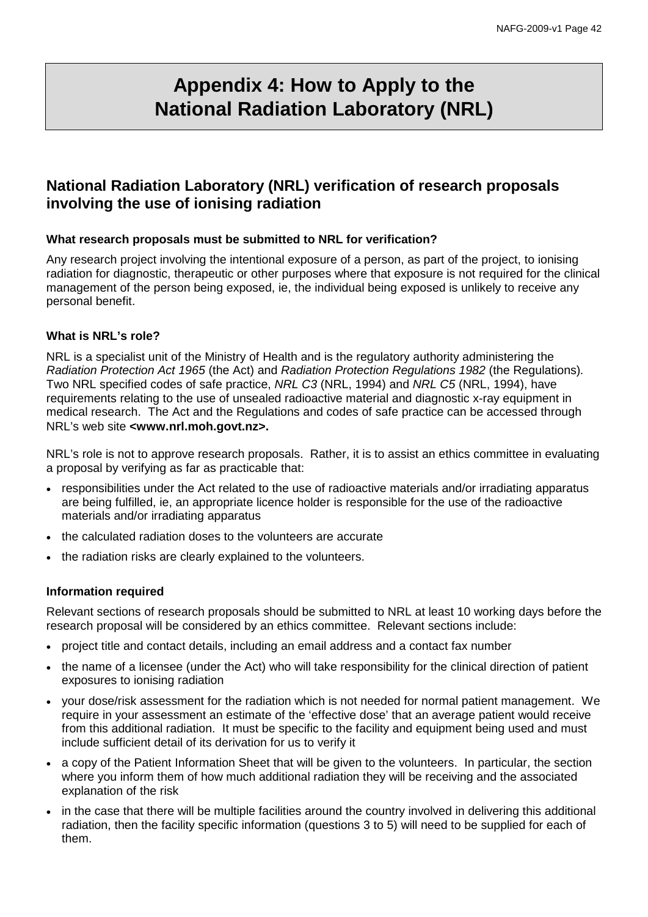# Appendix 4: How to Apply to the National Radiation Laboratory (NRL)

## National Radiation Laboratory (NRL) verification of research proposals involving the use of ionising radiation

### What research proposals must be submitted to NRL for verification?

Any research project involving the intentional exposure of a person, as part of the project, to ionising radiation for diagnostic, therapeutic or other purposes where that exposure is not required for the clinical management of the person being exposed, ie, the individual being exposed is unlikely to receive any personal benefit.

### What is NRL's role?

NRL is a specialist unit of the Ministry of Health and is the regulatory authority administering the *Radiation Protection Act 1965* (the Act) and *Radiation Protection Regulations 1982* (the Regulations). Two NRL specified codes of safe practice, *NRL C3* (NRL, 1994) and *NRL C5* (NRL, 1994), have requirements relating to the use of unsealed radioactive material and diagnostic x-ray equipment in medical research. The Act and the Regulations and codes of safe practice can be accessed through NRL's web site **<www.nrl.moh.govt.nz>.**

NRL's role is not to approve research proposals. Rather, it is to assist an ethics committee in evaluating a proposal by verifying as far as practicable that:

- responsibilities under the Act related to the use of radioactive materials and/or irradiating apparatus are being fulfilled, ie, an appropriate licence holder is responsible for the use of the radioactive materials and/or irradiating apparatus
- the calculated radiation doses to the volunteers are accurate
- the radiation risks are clearly explained to the volunteers.

### Information required

Relevant sections of research proposals should be submitted to NRL at least 10 working days before the research proposal will be considered by an ethics committee. Relevant sections include:

- project title and contact details, including an email address and a contact fax number
- the name of a licensee (under the Act) who will take responsibility for the clinical direction of patient exposures to ionising radiation
- your dose/risk assessment for the radiation which is not needed for normal patient management. We require in your assessment an estimate of the 'effective dose' that an average patient would receive from this additional radiation. It must be specific to the facility and equipment being used and must include sufficient detail of its derivation for us to verify it
- a copy of the Patient Information Sheet that will be given to the volunteers. In particular, the section where you inform them of how much additional radiation they will be receiving and the associated explanation of the risk
- in the case that there will be multiple facilities around the country involved in delivering this additional radiation, then the facility specific information (questions 3 to 5) will need to be supplied for each of them.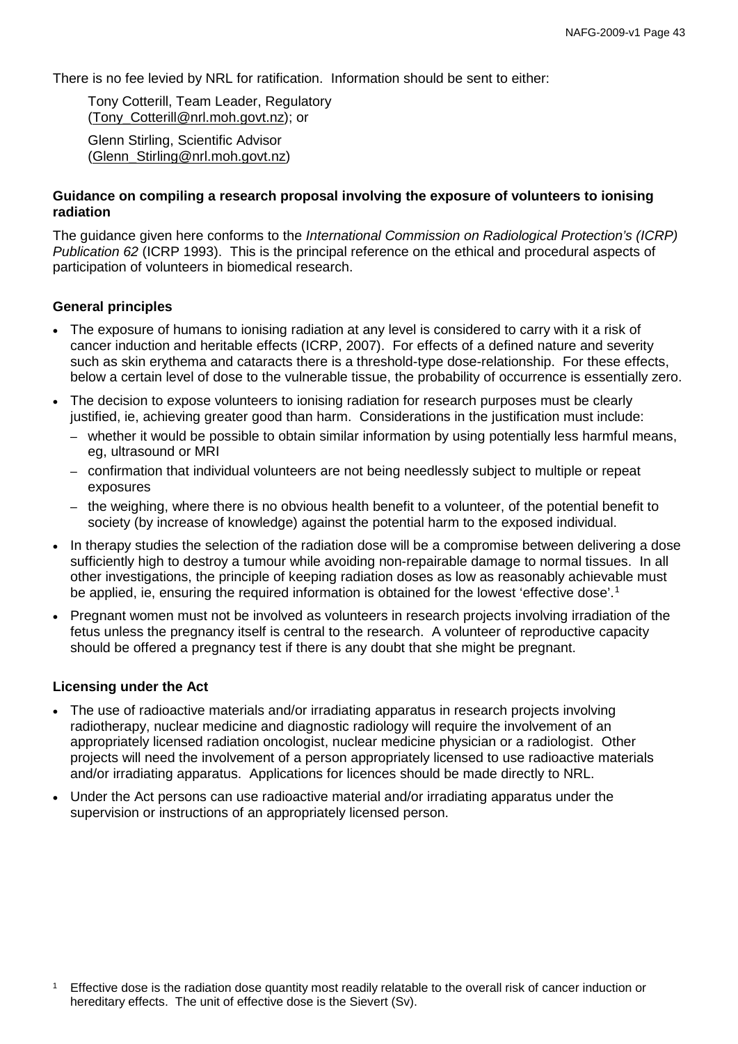There is no fee levied by NRL for ratification. Information should be sent to either:

Tony Cotterill, Team Leader, Regulatory (Tony_Cotterill@nrl.moh.govt.nz); or

Glenn Stirling, Scientific Advisor (Glenn_Stirling@nrl.moh.govt.nz)

**Guidance on compiling a research proposal involving the exposure of volunteers to ionising radiation**

The guidance given here conforms to the *International Commission on Radiological Protection's (ICRP) Publication 62* (ICRP 1993). This is the principal reference on the ethical and procedural aspects of participation of volunteers in biomedical research.

**General principles**

- The exposure of humans to ionising radiation at any level is considered to carry with it a risk of cancer induction and heritable effects (ICRP, 2007). For effects of a defined nature and severity such as skin erythema and cataracts there is a threshold-type dose-relationship. For these effects, below a certain level of dose to the vulnerable tissue, the probability of occurrence is essentially zero.
- The decision to expose volunteers to ionising radiation for research purposes must be clearly justified, ie, achieving greater good than harm. Considerations in the justification must include:
  - whether it would be possible to obtain similar information by using potentially less harmful means, eg, ultrasound or MRI
  - confirmation that individual volunteers are not being needlessly subject to multiple or repeat exposures
  - the weighing, where there is no obvious health benefit to a volunteer, of the potential benefit to society (by increase of knowledge) against the potential harm to the exposed individual.
- In therapy studies the selection of the radiation dose will be a compromise between delivering a dose sufficiently high to destroy a tumour while avoiding non-repairable damage to normal tissues. In all other investigations, the principle of keeping radiation doses as low as reasonably achievable must be applied, ie, ensuring the required information is obtained for the lowest 'effective dose'.[1]
- Pregnant women must not be involved as volunteers in research projects involving irradiation of the fetus unless the pregnancy itself is central to the research. A volunteer of reproductive capacity should be offered a pregnancy test if there is any doubt that she might be pregnant.

**Licensing under the Act**

- The use of radioactive materials and/or irradiating apparatus in research projects involving radiotherapy, nuclear medicine and diagnostic radiology will require the involvement of an appropriately licensed radiation oncologist, nuclear medicine physician or a radiologist. Other projects will need the involvement of a person appropriately licensed to use radioactive materials and/or irradiating apparatus. Applications for licences should be made directly to NRL.
- Under the Act persons can use radioactive material and/or irradiating apparatus under the supervision or instructions of an appropriately licensed person.

[1] Effective dose is the radiation dose quantity most readily relatable to the overall risk of cancer induction or hereditary effects. The unit of effective dose is the Sievert (Sv).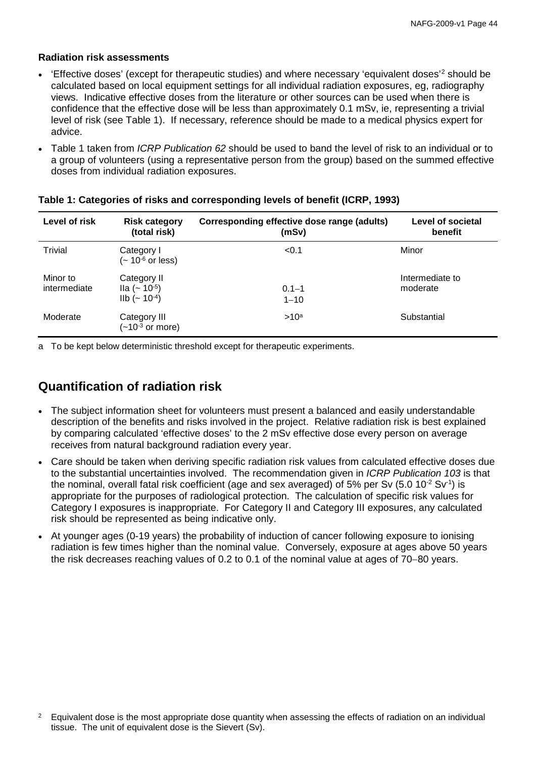**Radiation risk assessments**

- 'Effective doses' (except for therapeutic studies) and where necessary 'equivalent doses'[2] should be calculated based on local equipment settings for all individual radiation exposures, eg, radiography views. Indicative effective doses from the literature or other sources can be used when there is confidence that the effective dose will be less than approximately 0.1 mSv, ie, representing a trivial level of risk (see Table 1). If necessary, reference should be made to a medical physics expert for advice.
- Table 1 taken from *ICRP Publication 62* should be used to band the level of risk to an individual or to a group of volunteers (using a representative person from the group) based on the summed effective doses from individual radiation exposures.

**Table 1: Categories of risks and corresponding levels of benefit (ICRP, 1993)**

| Level of risk | Risk category (total risk) | Corresponding effective dose range (adults) (mSv) | Level of societal benefit |
|---|---|---|---|
| Trivial | Category I ($\sim 10^{-6}$ or less) | <0.1 | Minor |
| Minor to intermediate | Category II<br>IIa ($\sim 10^{-5}$)<br>IIb ($\sim 10^{-4}$) | <br>0.1–1<br>1–10 | Intermediate to moderate |
| Moderate | Category III ($\sim 10^{-3}$ or more) | >10[a] | Substantial |

a To be kept below deterministic threshold except for therapeutic experiments.

## Quantification of radiation risk

- The subject information sheet for volunteers must present a balanced and easily understandable description of the benefits and risks involved in the project. Relative radiation risk is best explained by comparing calculated 'effective doses' to the 2 mSv effective dose every person on average receives from natural background radiation every year.
- Care should be taken when deriving specific radiation risk values from calculated effective doses due to the substantial uncertainties involved. The recommendation given in *ICRP Publication 103* is that the nominal, overall fatal risk coefficient (age and sex averaged) of 5% per Sv ($5.0\ 10^{-2}\ Sv^{-1}$) is appropriate for the purposes of radiological protection. The calculation of specific risk values for Category I exposures is inappropriate. For Category II and Category III exposures, any calculated risk should be represented as being indicative only.
- At younger ages (0-19 years) the probability of induction of cancer following exposure to ionising radiation is few times higher than the nominal value. Conversely, exposure at ages above 50 years the risk decreases reaching values of 0.2 to 0.1 of the nominal value at ages of 70–80 years.

[2] Equivalent dose is the most appropriate dose quantity when assessing the effects of radiation on an individual tissue. The unit of equivalent dose is the Sievert (Sv).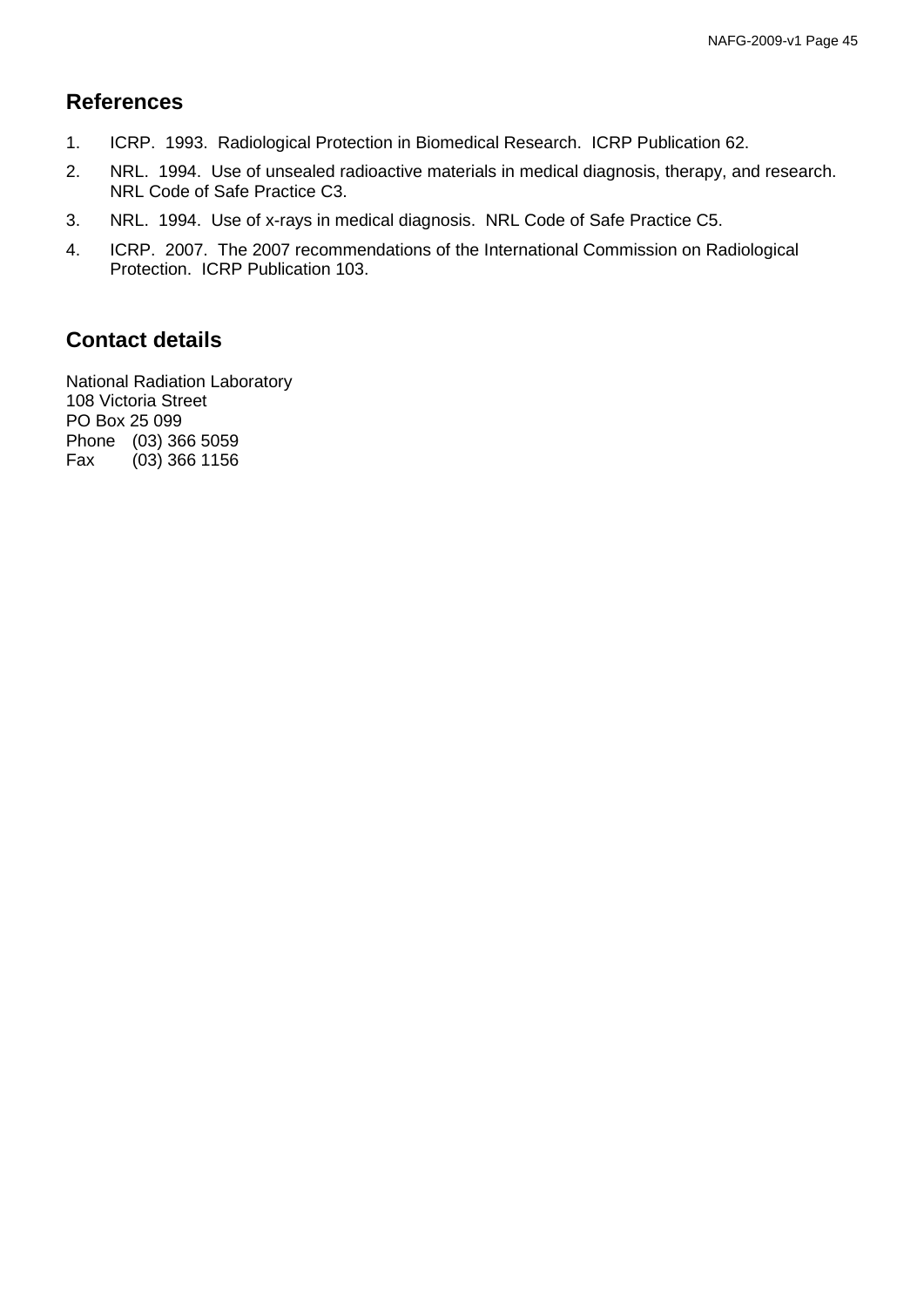## References

1. ICRP. 1993. Radiological Protection in Biomedical Research. ICRP Publication 62.
2. NRL. 1994. Use of unsealed radioactive materials in medical diagnosis, therapy, and research. NRL Code of Safe Practice C3.
3. NRL. 1994. Use of x-rays in medical diagnosis. NRL Code of Safe Practice C5.
4. ICRP. 2007. The 2007 recommendations of the International Commission on Radiological Protection. ICRP Publication 103.

## Contact details

National Radiation Laboratory
108 Victoria Street
PO Box 25 099
Phone (03) 366 5059
Fax (03) 366 1156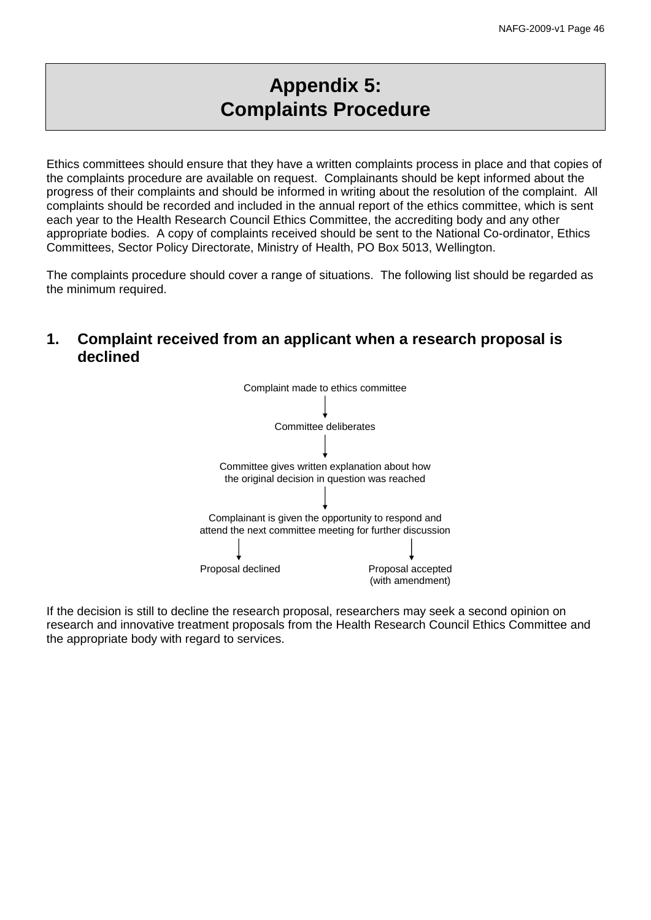# Appendix 5: Complaints Procedure

Ethics committees should ensure that they have a written complaints process in place and that copies of the complaints procedure are available on request. Complainants should be kept informed about the progress of their complaints and should be informed in writing about the resolution of the complaint. All complaints should be recorded and included in the annual report of the ethics committee, which is sent each year to the Health Research Council Ethics Committee, the accrediting body and any other appropriate bodies. A copy of complaints received should be sent to the National Co-ordinator, Ethics Committees, Sector Policy Directorate, Ministry of Health, PO Box 5013, Wellington.

The complaints procedure should cover a range of situations. The following list should be regarded as the minimum required.

## 1. Complaint received from an applicant when a research proposal is declined

Complaint made to ethics committee

↓

Committee deliberates

↓

Committee gives written explanation about how the original decision in question was reached

↓

Complainant is given the opportunity to respond and attend the next committee meeting for further discussion

↓ Proposal declined

↓ Proposal accepted (with amendment)

If the decision is still to decline the research proposal, researchers may seek a second opinion on research and innovative treatment proposals from the Health Research Council Ethics Committee and the appropriate body with regard to services.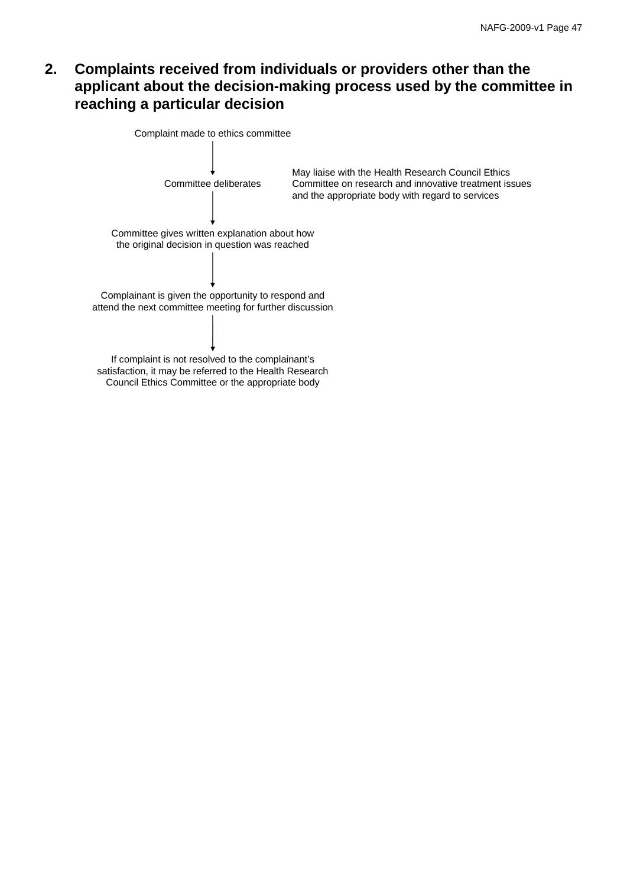## 2. Complaints received from individuals or providers other than the applicant about the decision-making process used by the committee in reaching a particular decision

Complaint made to ethics committee

↓

Committee deliberates

May liaise with the Health Research Council Ethics Committee on research and innovative treatment issues and the appropriate body with regard to services

↓

Committee gives written explanation about how the original decision in question was reached

↓

Complainant is given the opportunity to respond and attend the next committee meeting for further discussion

↓

If complaint is not resolved to the complainant's satisfaction, it may be referred to the Health Research Council Ethics Committee or the appropriate body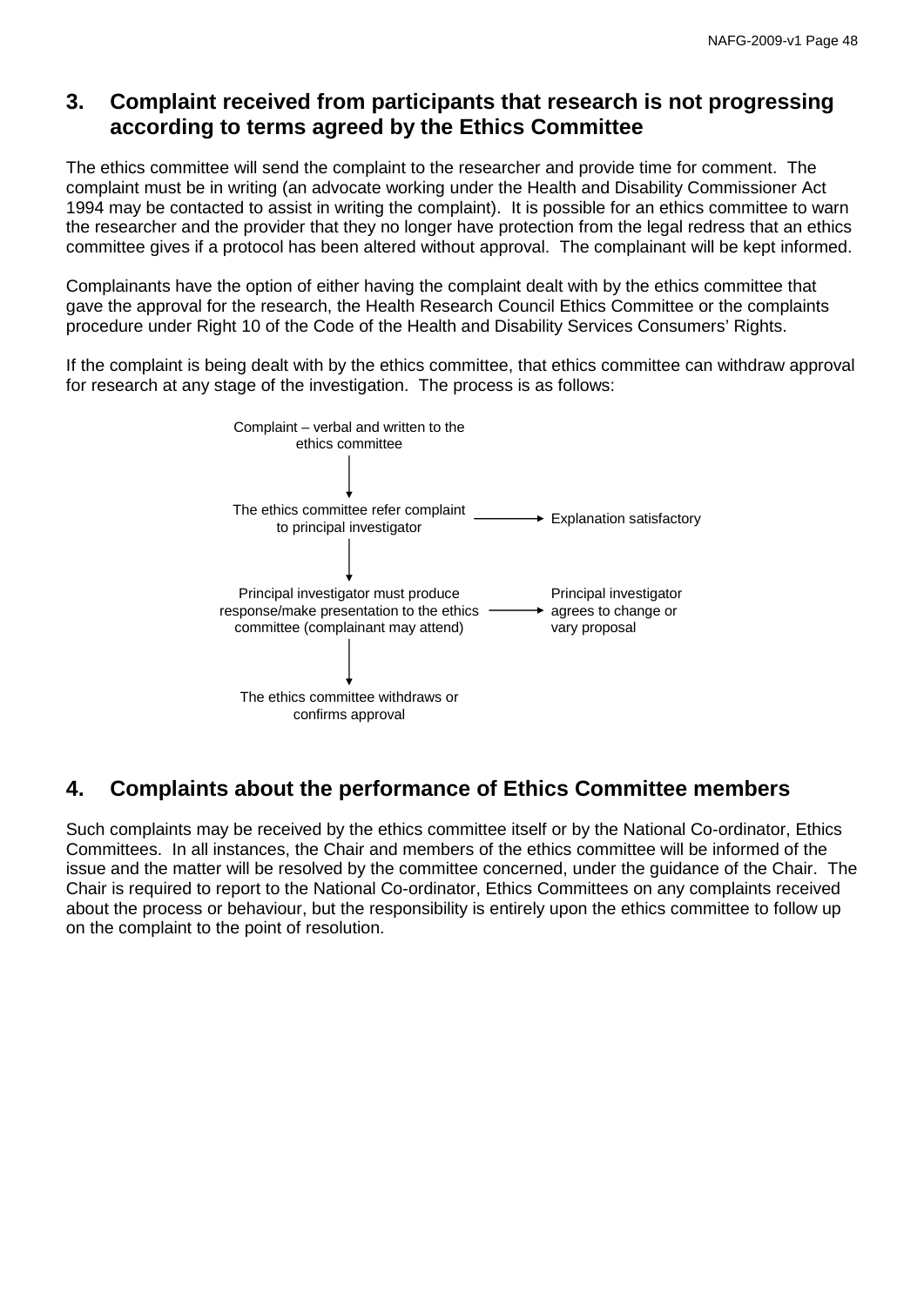## 3. Complaint received from participants that research is not progressing according to terms agreed by the Ethics Committee

The ethics committee will send the complaint to the researcher and provide time for comment. The complaint must be in writing (an advocate working under the Health and Disability Commissioner Act 1994 may be contacted to assist in writing the complaint). It is possible for an ethics committee to warn the researcher and the provider that they no longer have protection from the legal redress that an ethics committee gives if a protocol has been altered without approval. The complainant will be kept informed.

Complainants have the option of either having the complaint dealt with by the ethics committee that gave the approval for the research, the Health Research Council Ethics Committee or the complaints procedure under Right 10 of the Code of the Health and Disability Services Consumers' Rights.

If the complaint is being dealt with by the ethics committee, that ethics committee can withdraw approval for research at any stage of the investigation. The process is as follows:

Complaint – verbal and written to the ethics committee

↓

The ethics committee refer complaint to principal investigator → Explanation satisfactory

↓

Principal investigator must produce response/make presentation to the ethics committee (complainant may attend) → Principal investigator agrees to change or vary proposal

↓

The ethics committee withdraws or confirms approval

## 4. Complaints about the performance of Ethics Committee members

Such complaints may be received by the ethics committee itself or by the National Co-ordinator, Ethics Committees. In all instances, the Chair and members of the ethics committee will be informed of the issue and the matter will be resolved by the committee concerned, under the guidance of the Chair. The Chair is required to report to the National Co-ordinator, Ethics Committees on any complaints received about the process or behaviour, but the responsibility is entirely upon the ethics committee to follow up on the complaint to the point of resolution.